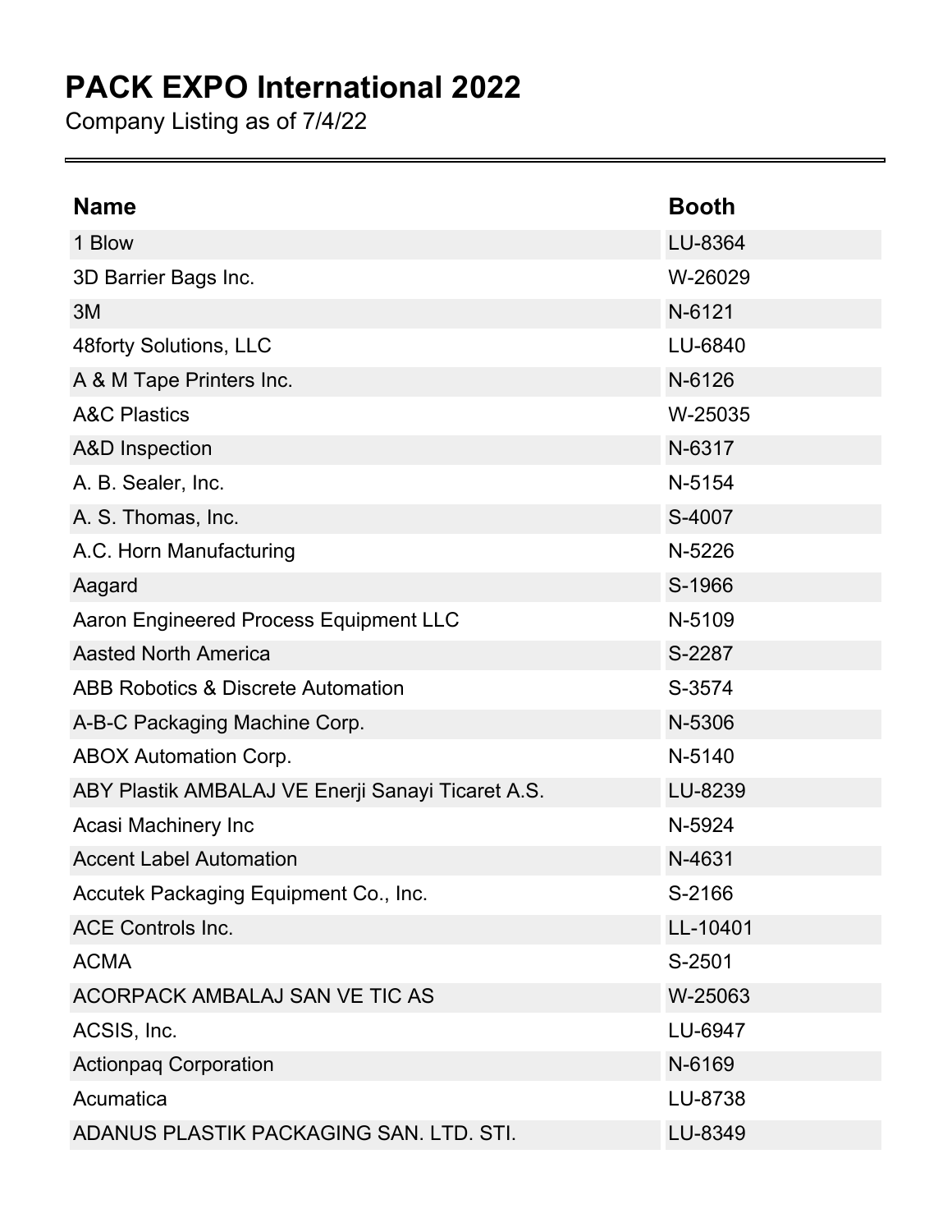# PACK EXPO International 2022

Company Listing as of 7/4/22

| Name | Booth |
| --- | --- |
| 1 Blow | LU-8364 |
| 3D Barrier Bags Inc. | W-26029 |
| 3M | N-6121 |
| 48forty Solutions, LLC | LU-6840 |
| A & M Tape Printers Inc. | N-6126 |
| A&C Plastics | W-25035 |
| A&D Inspection | N-6317 |
| A. B. Sealer, Inc. | N-5154 |
| A. S. Thomas, Inc. | S-4007 |
| A.C. Horn Manufacturing | N-5226 |
| Aagard | S-1966 |
| Aaron Engineered Process Equipment LLC | N-5109 |
| Aasted North America | S-2287 |
| ABB Robotics & Discrete Automation | S-3574 |
| A-B-C Packaging Machine Corp. | N-5306 |
| ABOX Automation Corp. | N-5140 |
| ABY Plastik AMBALAJ VE Enerji Sanayi Ticaret A.S. | LU-8239 |
| Acasi Machinery Inc | N-5924 |
| Accent Label Automation | N-4631 |
| Accutek Packaging Equipment Co., Inc. | S-2166 |
| ACE Controls Inc. | LL-10401 |
| ACMA | S-2501 |
| ACORPACK AMBALAJ SAN VE TIC AS | W-25063 |
| ACSIS, Inc. | LU-6947 |
| Actionpaq Corporation | N-6169 |
| Acumatica | LU-8738 |
| ADANUS PLASTIK PACKAGING SAN. LTD. STI. | LU-8349 |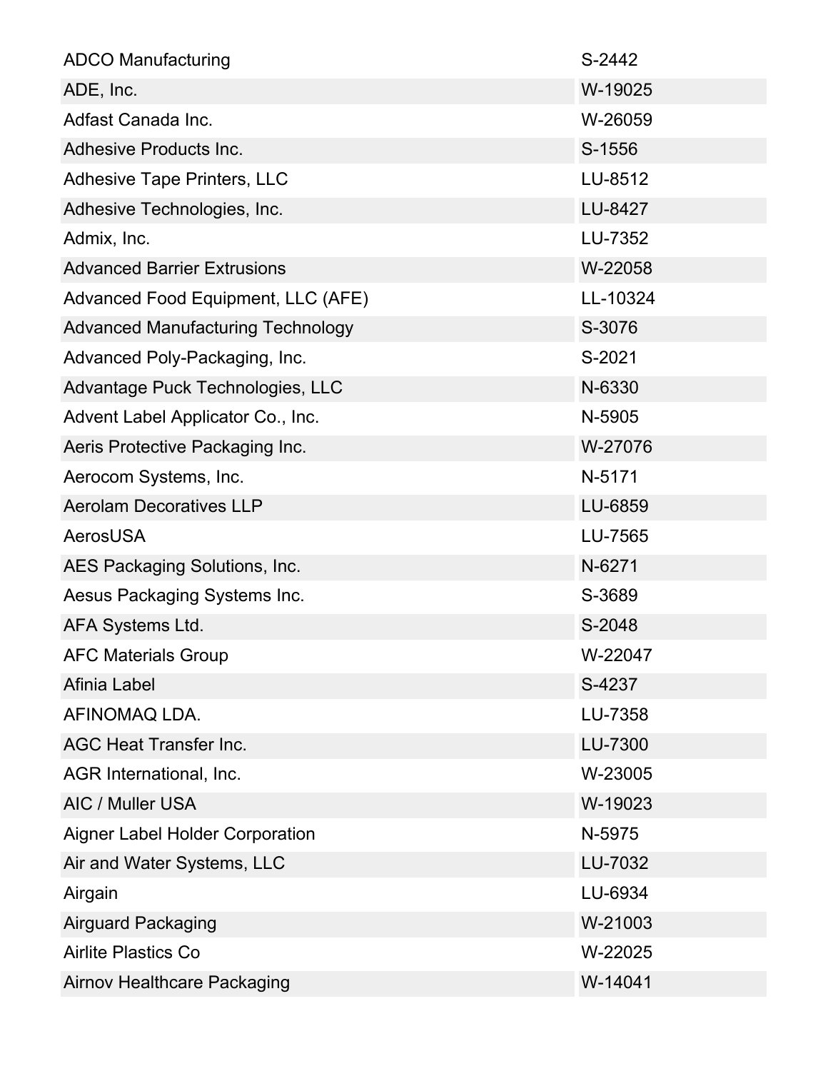| | |
|---|---|
| ADCO Manufacturing | S-2442 |
| ADE, Inc. | W-19025 |
| Adfast Canada Inc. | W-26059 |
| Adhesive Products Inc. | S-1556 |
| Adhesive Tape Printers, LLC | LU-8512 |
| Adhesive Technologies, Inc. | LU-8427 |
| Admix, Inc. | LU-7352 |
| Advanced Barrier Extrusions | W-22058 |
| Advanced Food Equipment, LLC (AFE) | LL-10324 |
| Advanced Manufacturing Technology | S-3076 |
| Advanced Poly-Packaging, Inc. | S-2021 |
| Advantage Puck Technologies, LLC | N-6330 |
| Advent Label Applicator Co., Inc. | N-5905 |
| Aeris Protective Packaging Inc. | W-27076 |
| Aerocom Systems, Inc. | N-5171 |
| Aerolam Decoratives LLP | LU-6859 |
| AerosUSA | LU-7565 |
| AES Packaging Solutions, Inc. | N-6271 |
| Aesus Packaging Systems Inc. | S-3689 |
| AFA Systems Ltd. | S-2048 |
| AFC Materials Group | W-22047 |
| Afinia Label | S-4237 |
| AFINOMAQ LDA. | LU-7358 |
| AGC Heat Transfer Inc. | LU-7300 |
| AGR International, Inc. | W-23005 |
| AIC / Muller USA | W-19023 |
| Aigner Label Holder Corporation | N-5975 |
| Air and Water Systems, LLC | LU-7032 |
| Airgain | LU-6934 |
| Airguard Packaging | W-21003 |
| Airlite Plastics Co | W-22025 |
| Airnov Healthcare Packaging | W-14041 |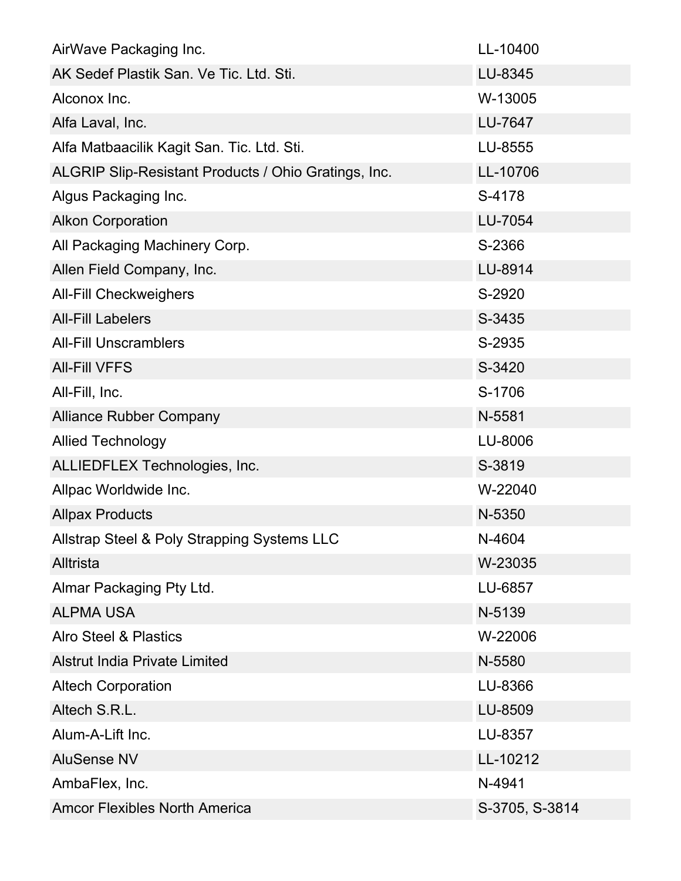| | |
|---|---|
| AirWave Packaging Inc. | LL-10400 |
| AK Sedef Plastik San. Ve Tic. Ltd. Sti. | LU-8345 |
| Alconox Inc. | W-13005 |
| Alfa Laval, Inc. | LU-7647 |
| Alfa Matbaacilik Kagit San. Tic. Ltd. Sti. | LU-8555 |
| ALGRIP Slip-Resistant Products / Ohio Gratings, Inc. | LL-10706 |
| Algus Packaging Inc. | S-4178 |
| Alkon Corporation | LU-7054 |
| All Packaging Machinery Corp. | S-2366 |
| Allen Field Company, Inc. | LU-8914 |
| All-Fill Checkweighers | S-2920 |
| All-Fill Labelers | S-3435 |
| All-Fill Unscramblers | S-2935 |
| All-Fill VFFS | S-3420 |
| All-Fill, Inc. | S-1706 |
| Alliance Rubber Company | N-5581 |
| Allied Technology | LU-8006 |
| ALLIEDFLEX Technologies, Inc. | S-3819 |
| Allpac Worldwide Inc. | W-22040 |
| Allpax Products | N-5350 |
| Allstrap Steel & Poly Strapping Systems LLC | N-4604 |
| Alltrista | W-23035 |
| Almar Packaging Pty Ltd. | LU-6857 |
| ALPMA USA | N-5139 |
| Alro Steel & Plastics | W-22006 |
| Alstrut India Private Limited | N-5580 |
| Altech Corporation | LU-8366 |
| Altech S.R.L. | LU-8509 |
| Alum-A-Lift Inc. | LU-8357 |
| AluSense NV | LL-10212 |
| AmbaFlex, Inc. | N-4941 |
| Amcor Flexibles North America | S-3705, S-3814 |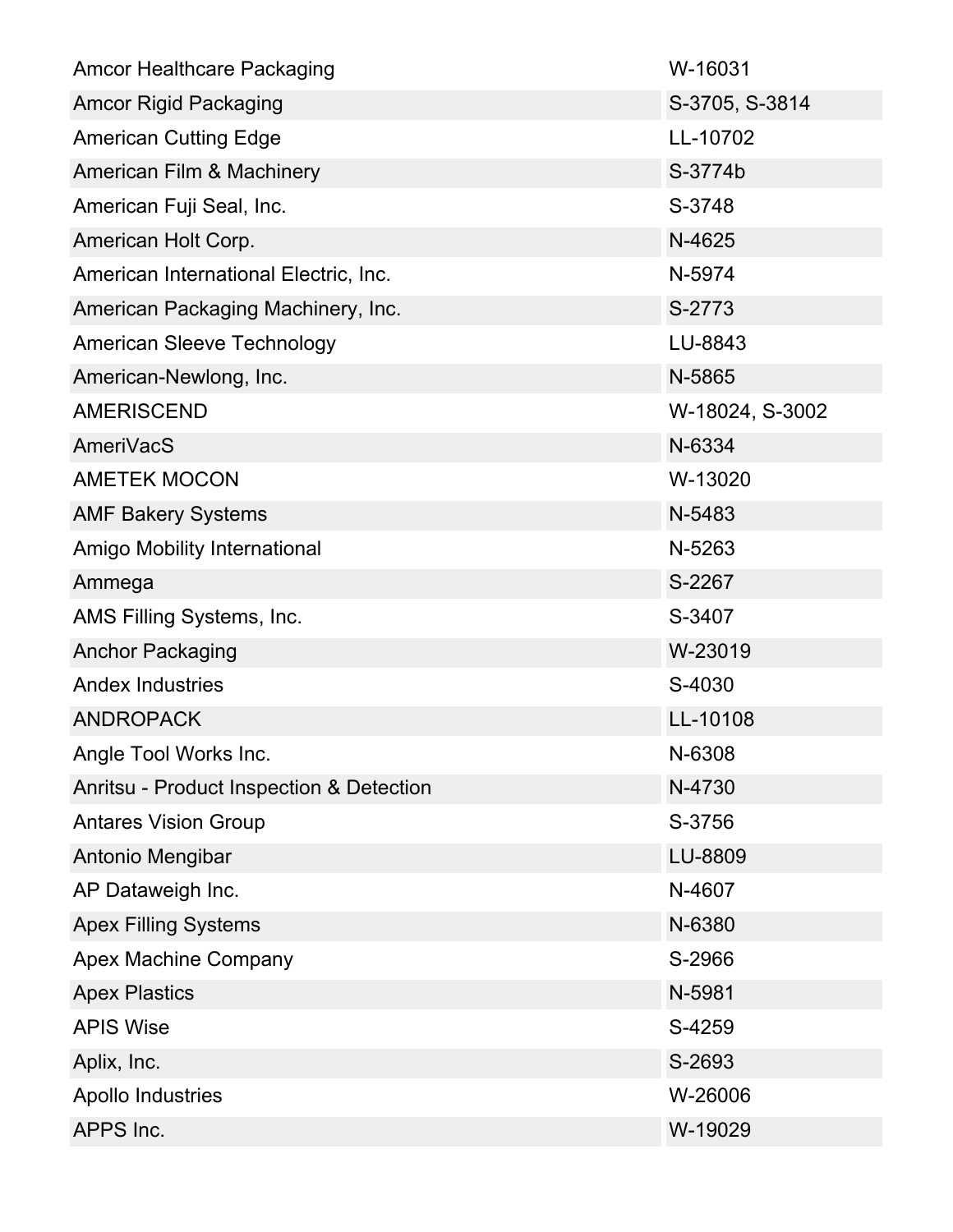| | |
|---|---|
| Amcor Healthcare Packaging | W-16031 |
| Amcor Rigid Packaging | S-3705, S-3814 |
| American Cutting Edge | LL-10702 |
| American Film & Machinery | S-3774b |
| American Fuji Seal, Inc. | S-3748 |
| American Holt Corp. | N-4625 |
| American International Electric, Inc. | N-5974 |
| American Packaging Machinery, Inc. | S-2773 |
| American Sleeve Technology | LU-8843 |
| American-Newlong, Inc. | N-5865 |
| AMERISCEND | W-18024, S-3002 |
| AmeriVacS | N-6334 |
| AMETEK MOCON | W-13020 |
| AMF Bakery Systems | N-5483 |
| Amigo Mobility International | N-5263 |
| Ammega | S-2267 |
| AMS Filling Systems, Inc. | S-3407 |
| Anchor Packaging | W-23019 |
| Andex Industries | S-4030 |
| ANDROPACK | LL-10108 |
| Angle Tool Works Inc. | N-6308 |
| Anritsu - Product Inspection & Detection | N-4730 |
| Antares Vision Group | S-3756 |
| Antonio Mengibar | LU-8809 |
| AP Dataweigh Inc. | N-4607 |
| Apex Filling Systems | N-6380 |
| Apex Machine Company | S-2966 |
| Apex Plastics | N-5981 |
| APIS Wise | S-4259 |
| Aplix, Inc. | S-2693 |
| Apollo Industries | W-26006 |
| APPS Inc. | W-19029 |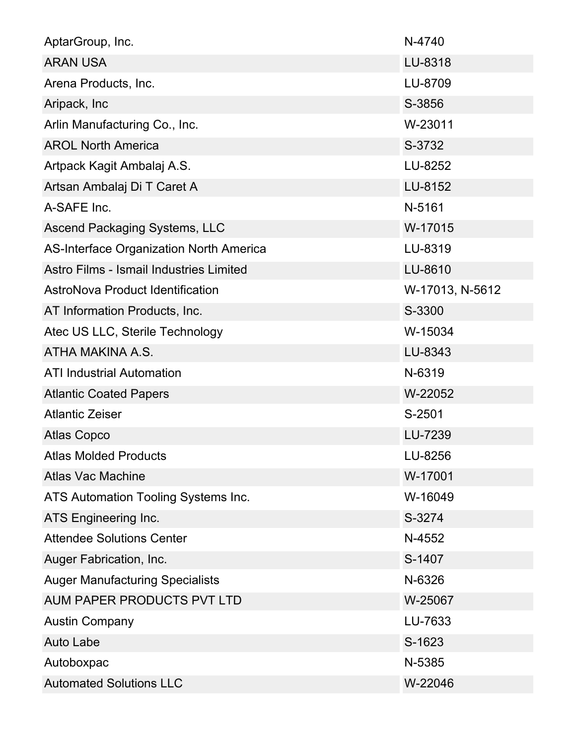| | |
|---|---|
| AptarGroup, Inc. | N-4740 |
| ARAN USA | LU-8318 |
| Arena Products, Inc. | LU-8709 |
| Aripack, Inc | S-3856 |
| Arlin Manufacturing Co., Inc. | W-23011 |
| AROL North America | S-3732 |
| Artpack Kagit Ambalaj A.S. | LU-8252 |
| Artsan Ambalaj Di T Caret A | LU-8152 |
| A-SAFE Inc. | N-5161 |
| Ascend Packaging Systems, LLC | W-17015 |
| AS-Interface Organization North America | LU-8319 |
| Astro Films - Ismail Industries Limited | LU-8610 |
| AstroNova Product Identification | W-17013, N-5612 |
| AT Information Products, Inc. | S-3300 |
| Atec US LLC, Sterile Technology | W-15034 |
| ATHA MAKINA A.S. | LU-8343 |
| ATI Industrial Automation | N-6319 |
| Atlantic Coated Papers | W-22052 |
| Atlantic Zeiser | S-2501 |
| Atlas Copco | LU-7239 |
| Atlas Molded Products | LU-8256 |
| Atlas Vac Machine | W-17001 |
| ATS Automation Tooling Systems Inc. | W-16049 |
| ATS Engineering Inc. | S-3274 |
| Attendee Solutions Center | N-4552 |
| Auger Fabrication, Inc. | S-1407 |
| Auger Manufacturing Specialists | N-6326 |
| AUM PAPER PRODUCTS PVT LTD | W-25067 |
| Austin Company | LU-7633 |
| Auto Labe | S-1623 |
| Autoboxpac | N-5385 |
| Automated Solutions LLC | W-22046 |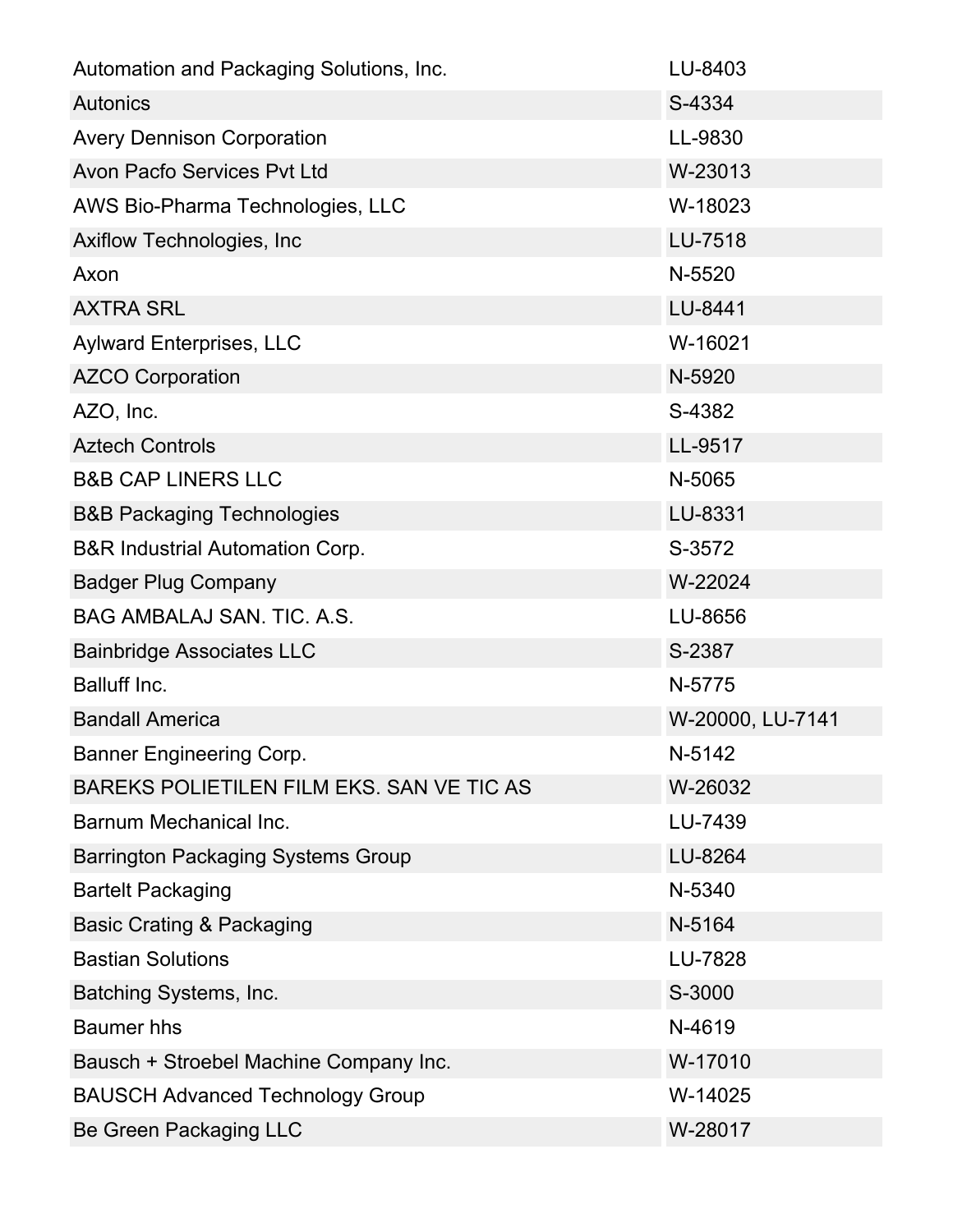| | |
|---|---|
| Automation and Packaging Solutions, Inc. | LU-8403 |
| Autonics | S-4334 |
| Avery Dennison Corporation | LL-9830 |
| Avon Pacfo Services Pvt Ltd | W-23013 |
| AWS Bio-Pharma Technologies, LLC | W-18023 |
| Axiflow Technologies, Inc | LU-7518 |
| Axon | N-5520 |
| AXTRA SRL | LU-8441 |
| Aylward Enterprises, LLC | W-16021 |
| AZCO Corporation | N-5920 |
| AZO, Inc. | S-4382 |
| Aztech Controls | LL-9517 |
| B&B CAP LINERS LLC | N-5065 |
| B&B Packaging Technologies | LU-8331 |
| B&R Industrial Automation Corp. | S-3572 |
| Badger Plug Company | W-22024 |
| BAG AMBALAJ SAN. TIC. A.S. | LU-8656 |
| Bainbridge Associates LLC | S-2387 |
| Balluff Inc. | N-5775 |
| Bandall America | W-20000, LU-7141 |
| Banner Engineering Corp. | N-5142 |
| BAREKS POLIETILEN FILM EKS. SAN VE TIC AS | W-26032 |
| Barnum Mechanical Inc. | LU-7439 |
| Barrington Packaging Systems Group | LU-8264 |
| Bartelt Packaging | N-5340 |
| Basic Crating & Packaging | N-5164 |
| Bastian Solutions | LU-7828 |
| Batching Systems, Inc. | S-3000 |
| Baumer hhs | N-4619 |
| Bausch + Stroebel Machine Company Inc. | W-17010 |
| BAUSCH Advanced Technology Group | W-14025 |
| Be Green Packaging LLC | W-28017 |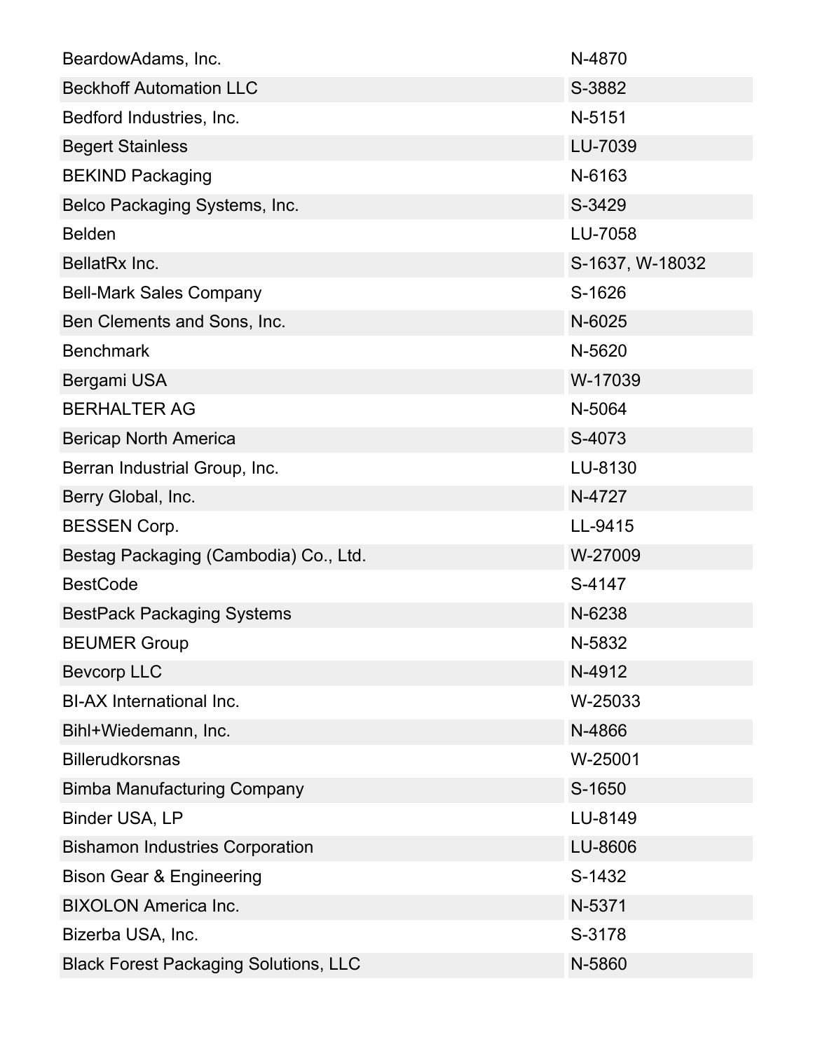| | |
|---|---|
| BeardowAdams, Inc. | N-4870 |
| Beckhoff Automation LLC | S-3882 |
| Bedford Industries, Inc. | N-5151 |
| Begert Stainless | LU-7039 |
| BEKIND Packaging | N-6163 |
| Belco Packaging Systems, Inc. | S-3429 |
| Belden | LU-7058 |
| BellatRx Inc. | S-1637, W-18032 |
| Bell-Mark Sales Company | S-1626 |
| Ben Clements and Sons, Inc. | N-6025 |
| Benchmark | N-5620 |
| Bergami USA | W-17039 |
| BERHALTER AG | N-5064 |
| Bericap North America | S-4073 |
| Berran Industrial Group, Inc. | LU-8130 |
| Berry Global, Inc. | N-4727 |
| BESSEN Corp. | LL-9415 |
| Bestag Packaging (Cambodia) Co., Ltd. | W-27009 |
| BestCode | S-4147 |
| BestPack Packaging Systems | N-6238 |
| BEUMER Group | N-5832 |
| Bevcorp LLC | N-4912 |
| BI-AX International Inc. | W-25033 |
| Bihl+Wiedemann, Inc. | N-4866 |
| Billerudkorsnas | W-25001 |
| Bimba Manufacturing Company | S-1650 |
| Binder USA, LP | LU-8149 |
| Bishamon Industries Corporation | LU-8606 |
| Bison Gear & Engineering | S-1432 |
| BIXOLON America Inc. | N-5371 |
| Bizerba USA, Inc. | S-3178 |
| Black Forest Packaging Solutions, LLC | N-5860 |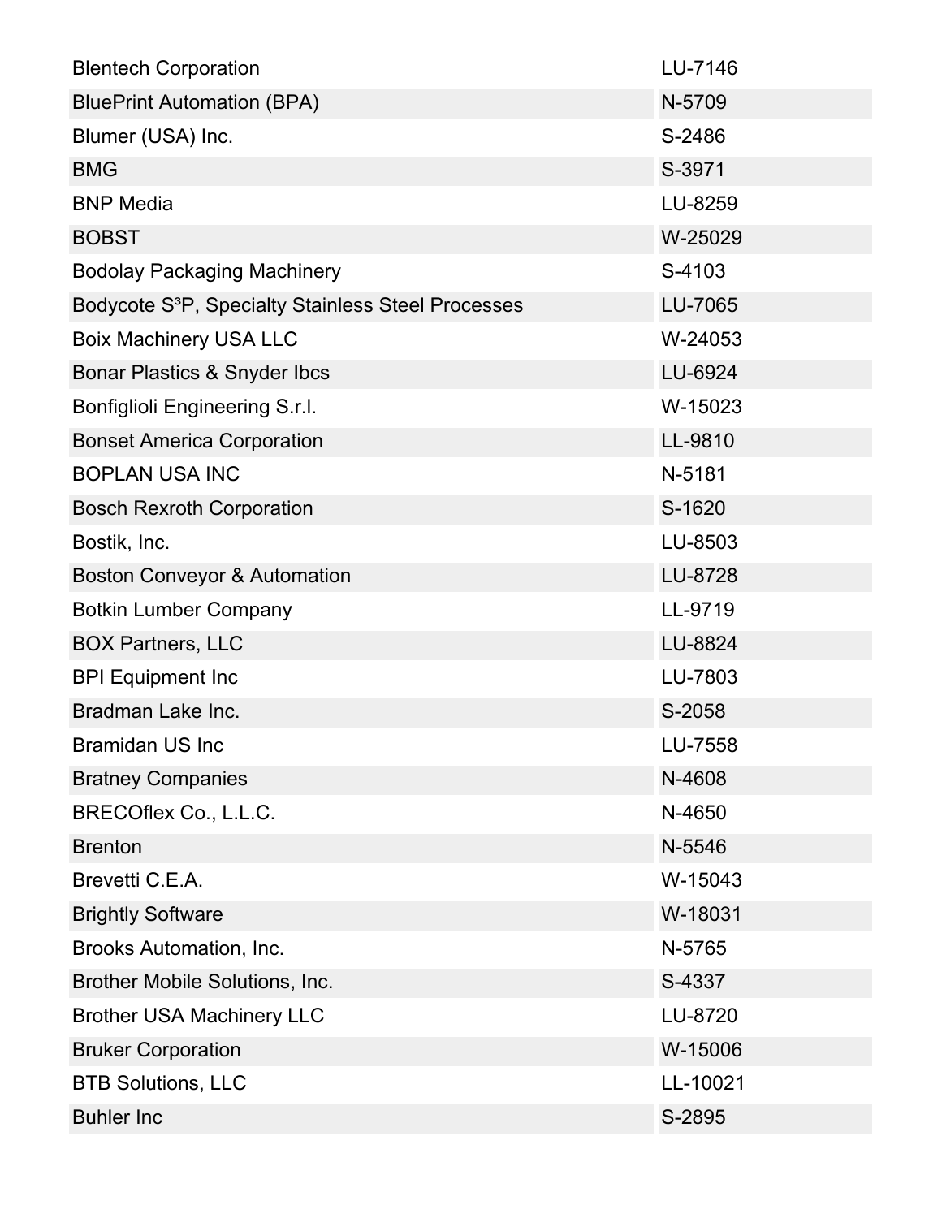| Blentech Corporation | LU-7146 |
| --- | --- |
| BluePrint Automation (BPA) | N-5709 |
| Blumer (USA) Inc. | S-2486 |
| BMG | S-3971 |
| BNP Media | LU-8259 |
| BOBST | W-25029 |
| Bodolay Packaging Machinery | S-4103 |
| Bodycote S$^3$P, Specialty Stainless Steel Processes | LU-7065 |
| Boix Machinery USA LLC | W-24053 |
| Bonar Plastics & Snyder Ibcs | LU-6924 |
| Bonfiglioli Engineering S.r.l. | W-15023 |
| Bonset America Corporation | LL-9810 |
| BOPLAN USA INC | N-5181 |
| Bosch Rexroth Corporation | S-1620 |
| Bostik, Inc. | LU-8503 |
| Boston Conveyor & Automation | LU-8728 |
| Botkin Lumber Company | LL-9719 |
| BOX Partners, LLC | LU-8824 |
| BPI Equipment Inc | LU-7803 |
| Bradman Lake Inc. | S-2058 |
| Bramidan US Inc | LU-7558 |
| Bratney Companies | N-4608 |
| BRECOflex Co., L.L.C. | N-4650 |
| Brenton | N-5546 |
| Brevetti C.E.A. | W-15043 |
| Brightly Software | W-18031 |
| Brooks Automation, Inc. | N-5765 |
| Brother Mobile Solutions, Inc. | S-4337 |
| Brother USA Machinery LLC | LU-8720 |
| Bruker Corporation | W-15006 |
| BTB Solutions, LLC | LL-10021 |
| Buhler Inc | S-2895 |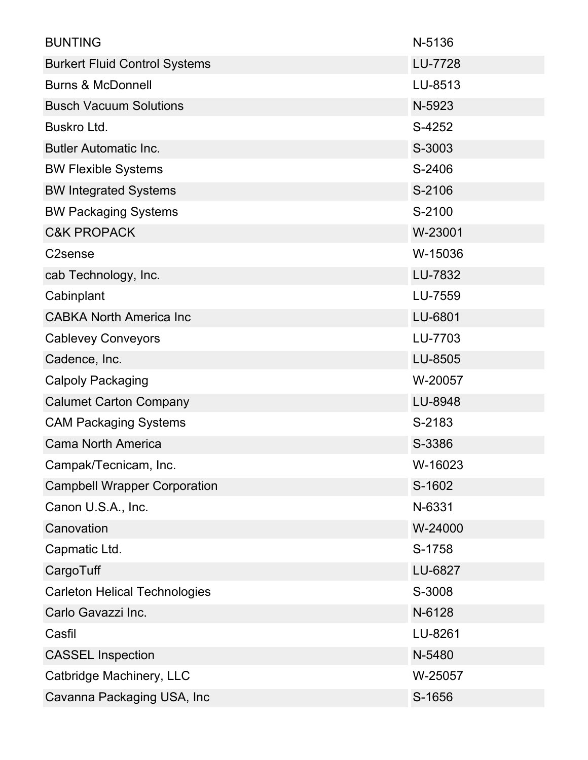| | |
|---|---|
| BUNTING | N-5136 |
| Burkert Fluid Control Systems | LU-7728 |
| Burns & McDonnell | LU-8513 |
| Busch Vacuum Solutions | N-5923 |
| Buskro Ltd. | S-4252 |
| Butler Automatic Inc. | S-3003 |
| BW Flexible Systems | S-2406 |
| BW Integrated Systems | S-2106 |
| BW Packaging Systems | S-2100 |
| C&K PROPACK | W-23001 |
| C2sense | W-15036 |
| cab Technology, Inc. | LU-7832 |
| Cabinplant | LU-7559 |
| CABKA North America Inc | LU-6801 |
| Cablevey Conveyors | LU-7703 |
| Cadence, Inc. | LU-8505 |
| Calpoly Packaging | W-20057 |
| Calumet Carton Company | LU-8948 |
| CAM Packaging Systems | S-2183 |
| Cama North America | S-3386 |
| Campak/Tecnicam, Inc. | W-16023 |
| Campbell Wrapper Corporation | S-1602 |
| Canon U.S.A., Inc. | N-6331 |
| Canovation | W-24000 |
| Capmatic Ltd. | S-1758 |
| CargoTuff | LU-6827 |
| Carleton Helical Technologies | S-3008 |
| Carlo Gavazzi Inc. | N-6128 |
| Casfil | LU-8261 |
| CASSEL Inspection | N-5480 |
| Catbridge Machinery, LLC | W-25057 |
| Cavanna Packaging USA, Inc | S-1656 |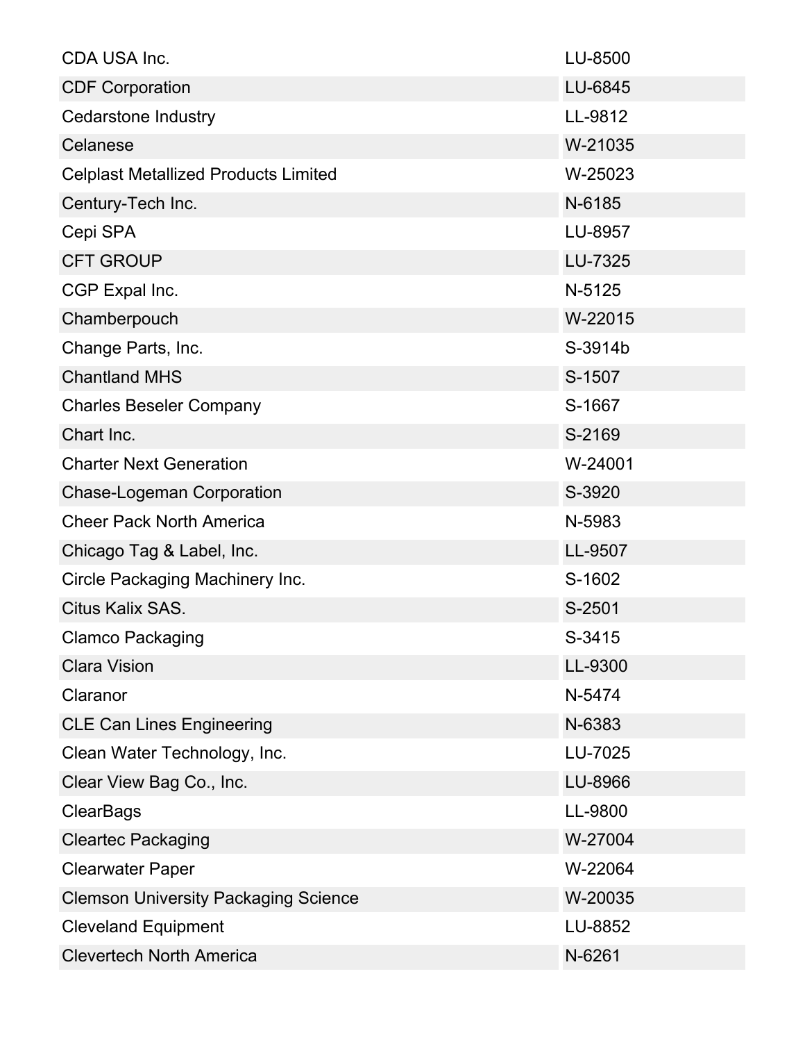| | |
|---|---|
| CDA USA Inc. | LU-8500 |
| CDF Corporation | LU-6845 |
| Cedarstone Industry | LL-9812 |
| Celanese | W-21035 |
| Celplast Metallized Products Limited | W-25023 |
| Century-Tech Inc. | N-6185 |
| Cepi SPA | LU-8957 |
| CFT GROUP | LU-7325 |
| CGP Expal Inc. | N-5125 |
| Chamberpouch | W-22015 |
| Change Parts, Inc. | S-3914b |
| Chantland MHS | S-1507 |
| Charles Beseler Company | S-1667 |
| Chart Inc. | S-2169 |
| Charter Next Generation | W-24001 |
| Chase-Logeman Corporation | S-3920 |
| Cheer Pack North America | N-5983 |
| Chicago Tag & Label, Inc. | LL-9507 |
| Circle Packaging Machinery Inc. | S-1602 |
| Citus Kalix SAS. | S-2501 |
| Clamco Packaging | S-3415 |
| Clara Vision | LL-9300 |
| Claranor | N-5474 |
| CLE Can Lines Engineering | N-6383 |
| Clean Water Technology, Inc. | LU-7025 |
| Clear View Bag Co., Inc. | LU-8966 |
| ClearBags | LL-9800 |
| Cleartec Packaging | W-27004 |
| Clearwater Paper | W-22064 |
| Clemson University Packaging Science | W-20035 |
| Cleveland Equipment | LU-8852 |
| Clevertech North America | N-6261 |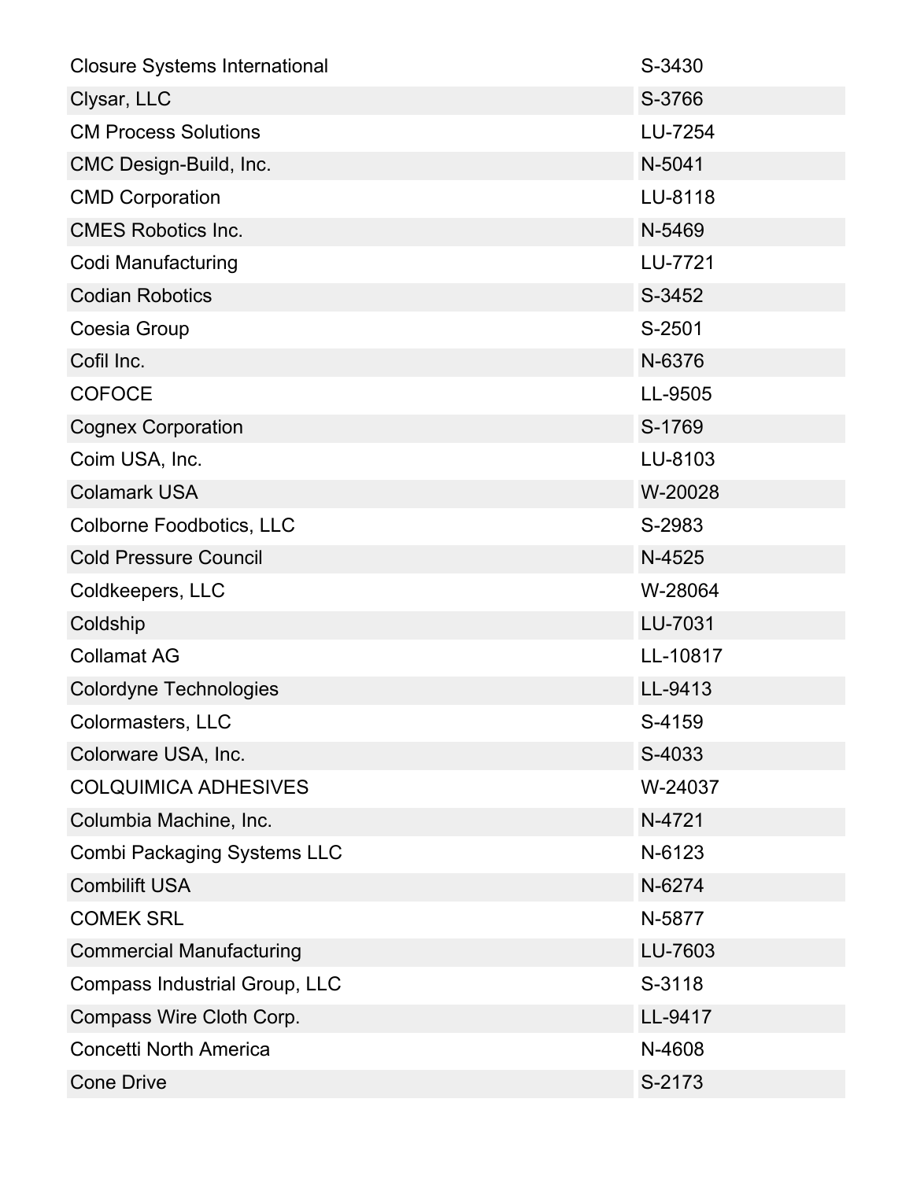| | |
|---|---|
| Closure Systems International | S-3430 |
| Clysar, LLC | S-3766 |
| CM Process Solutions | LU-7254 |
| CMC Design-Build, Inc. | N-5041 |
| CMD Corporation | LU-8118 |
| CMES Robotics Inc. | N-5469 |
| Codi Manufacturing | LU-7721 |
| Codian Robotics | S-3452 |
| Coesia Group | S-2501 |
| Cofil Inc. | N-6376 |
| COFOCE | LL-9505 |
| Cognex Corporation | S-1769 |
| Coim USA, Inc. | LU-8103 |
| Colamark USA | W-20028 |
| Colborne Foodbotics, LLC | S-2983 |
| Cold Pressure Council | N-4525 |
| Coldkeepers, LLC | W-28064 |
| Coldship | LU-7031 |
| Collamat AG | LL-10817 |
| Colordyne Technologies | LL-9413 |
| Colormasters, LLC | S-4159 |
| Colorware USA, Inc. | S-4033 |
| COLQUIMICA ADHESIVES | W-24037 |
| Columbia Machine, Inc. | N-4721 |
| Combi Packaging Systems LLC | N-6123 |
| Combilift USA | N-6274 |
| COMEK SRL | N-5877 |
| Commercial Manufacturing | LU-7603 |
| Compass Industrial Group, LLC | S-3118 |
| Compass Wire Cloth Corp. | LL-9417 |
| Concetti North America | N-4608 |
| Cone Drive | S-2173 |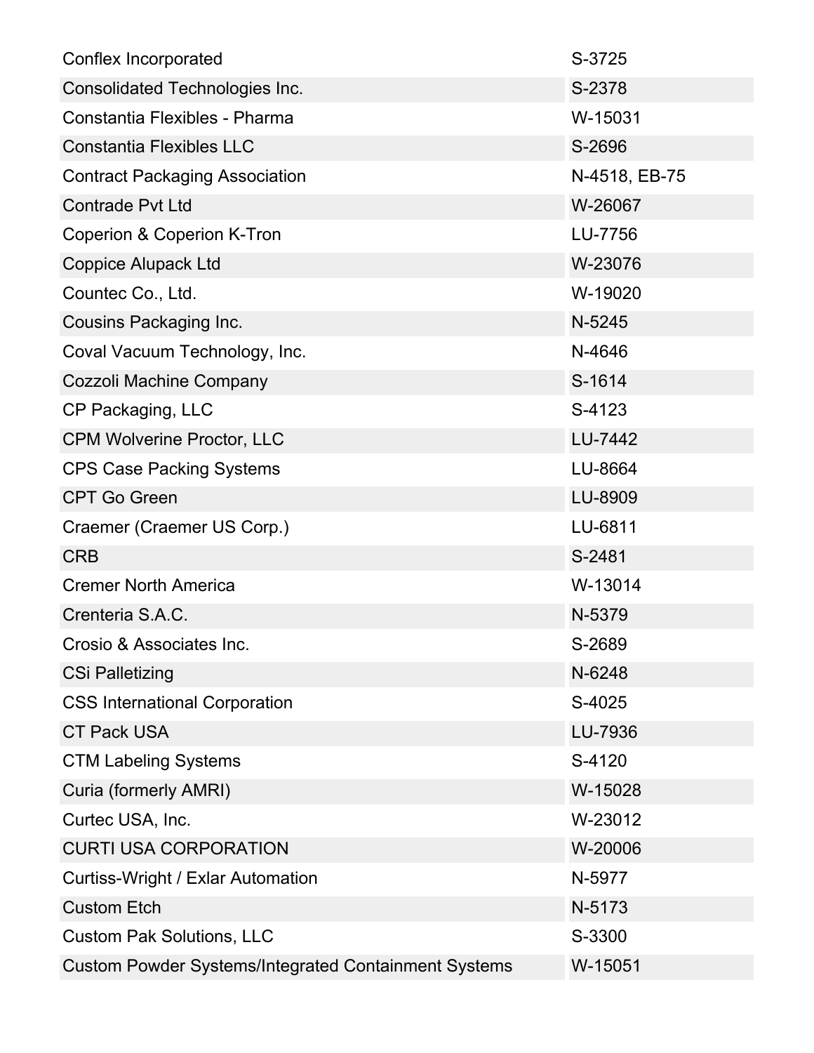| Company | Booth |
|---|---|
| Conflex Incorporated | S-3725 |
| Consolidated Technologies Inc. | S-2378 |
| Constantia Flexibles - Pharma | W-15031 |
| Constantia Flexibles LLC | S-2696 |
| Contract Packaging Association | N-4518, EB-75 |
| Contrade Pvt Ltd | W-26067 |
| Coperion & Coperion K-Tron | LU-7756 |
| Coppice Alupack Ltd | W-23076 |
| Countec Co., Ltd. | W-19020 |
| Cousins Packaging Inc. | N-5245 |
| Coval Vacuum Technology, Inc. | N-4646 |
| Cozzoli Machine Company | S-1614 |
| CP Packaging, LLC | S-4123 |
| CPM Wolverine Proctor, LLC | LU-7442 |
| CPS Case Packing Systems | LU-8664 |
| CPT Go Green | LU-8909 |
| Craemer (Craemer US Corp.) | LU-6811 |
| CRB | S-2481 |
| Cremer North America | W-13014 |
| Crenteria S.A.C. | N-5379 |
| Crosio & Associates Inc. | S-2689 |
| CSi Palletizing | N-6248 |
| CSS International Corporation | S-4025 |
| CT Pack USA | LU-7936 |
| CTM Labeling Systems | S-4120 |
| Curia (formerly AMRI) | W-15028 |
| Curtec USA, Inc. | W-23012 |
| CURTI USA CORPORATION | W-20006 |
| Curtiss-Wright / Exlar Automation | N-5977 |
| Custom Etch | N-5173 |
| Custom Pak Solutions, LLC | S-3300 |
| Custom Powder Systems/Integrated Containment Systems | W-15051 |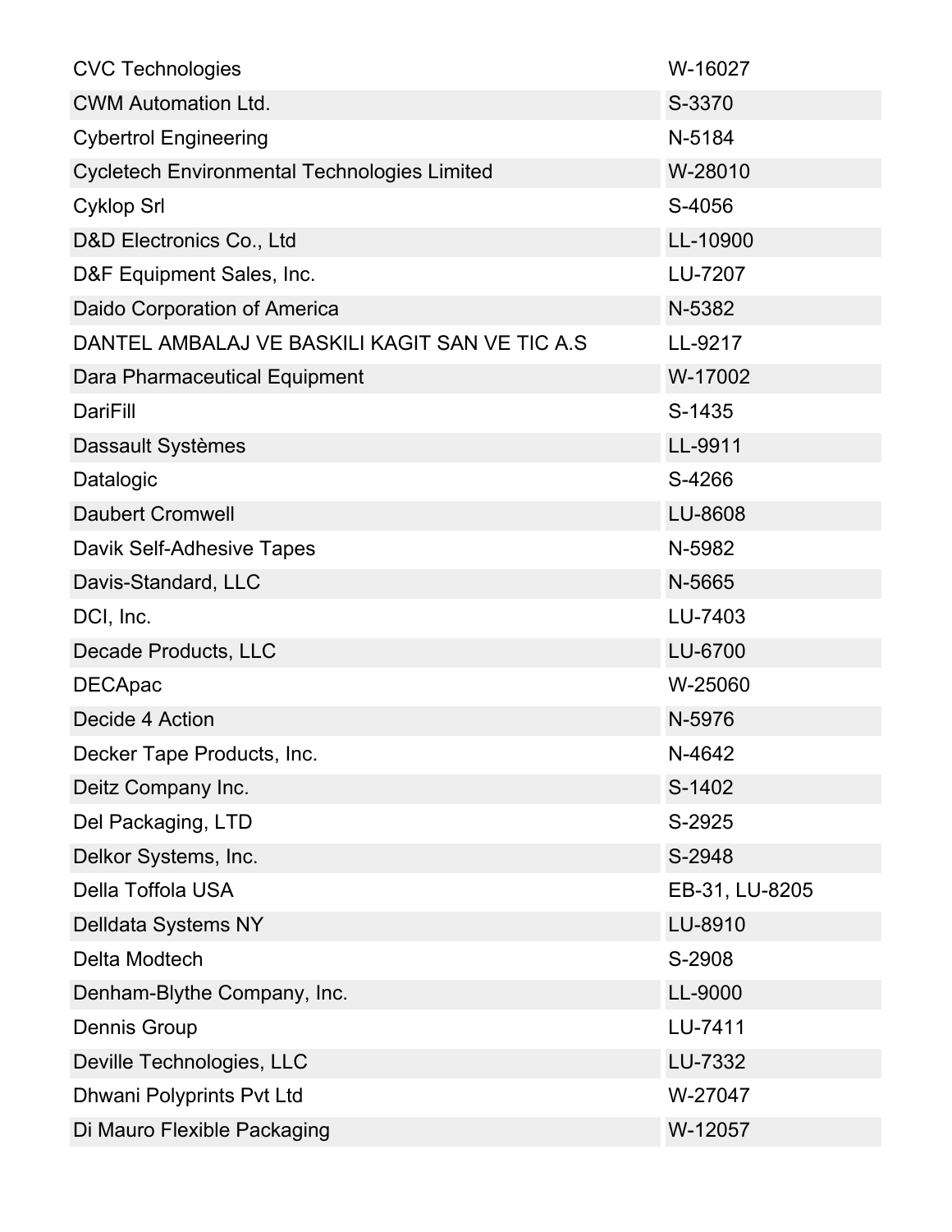| | |
|---|---|
| CVC Technologies | W-16027 |
| CWM Automation Ltd. | S-3370 |
| Cybertrol Engineering | N-5184 |
| Cycletech Environmental Technologies Limited | W-28010 |
| Cyklop Srl | S-4056 |
| D&D Electronics Co., Ltd | LL-10900 |
| D&F Equipment Sales, Inc. | LU-7207 |
| Daido Corporation of America | N-5382 |
| DANTEL AMBALAJ VE BASKILI KAGIT SAN VE TIC A.S | LL-9217 |
| Dara Pharmaceutical Equipment | W-17002 |
| DariFill | S-1435 |
| Dassault Systèmes | LL-9911 |
| Datalogic | S-4266 |
| Daubert Cromwell | LU-8608 |
| Davik Self-Adhesive Tapes | N-5982 |
| Davis-Standard, LLC | N-5665 |
| DCI, Inc. | LU-7403 |
| Decade Products, LLC | LU-6700 |
| DECApac | W-25060 |
| Decide 4 Action | N-5976 |
| Decker Tape Products, Inc. | N-4642 |
| Deitz Company Inc. | S-1402 |
| Del Packaging, LTD | S-2925 |
| Delkor Systems, Inc. | S-2948 |
| Della Toffola USA | EB-31, LU-8205 |
| Delldata Systems NY | LU-8910 |
| Delta Modtech | S-2908 |
| Denham-Blythe Company, Inc. | LL-9000 |
| Dennis Group | LU-7411 |
| Deville Technologies, LLC | LU-7332 |
| Dhwani Polyprints Pvt Ltd | W-27047 |
| Di Mauro Flexible Packaging | W-12057 |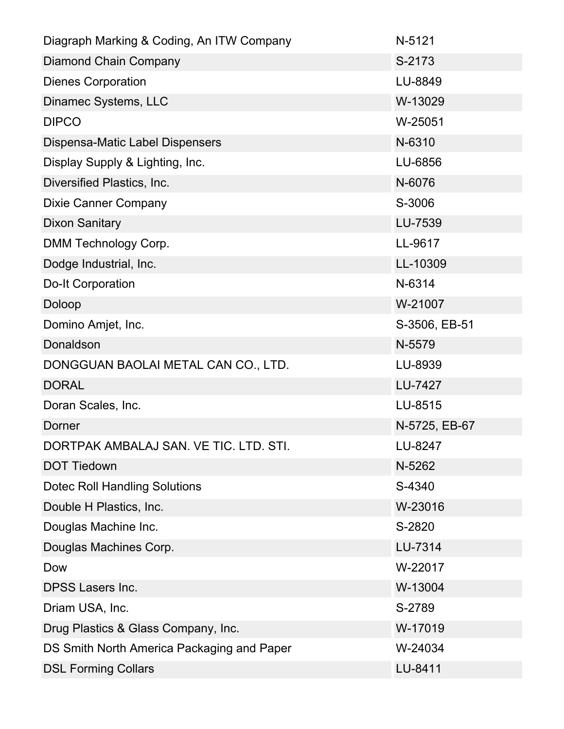| | |
|---|---|
| Diagraph Marking & Coding, An ITW Company | N-5121 |
| Diamond Chain Company | S-2173 |
| Dienes Corporation | LU-8849 |
| Dinamec Systems, LLC | W-13029 |
| DIPCO | W-25051 |
| Dispensa-Matic Label Dispensers | N-6310 |
| Display Supply & Lighting, Inc. | LU-6856 |
| Diversified Plastics, Inc. | N-6076 |
| Dixie Canner Company | S-3006 |
| Dixon Sanitary | LU-7539 |
| DMM Technology Corp. | LL-9617 |
| Dodge Industrial, Inc. | LL-10309 |
| Do-It Corporation | N-6314 |
| Doloop | W-21007 |
| Domino Amjet, Inc. | S-3506, EB-51 |
| Donaldson | N-5579 |
| DONGGUAN BAOLAI METAL CAN CO., LTD. | LU-8939 |
| DORAL | LU-7427 |
| Doran Scales, Inc. | LU-8515 |
| Dorner | N-5725, EB-67 |
| DORTPAK AMBALAJ SAN. VE TIC. LTD. STI. | LU-8247 |
| DOT Tiedown | N-5262 |
| Dotec Roll Handling Solutions | S-4340 |
| Double H Plastics, Inc. | W-23016 |
| Douglas Machine Inc. | S-2820 |
| Douglas Machines Corp. | LU-7314 |
| Dow | W-22017 |
| DPSS Lasers Inc. | W-13004 |
| Driam USA, Inc. | S-2789 |
| Drug Plastics & Glass Company, Inc. | W-17019 |
| DS Smith North America Packaging and Paper | W-24034 |
| DSL Forming Collars | LU-8411 |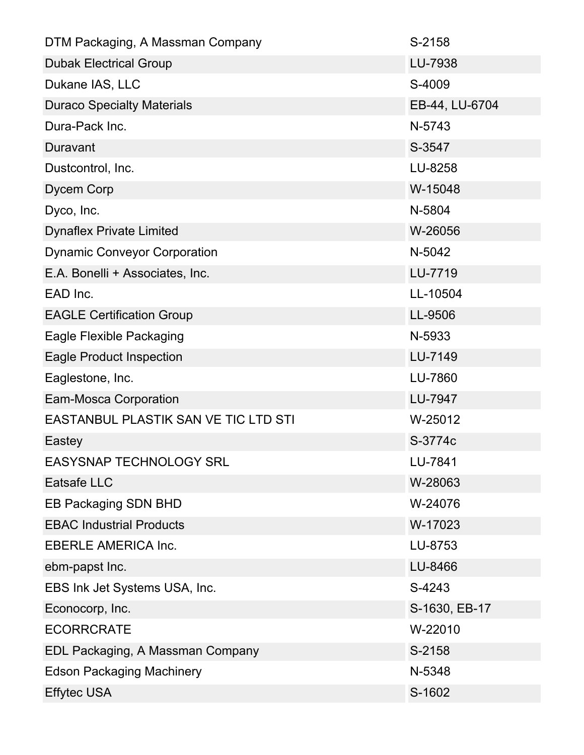| | |
|---|---|
| DTM Packaging, A Massman Company | S-2158 |
| Dubak Electrical Group | LU-7938 |
| Dukane IAS, LLC | S-4009 |
| Duraco Specialty Materials | EB-44, LU-6704 |
| Dura-Pack Inc. | N-5743 |
| Duravant | S-3547 |
| Dustcontrol, Inc. | LU-8258 |
| Dycem Corp | W-15048 |
| Dyco, Inc. | N-5804 |
| Dynaflex Private Limited | W-26056 |
| Dynamic Conveyor Corporation | N-5042 |
| E.A. Bonelli + Associates, Inc. | LU-7719 |
| EAD Inc. | LL-10504 |
| EAGLE Certification Group | LL-9506 |
| Eagle Flexible Packaging | N-5933 |
| Eagle Product Inspection | LU-7149 |
| Eaglestone, Inc. | LU-7860 |
| Eam-Mosca Corporation | LU-7947 |
| EASTANBUL PLASTIK SAN VE TIC LTD STI | W-25012 |
| Eastey | S-3774c |
| EASYSNAP TECHNOLOGY SRL | LU-7841 |
| Eatsafe LLC | W-28063 |
| EB Packaging SDN BHD | W-24076 |
| EBAC Industrial Products | W-17023 |
| EBERLE AMERICA Inc. | LU-8753 |
| ebm-papst Inc. | LU-8466 |
| EBS Ink Jet Systems USA, Inc. | S-4243 |
| Econocorp, Inc. | S-1630, EB-17 |
| ECORRCRATE | W-22010 |
| EDL Packaging, A Massman Company | S-2158 |
| Edson Packaging Machinery | N-5348 |
| Effytec USA | S-1602 |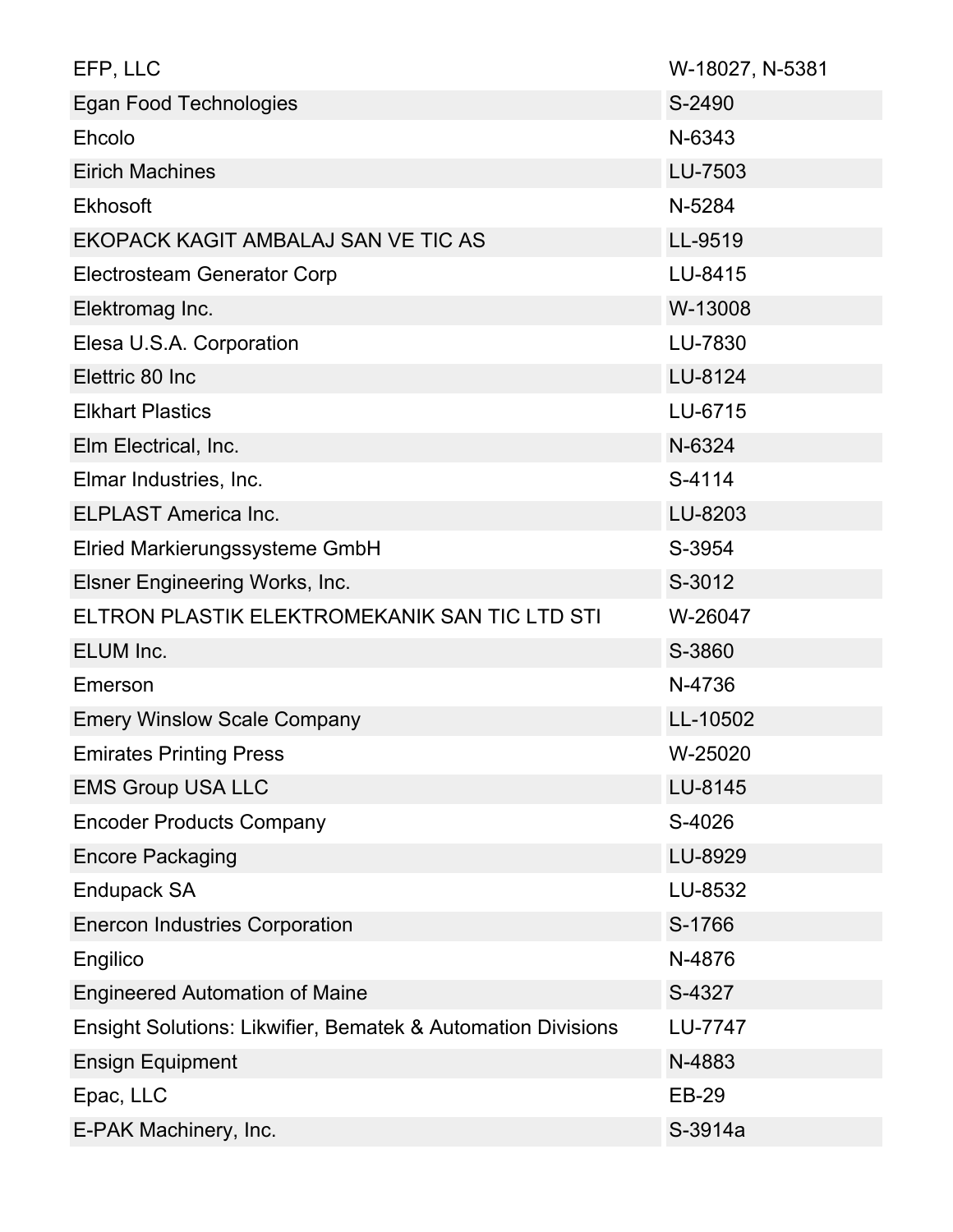| | |
|---|---|
| EFP, LLC | W-18027, N-5381 |
| Egan Food Technologies | S-2490 |
| Ehcolo | N-6343 |
| Eirich Machines | LU-7503 |
| Ekhosoft | N-5284 |
| EKOPACK KAGIT AMBALAJ SAN VE TIC AS | LL-9519 |
| Electrosteam Generator Corp | LU-8415 |
| Elektromag Inc. | W-13008 |
| Elesa U.S.A. Corporation | LU-7830 |
| Elettric 80 Inc | LU-8124 |
| Elkhart Plastics | LU-6715 |
| Elm Electrical, Inc. | N-6324 |
| Elmar Industries, Inc. | S-4114 |
| ELPLAST America Inc. | LU-8203 |
| Elried Markierungssysteme GmbH | S-3954 |
| Elsner Engineering Works, Inc. | S-3012 |
| ELTRON PLASTIK ELEKTROMEKANIK SAN TIC LTD STI | W-26047 |
| ELUM Inc. | S-3860 |
| Emerson | N-4736 |
| Emery Winslow Scale Company | LL-10502 |
| Emirates Printing Press | W-25020 |
| EMS Group USA LLC | LU-8145 |
| Encoder Products Company | S-4026 |
| Encore Packaging | LU-8929 |
| Endupack SA | LU-8532 |
| Enercon Industries Corporation | S-1766 |
| Engilico | N-4876 |
| Engineered Automation of Maine | S-4327 |
| Ensight Solutions: Likwifier, Bematek & Automation Divisions | LU-7747 |
| Ensign Equipment | N-4883 |
| Epac, LLC | EB-29 |
| E-PAK Machinery, Inc. | S-3914a |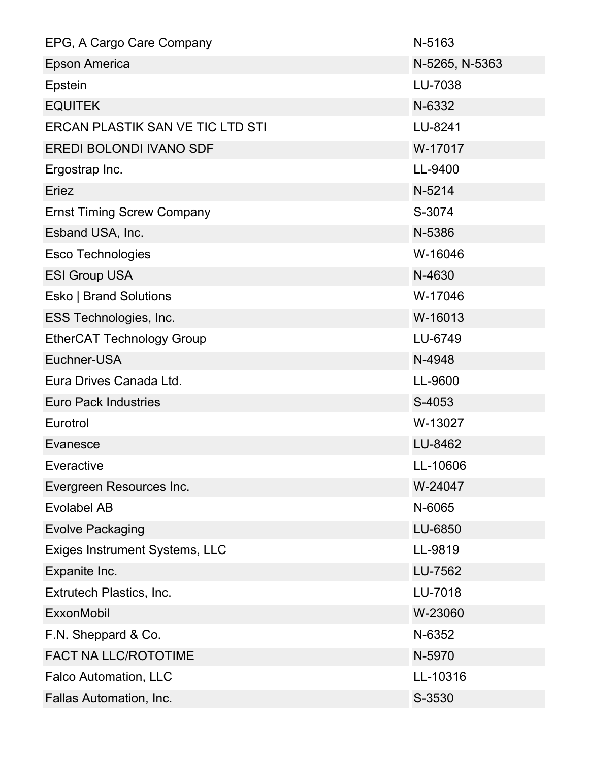| EPG, A Cargo Care Company | N-5163 |
| --- | --- |
| Epson America | N-5265, N-5363 |
| Epstein | LU-7038 |
| EQUITEK | N-6332 |
| ERCAN PLASTIK SAN VE TIC LTD STI | LU-8241 |
| EREDI BOLONDI IVANO SDF | W-17017 |
| Ergostrap Inc. | LL-9400 |
| Eriez | N-5214 |
| Ernst Timing Screw Company | S-3074 |
| Esband USA, Inc. | N-5386 |
| Esco Technologies | W-16046 |
| ESI Group USA | N-4630 |
| Esko \| Brand Solutions | W-17046 |
| ESS Technologies, Inc. | W-16013 |
| EtherCAT Technology Group | LU-6749 |
| Euchner-USA | N-4948 |
| Eura Drives Canada Ltd. | LL-9600 |
| Euro Pack Industries | S-4053 |
| Eurotrol | W-13027 |
| Evanesce | LU-8462 |
| Everactive | LL-10606 |
| Evergreen Resources Inc. | W-24047 |
| Evolabel AB | N-6065 |
| Evolve Packaging | LU-6850 |
| Exiges Instrument Systems, LLC | LL-9819 |
| Expanite Inc. | LU-7562 |
| Extrutech Plastics, Inc. | LU-7018 |
| ExxonMobil | W-23060 |
| F.N. Sheppard & Co. | N-6352 |
| FACT NA LLC/ROTOTIME | N-5970 |
| Falco Automation, LLC | LL-10316 |
| Fallas Automation, Inc. | S-3530 |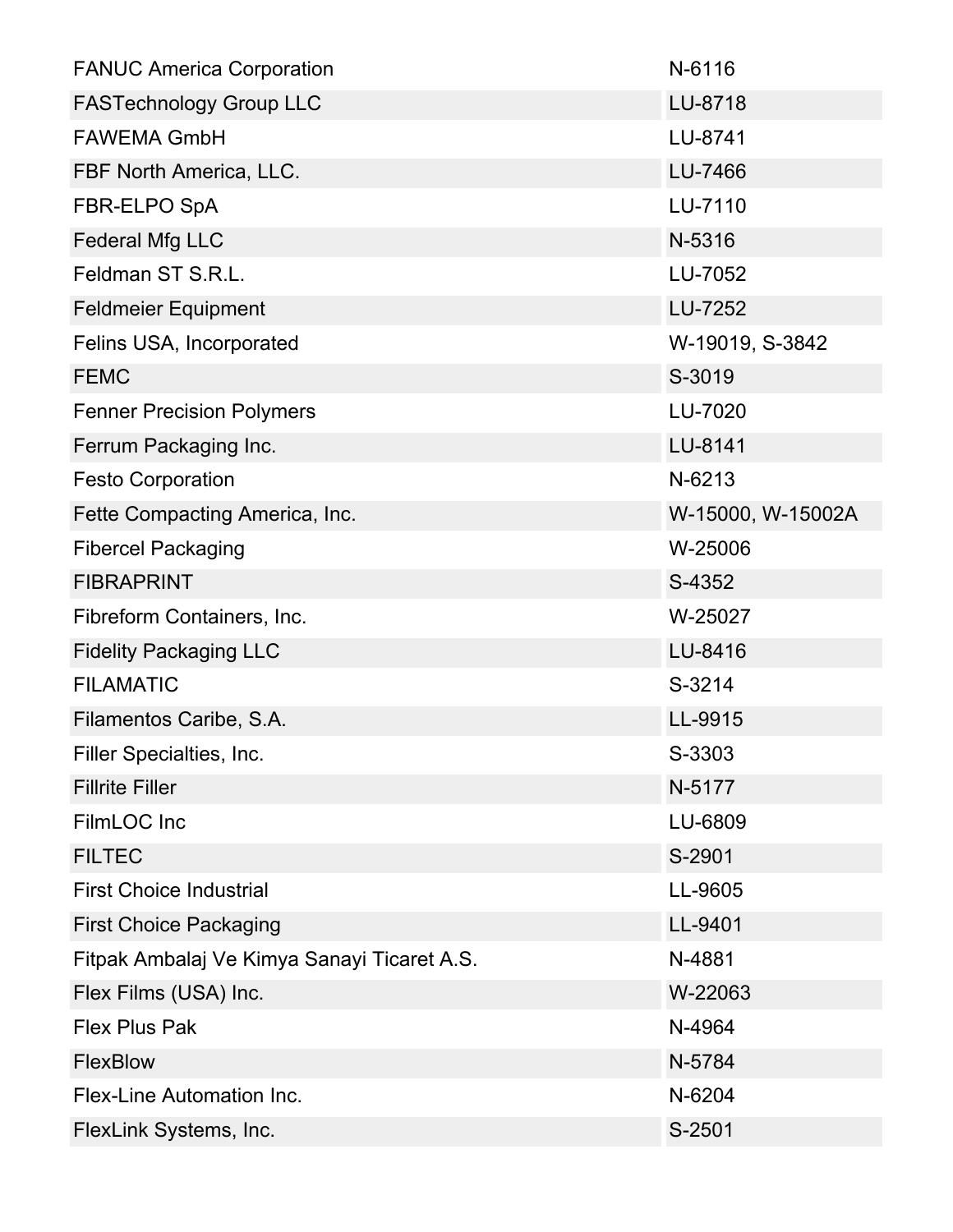| | |
|---|---|
| FANUC America Corporation | N-6116 |
| FASTechnology Group LLC | LU-8718 |
| FAWEMA GmbH | LU-8741 |
| FBF North America, LLC. | LU-7466 |
| FBR-ELPO SpA | LU-7110 |
| Federal Mfg LLC | N-5316 |
| Feldman ST S.R.L. | LU-7052 |
| Feldmeier Equipment | LU-7252 |
| Felins USA, Incorporated | W-19019, S-3842 |
| FEMC | S-3019 |
| Fenner Precision Polymers | LU-7020 |
| Ferrum Packaging Inc. | LU-8141 |
| Festo Corporation | N-6213 |
| Fette Compacting America, Inc. | W-15000, W-15002A |
| Fibercel Packaging | W-25006 |
| FIBRAPRINT | S-4352 |
| Fibreform Containers, Inc. | W-25027 |
| Fidelity Packaging LLC | LU-8416 |
| FILAMATIC | S-3214 |
| Filamentos Caribe, S.A. | LL-9915 |
| Filler Specialties, Inc. | S-3303 |
| Fillrite Filler | N-5177 |
| FilmLOC Inc | LU-6809 |
| FILTEC | S-2901 |
| First Choice Industrial | LL-9605 |
| First Choice Packaging | LL-9401 |
| Fitpak Ambalaj Ve Kimya Sanayi Ticaret A.S. | N-4881 |
| Flex Films (USA) Inc. | W-22063 |
| Flex Plus Pak | N-4964 |
| FlexBlow | N-5784 |
| Flex-Line Automation Inc. | N-6204 |
| FlexLink Systems, Inc. | S-2501 |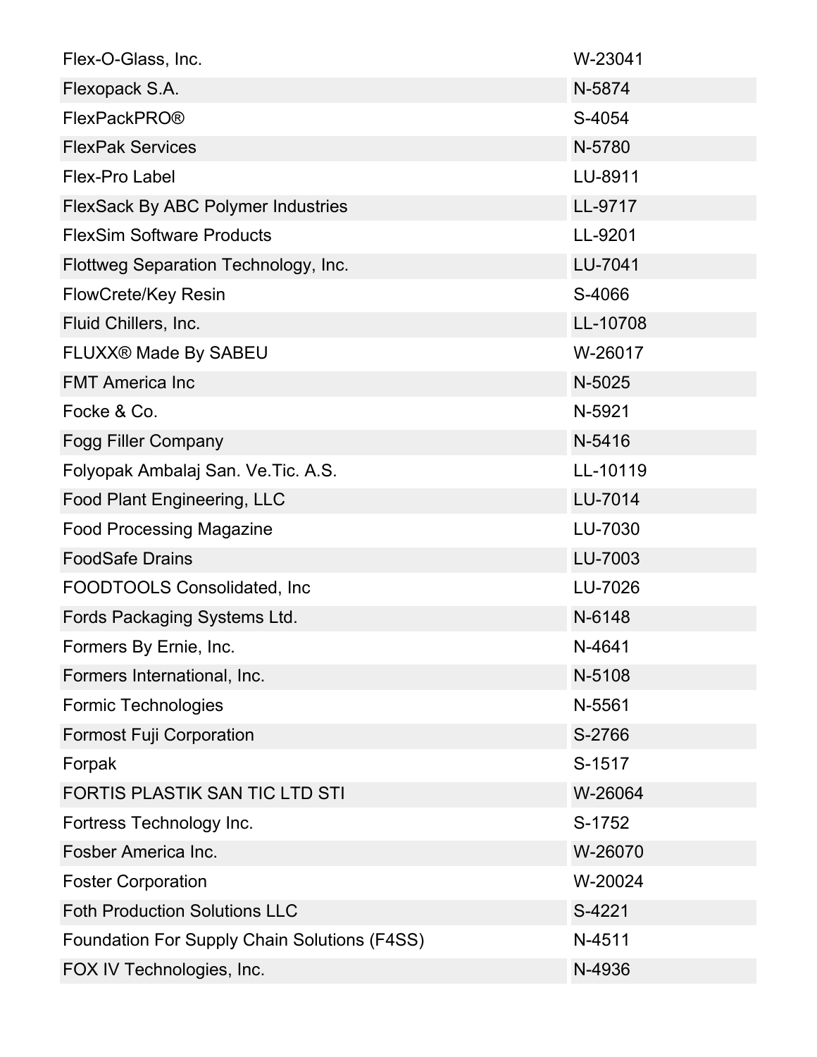| | |
|---|---|
| Flex-O-Glass, Inc. | W-23041 |
| Flexopack S.A. | N-5874 |
| FlexPackPRO® | S-4054 |
| FlexPak Services | N-5780 |
| Flex-Pro Label | LU-8911 |
| FlexSack By ABC Polymer Industries | LL-9717 |
| FlexSim Software Products | LL-9201 |
| Flottweg Separation Technology, Inc. | LU-7041 |
| FlowCrete/Key Resin | S-4066 |
| Fluid Chillers, Inc. | LL-10708 |
| FLUXX® Made By SABEU | W-26017 |
| FMT America Inc | N-5025 |
| Focke & Co. | N-5921 |
| Fogg Filler Company | N-5416 |
| Folyopak Ambalaj San. Ve.Tic. A.S. | LL-10119 |
| Food Plant Engineering, LLC | LU-7014 |
| Food Processing Magazine | LU-7030 |
| FoodSafe Drains | LU-7003 |
| FOODTOOLS Consolidated, Inc | LU-7026 |
| Fords Packaging Systems Ltd. | N-6148 |
| Formers By Ernie, Inc. | N-4641 |
| Formers International, Inc. | N-5108 |
| Formic Technologies | N-5561 |
| Formost Fuji Corporation | S-2766 |
| Forpak | S-1517 |
| FORTIS PLASTIK SAN TIC LTD STI | W-26064 |
| Fortress Technology Inc. | S-1752 |
| Fosber America Inc. | W-26070 |
| Foster Corporation | W-20024 |
| Foth Production Solutions LLC | S-4221 |
| Foundation For Supply Chain Solutions (F4SS) | N-4511 |
| FOX IV Technologies, Inc. | N-4936 |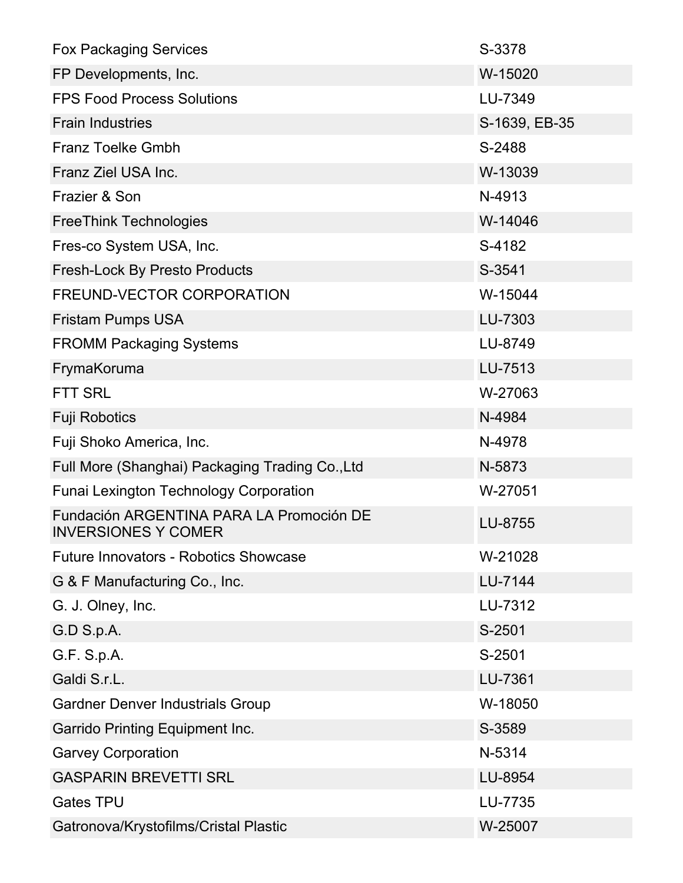| | |
|---|---|
| Fox Packaging Services | S-3378 |
| FP Developments, Inc. | W-15020 |
| FPS Food Process Solutions | LU-7349 |
| Frain Industries | S-1639, EB-35 |
| Franz Toelke Gmbh | S-2488 |
| Franz Ziel USA Inc. | W-13039 |
| Frazier & Son | N-4913 |
| FreeThink Technologies | W-14046 |
| Fres-co System USA, Inc. | S-4182 |
| Fresh-Lock By Presto Products | S-3541 |
| FREUND-VECTOR CORPORATION | W-15044 |
| Fristam Pumps USA | LU-7303 |
| FROMM Packaging Systems | LU-8749 |
| FrymaKoruma | LU-7513 |
| FTT SRL | W-27063 |
| Fuji Robotics | N-4984 |
| Fuji Shoko America, Inc. | N-4978 |
| Full More (Shanghai) Packaging Trading Co.,Ltd | N-5873 |
| Funai Lexington Technology Corporation | W-27051 |
| Fundación ARGENTINA PARA LA Promoción DE INVERSIONES Y COMER | LU-8755 |
| Future Innovators - Robotics Showcase | W-21028 |
| G & F Manufacturing Co., Inc. | LU-7144 |
| G. J. Olney, Inc. | LU-7312 |
| G.D S.p.A. | S-2501 |
| G.F. S.p.A. | S-2501 |
| Galdi S.r.L. | LU-7361 |
| Gardner Denver Industrials Group | W-18050 |
| Garrido Printing Equipment Inc. | S-3589 |
| Garvey Corporation | N-5314 |
| GASPARIN BREVETTI SRL | LU-8954 |
| Gates TPU | LU-7735 |
| Gatronova/Krystofilms/Cristal Plastic | W-25007 |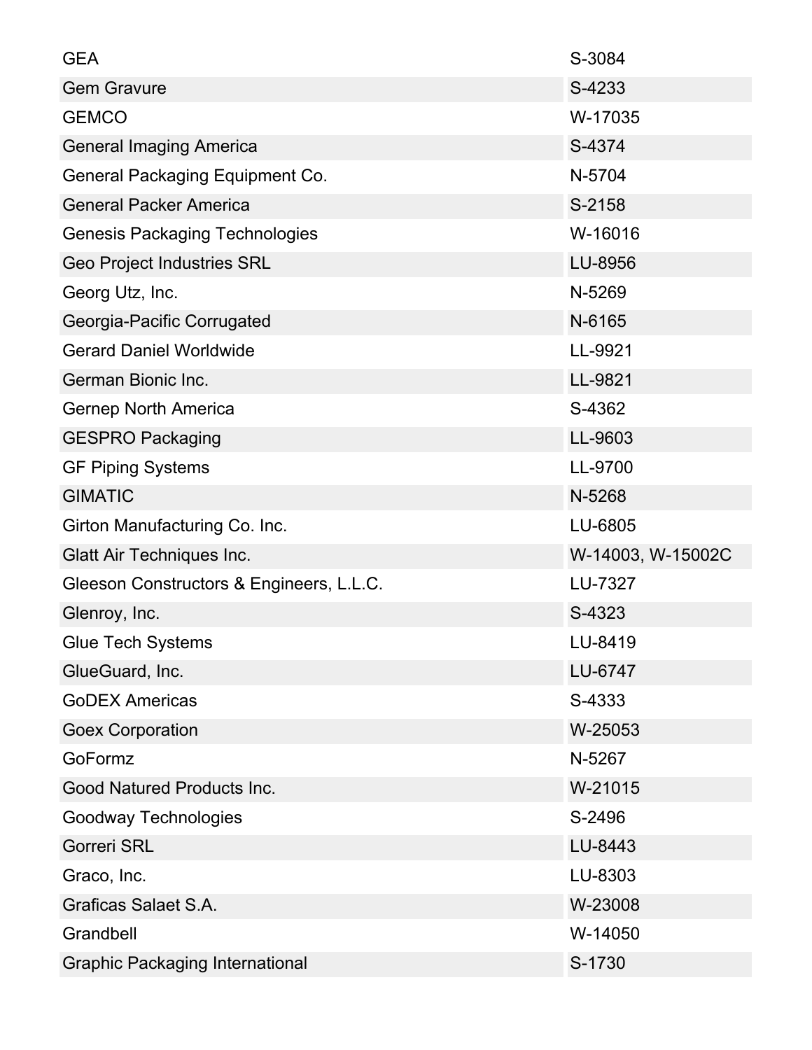| | |
|---|---|
| GEA | S-3084 |
| Gem Gravure | S-4233 |
| GEMCO | W-17035 |
| General Imaging America | S-4374 |
| General Packaging Equipment Co. | N-5704 |
| General Packer America | S-2158 |
| Genesis Packaging Technologies | W-16016 |
| Geo Project Industries SRL | LU-8956 |
| Georg Utz, Inc. | N-5269 |
| Georgia-Pacific Corrugated | N-6165 |
| Gerard Daniel Worldwide | LL-9921 |
| German Bionic Inc. | LL-9821 |
| Gernep North America | S-4362 |
| GESPRO Packaging | LL-9603 |
| GF Piping Systems | LL-9700 |
| GIMATIC | N-5268 |
| Girton Manufacturing Co. Inc. | LU-6805 |
| Glatt Air Techniques Inc. | W-14003, W-15002C |
| Gleeson Constructors & Engineers, L.L.C. | LU-7327 |
| Glenroy, Inc. | S-4323 |
| Glue Tech Systems | LU-8419 |
| GlueGuard, Inc. | LU-6747 |
| GoDEX Americas | S-4333 |
| Goex Corporation | W-25053 |
| GoFormz | N-5267 |
| Good Natured Products Inc. | W-21015 |
| Goodway Technologies | S-2496 |
| Gorreri SRL | LU-8443 |
| Graco, Inc. | LU-8303 |
| Graficas Salaet S.A. | W-23008 |
| Grandbell | W-14050 |
| Graphic Packaging International | S-1730 |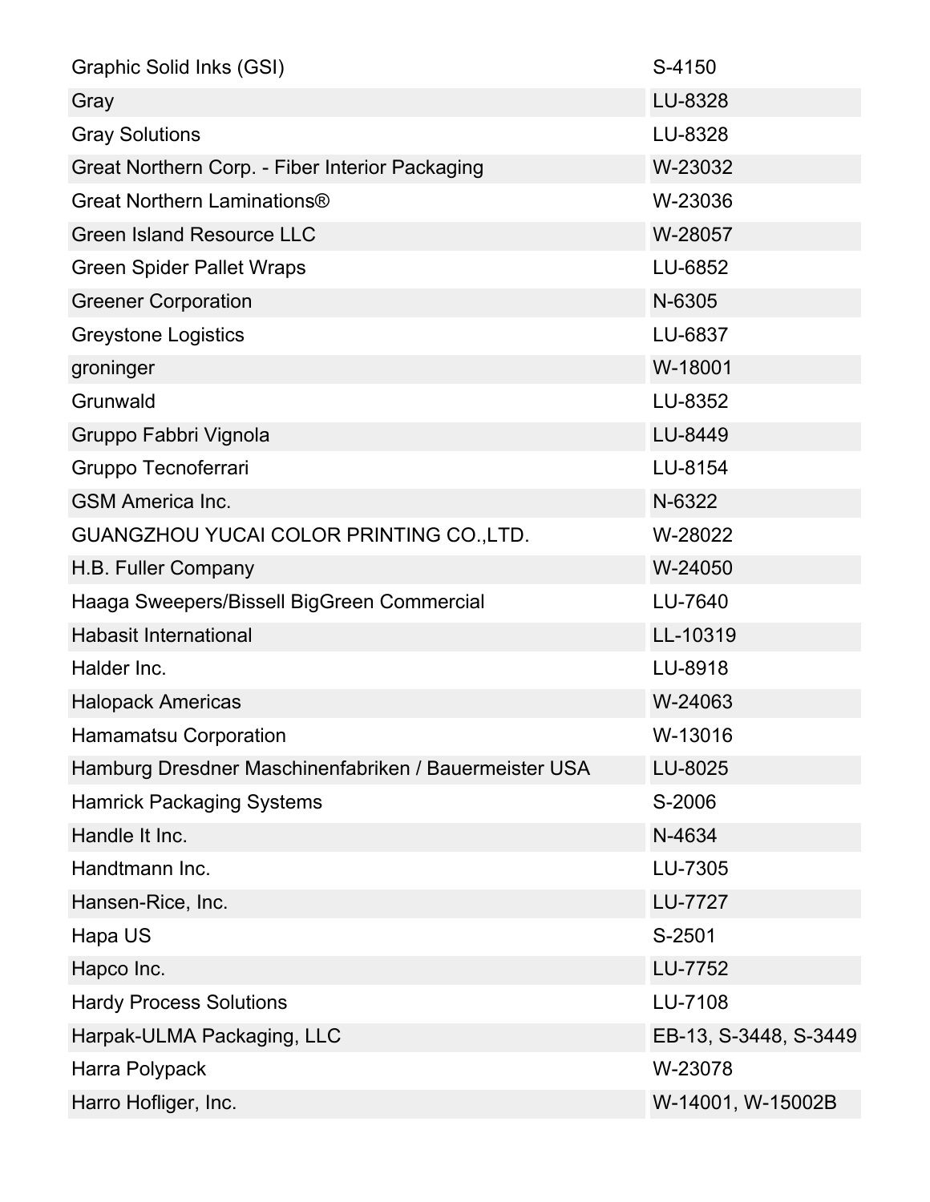| | |
|---|---|
| Graphic Solid Inks (GSI) | S-4150 |
| Gray | LU-8328 |
| Gray Solutions | LU-8328 |
| Great Northern Corp. - Fiber Interior Packaging | W-23032 |
| Great Northern Laminations® | W-23036 |
| Green Island Resource LLC | W-28057 |
| Green Spider Pallet Wraps | LU-6852 |
| Greener Corporation | N-6305 |
| Greystone Logistics | LU-6837 |
| groninger | W-18001 |
| Grunwald | LU-8352 |
| Gruppo Fabbri Vignola | LU-8449 |
| Gruppo Tecnoferrari | LU-8154 |
| GSM America Inc. | N-6322 |
| GUANGZHOU YUCAI COLOR PRINTING CO.,LTD. | W-28022 |
| H.B. Fuller Company | W-24050 |
| Haaga Sweepers/Bissell BigGreen Commercial | LU-7640 |
| Habasit International | LL-10319 |
| Halder Inc. | LU-8918 |
| Halopack Americas | W-24063 |
| Hamamatsu Corporation | W-13016 |
| Hamburg Dresdner Maschinenfabriken / Bauermeister USA | LU-8025 |
| Hamrick Packaging Systems | S-2006 |
| Handle It Inc. | N-4634 |
| Handtmann Inc. | LU-7305 |
| Hansen-Rice, Inc. | LU-7727 |
| Hapa US | S-2501 |
| Hapco Inc. | LU-7752 |
| Hardy Process Solutions | LU-7108 |
| Harpak-ULMA Packaging, LLC | EB-13, S-3448, S-3449 |
| Harra Polypack | W-23078 |
| Harro Hofliger, Inc. | W-14001, W-15002B |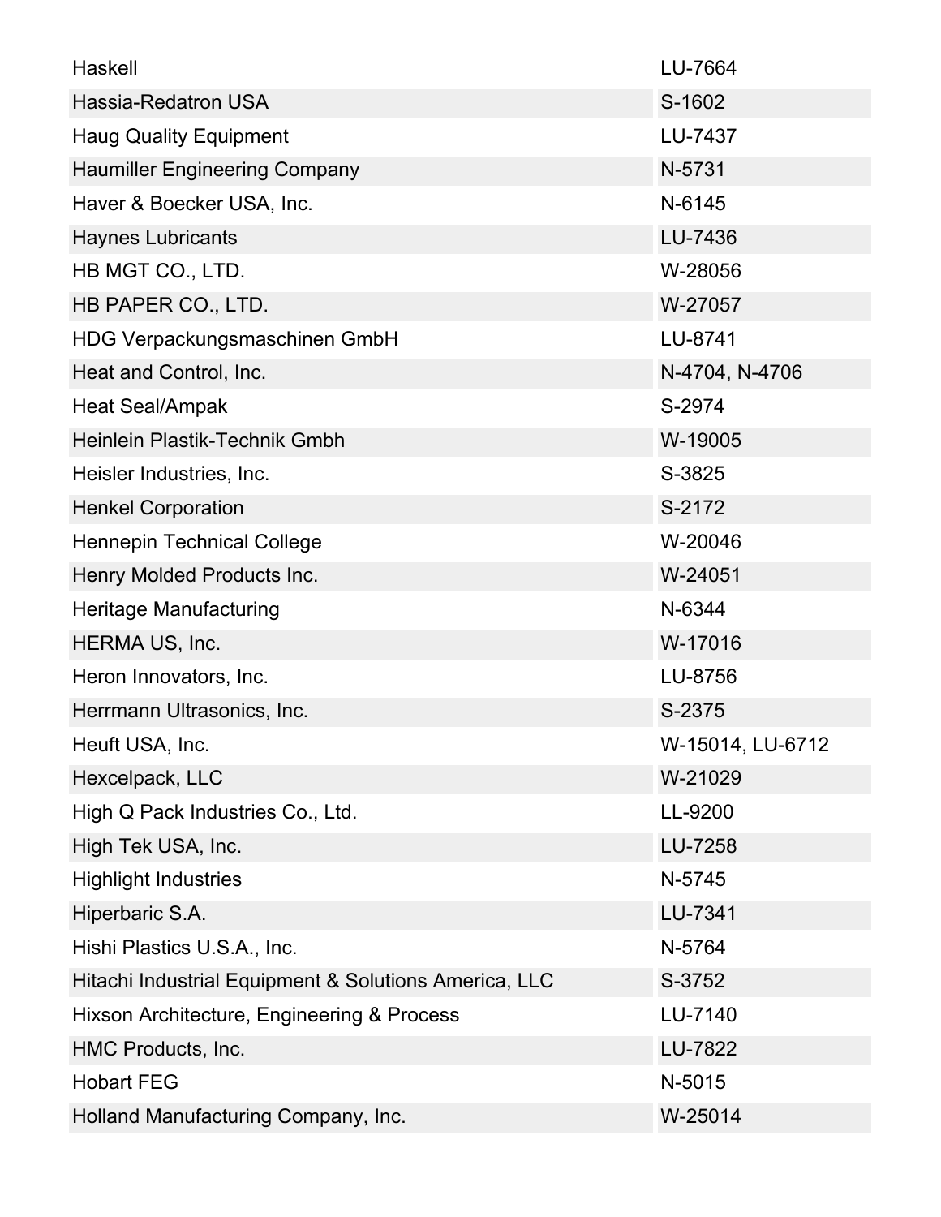| | |
|---|---|
| Haskell | LU-7664 |
| Hassia-Redatron USA | S-1602 |
| Haug Quality Equipment | LU-7437 |
| Haumiller Engineering Company | N-5731 |
| Haver & Boecker USA, Inc. | N-6145 |
| Haynes Lubricants | LU-7436 |
| HB MGT CO., LTD. | W-28056 |
| HB PAPER CO., LTD. | W-27057 |
| HDG Verpackungsmaschinen GmbH | LU-8741 |
| Heat and Control, Inc. | N-4704, N-4706 |
| Heat Seal/Ampak | S-2974 |
| Heinlein Plastik-Technik Gmbh | W-19005 |
| Heisler Industries, Inc. | S-3825 |
| Henkel Corporation | S-2172 |
| Hennepin Technical College | W-20046 |
| Henry Molded Products Inc. | W-24051 |
| Heritage Manufacturing | N-6344 |
| HERMA US, Inc. | W-17016 |
| Heron Innovators, Inc. | LU-8756 |
| Herrmann Ultrasonics, Inc. | S-2375 |
| Heuft USA, Inc. | W-15014, LU-6712 |
| Hexcelpack, LLC | W-21029 |
| High Q Pack Industries Co., Ltd. | LL-9200 |
| High Tek USA, Inc. | LU-7258 |
| Highlight Industries | N-5745 |
| Hiperbaric S.A. | LU-7341 |
| Hishi Plastics U.S.A., Inc. | N-5764 |
| Hitachi Industrial Equipment & Solutions America, LLC | S-3752 |
| Hixson Architecture, Engineering & Process | LU-7140 |
| HMC Products, Inc. | LU-7822 |
| Hobart FEG | N-5015 |
| Holland Manufacturing Company, Inc. | W-25014 |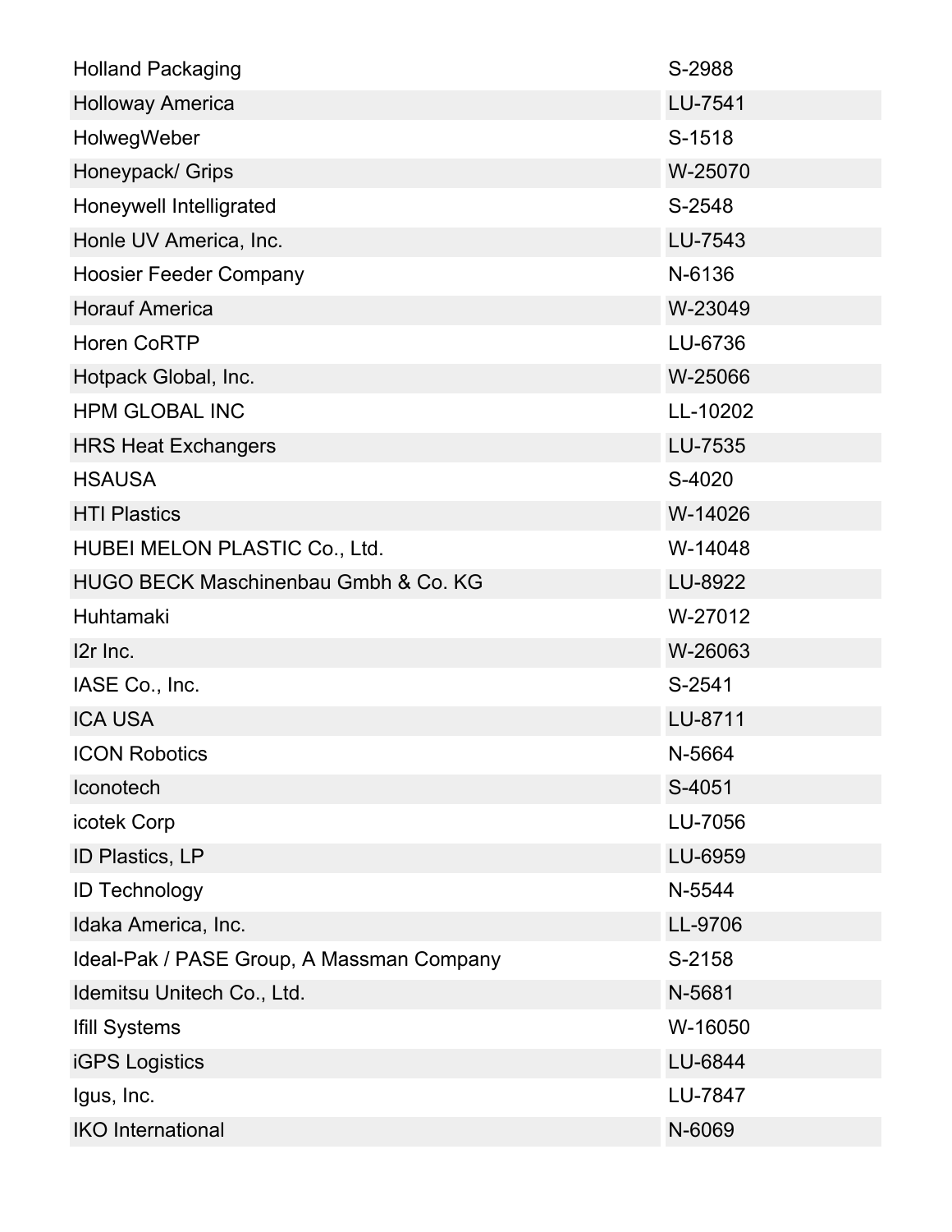| | |
|---|---|
| Holland Packaging | S-2988 |
| Holloway America | LU-7541 |
| HolwegWeber | S-1518 |
| Honeypack/ Grips | W-25070 |
| Honeywell Intelligrated | S-2548 |
| Honle UV America, Inc. | LU-7543 |
| Hoosier Feeder Company | N-6136 |
| Horauf America | W-23049 |
| Horen CoRTP | LU-6736 |
| Hotpack Global, Inc. | W-25066 |
| HPM GLOBAL INC | LL-10202 |
| HRS Heat Exchangers | LU-7535 |
| HSAUSA | S-4020 |
| HTI Plastics | W-14026 |
| HUBEI MELON PLASTIC Co., Ltd. | W-14048 |
| HUGO BECK Maschinenbau Gmbh & Co. KG | LU-8922 |
| Huhtamaki | W-27012 |
| I2r Inc. | W-26063 |
| IASE Co., Inc. | S-2541 |
| ICA USA | LU-8711 |
| ICON Robotics | N-5664 |
| Iconotech | S-4051 |
| icotek Corp | LU-7056 |
| ID Plastics, LP | LU-6959 |
| ID Technology | N-5544 |
| Idaka America, Inc. | LL-9706 |
| Ideal-Pak / PASE Group, A Massman Company | S-2158 |
| Idemitsu Unitech Co., Ltd. | N-5681 |
| Ifill Systems | W-16050 |
| iGPS Logistics | LU-6844 |
| Igus, Inc. | LU-7847 |
| IKO International | N-6069 |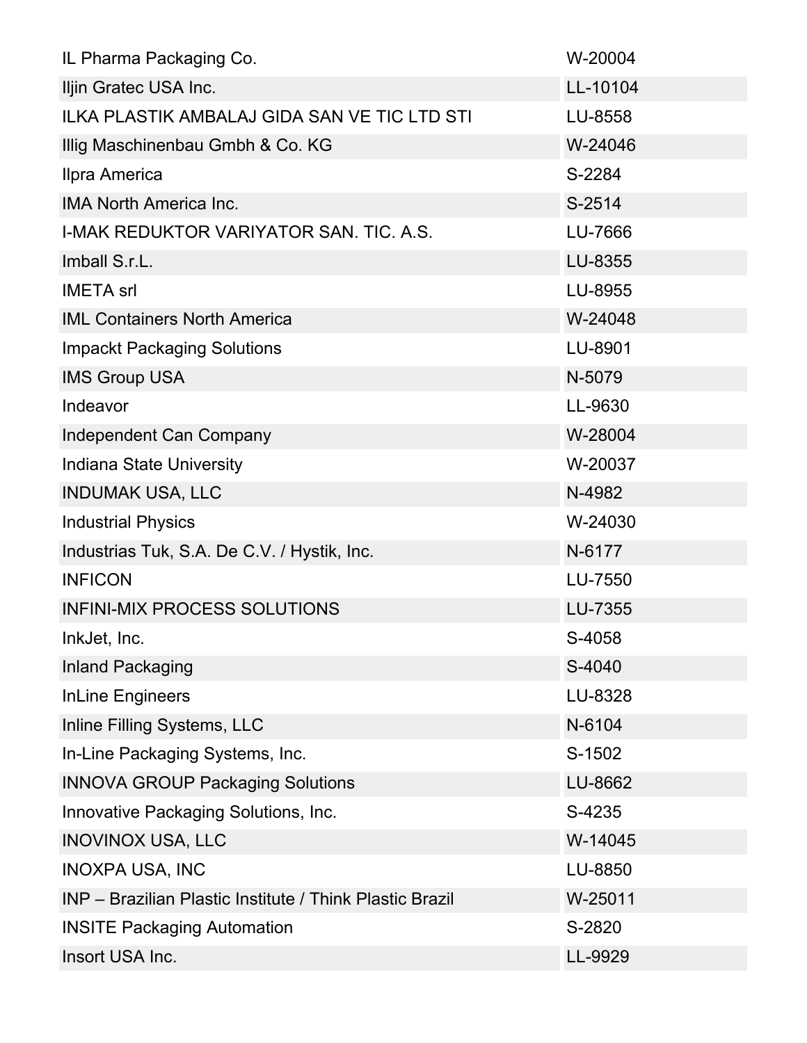| | |
|---|---|
| IL Pharma Packaging Co. | W-20004 |
| Iljin Gratec USA Inc. | LL-10104 |
| ILKA PLASTIK AMBALAJ GIDA SAN VE TIC LTD STI | LU-8558 |
| Illig Maschinenbau Gmbh & Co. KG | W-24046 |
| Ilpra America | S-2284 |
| IMA North America Inc. | S-2514 |
| I-MAK REDUKTOR VARIYATOR SAN. TIC. A.S. | LU-7666 |
| Imball S.r.L. | LU-8355 |
| IMETA srl | LU-8955 |
| IML Containers North America | W-24048 |
| Impackt Packaging Solutions | LU-8901 |
| IMS Group USA | N-5079 |
| Indeavor | LL-9630 |
| Independent Can Company | W-28004 |
| Indiana State University | W-20037 |
| INDUMAK USA, LLC | N-4982 |
| Industrial Physics | W-24030 |
| Industrias Tuk, S.A. De C.V. / Hystik, Inc. | N-6177 |
| INFICON | LU-7550 |
| INFINI-MIX PROCESS SOLUTIONS | LU-7355 |
| InkJet, Inc. | S-4058 |
| Inland Packaging | S-4040 |
| InLine Engineers | LU-8328 |
| Inline Filling Systems, LLC | N-6104 |
| In-Line Packaging Systems, Inc. | S-1502 |
| INNOVA GROUP Packaging Solutions | LU-8662 |
| Innovative Packaging Solutions, Inc. | S-4235 |
| INOVINOX USA, LLC | W-14045 |
| INOXPA USA, INC | LU-8850 |
| INP – Brazilian Plastic Institute / Think Plastic Brazil | W-25011 |
| INSITE Packaging Automation | S-2820 |
| Insort USA Inc. | LL-9929 |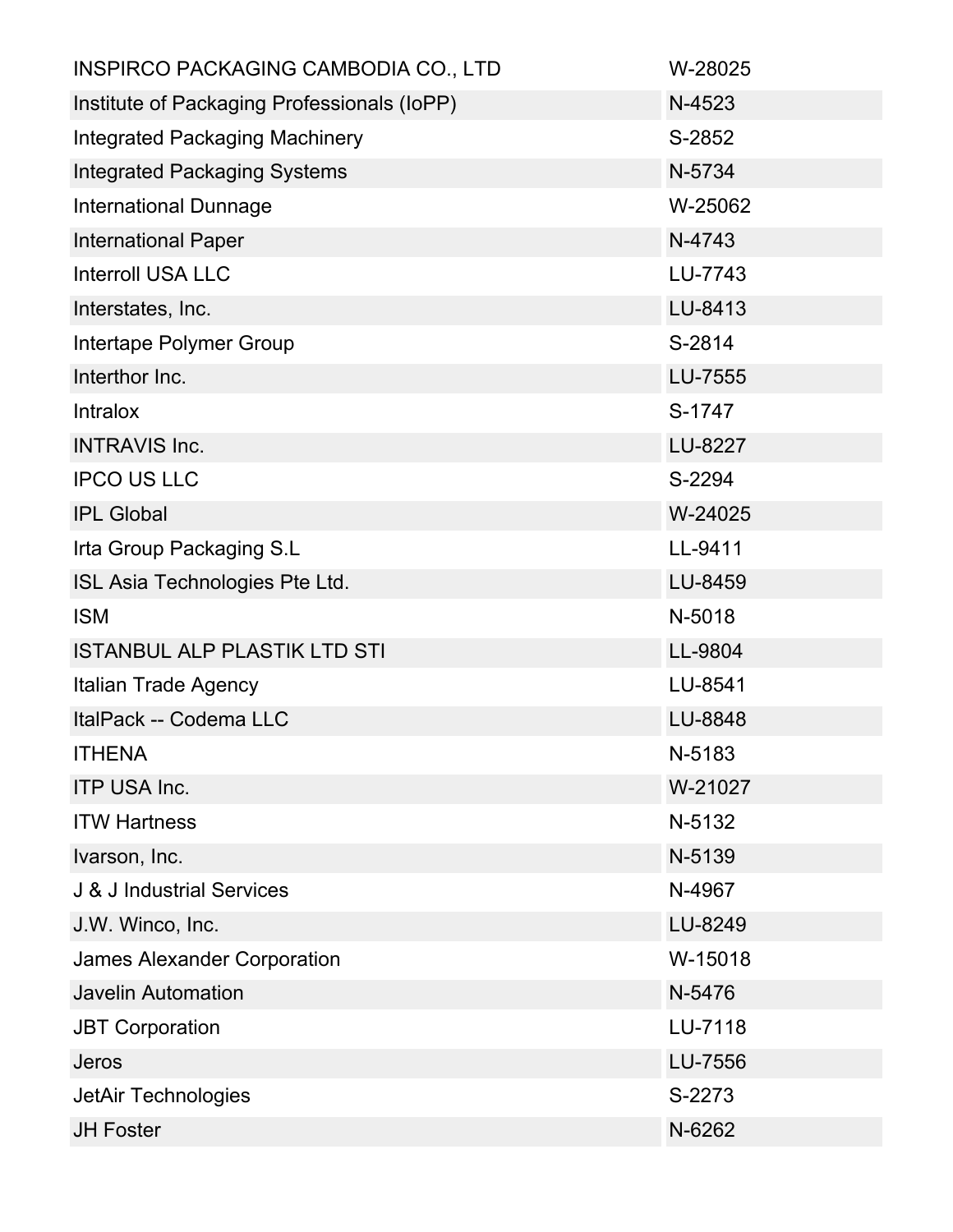| | |
|---|---|
| INSPIRCO PACKAGING CAMBODIA CO., LTD | W-28025 |
| Institute of Packaging Professionals (IoPP) | N-4523 |
| Integrated Packaging Machinery | S-2852 |
| Integrated Packaging Systems | N-5734 |
| International Dunnage | W-25062 |
| International Paper | N-4743 |
| Interroll USA LLC | LU-7743 |
| Interstates, Inc. | LU-8413 |
| Intertape Polymer Group | S-2814 |
| Interthor Inc. | LU-7555 |
| Intralox | S-1747 |
| INTRAVIS Inc. | LU-8227 |
| IPCO US LLC | S-2294 |
| IPL Global | W-24025 |
| Irta Group Packaging S.L | LL-9411 |
| ISL Asia Technologies Pte Ltd. | LU-8459 |
| ISM | N-5018 |
| ISTANBUL ALP PLASTIK LTD STI | LL-9804 |
| Italian Trade Agency | LU-8541 |
| ItalPack -- Codema LLC | LU-8848 |
| ITHENA | N-5183 |
| ITP USA Inc. | W-21027 |
| ITW Hartness | N-5132 |
| Ivarson, Inc. | N-5139 |
| J & J Industrial Services | N-4967 |
| J.W. Winco, Inc. | LU-8249 |
| James Alexander Corporation | W-15018 |
| Javelin Automation | N-5476 |
| JBT Corporation | LU-7118 |
| Jeros | LU-7556 |
| JetAir Technologies | S-2273 |
| JH Foster | N-6262 |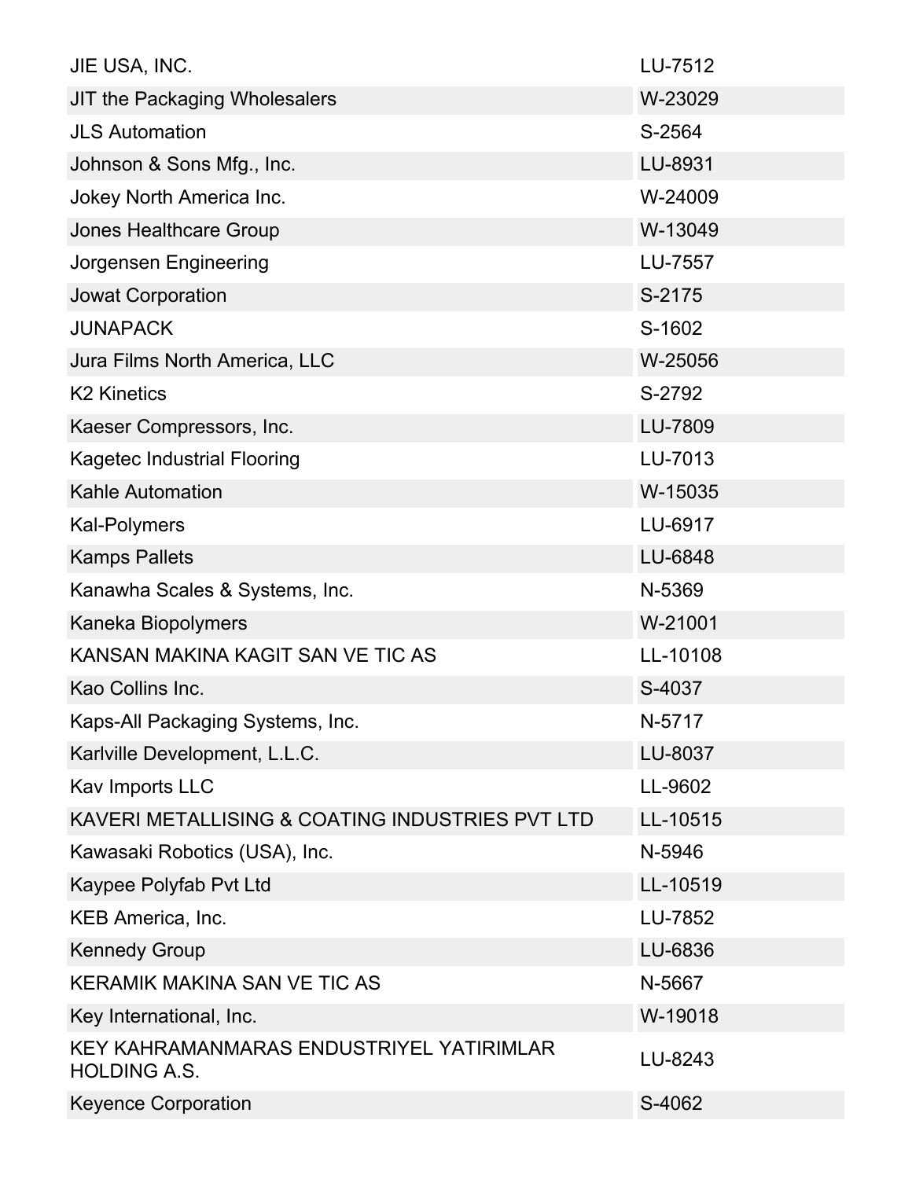| | |
|---|---|
| JIE USA, INC. | LU-7512 |
| JIT the Packaging Wholesalers | W-23029 |
| JLS Automation | S-2564 |
| Johnson & Sons Mfg., Inc. | LU-8931 |
| Jokey North America Inc. | W-24009 |
| Jones Healthcare Group | W-13049 |
| Jorgensen Engineering | LU-7557 |
| Jowat Corporation | S-2175 |
| JUNAPACK | S-1602 |
| Jura Films North America, LLC | W-25056 |
| K2 Kinetics | S-2792 |
| Kaeser Compressors, Inc. | LU-7809 |
| Kagetec Industrial Flooring | LU-7013 |
| Kahle Automation | W-15035 |
| Kal-Polymers | LU-6917 |
| Kamps Pallets | LU-6848 |
| Kanawha Scales & Systems, Inc. | N-5369 |
| Kaneka Biopolymers | W-21001 |
| KANSAN MAKINA KAGIT SAN VE TIC AS | LL-10108 |
| Kao Collins Inc. | S-4037 |
| Kaps-All Packaging Systems, Inc. | N-5717 |
| Karlville Development, L.L.C. | LU-8037 |
| Kav Imports LLC | LL-9602 |
| KAVERI METALLISING & COATING INDUSTRIES PVT LTD | LL-10515 |
| Kawasaki Robotics (USA), Inc. | N-5946 |
| Kaypee Polyfab Pvt Ltd | LL-10519 |
| KEB America, Inc. | LU-7852 |
| Kennedy Group | LU-6836 |
| KERAMIK MAKINA SAN VE TIC AS | N-5667 |
| Key International, Inc. | W-19018 |
| KEY KAHRAMANMARAS ENDUSTRIYEL YATIRIMLAR HOLDING A.S. | LU-8243 |
| Keyence Corporation | S-4062 |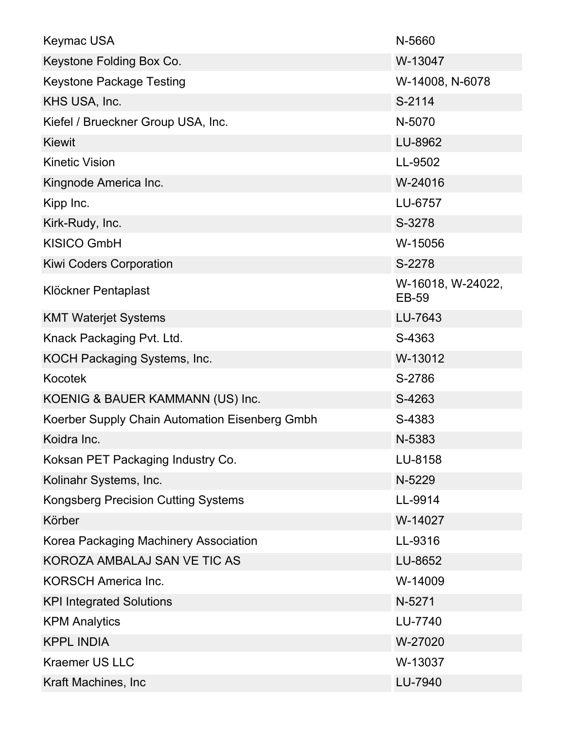| | |
|---|---|
| Keymac USA | N-5660 |
| Keystone Folding Box Co. | W-13047 |
| Keystone Package Testing | W-14008, N-6078 |
| KHS USA, Inc. | S-2114 |
| Kiefel / Brueckner Group USA, Inc. | N-5070 |
| Kiewit | LU-8962 |
| Kinetic Vision | LL-9502 |
| Kingnode America Inc. | W-24016 |
| Kipp Inc. | LU-6757 |
| Kirk-Rudy, Inc. | S-3278 |
| KISICO GmbH | W-15056 |
| Kiwi Coders Corporation | S-2278 |
| Klöckner Pentaplast | W-16018, W-24022, EB-59 |
| KMT Waterjet Systems | LU-7643 |
| Knack Packaging Pvt. Ltd. | S-4363 |
| KOCH Packaging Systems, Inc. | W-13012 |
| Kocotek | S-2786 |
| KOENIG & BAUER KAMMANN (US) Inc. | S-4263 |
| Koerber Supply Chain Automation Eisenberg Gmbh | S-4383 |
| Koidra Inc. | N-5383 |
| Koksan PET Packaging Industry Co. | LU-8158 |
| Kolinahr Systems, Inc. | N-5229 |
| Kongsberg Precision Cutting Systems | LL-9914 |
| Körber | W-14027 |
| Korea Packaging Machinery Association | LL-9316 |
| KOROZA AMBALAJ SAN VE TIC AS | LU-8652 |
| KORSCH America Inc. | W-14009 |
| KPI Integrated Solutions | N-5271 |
| KPM Analytics | LU-7740 |
| KPPL INDIA | W-27020 |
| Kraemer US LLC | W-13037 |
| Kraft Machines, Inc | LU-7940 |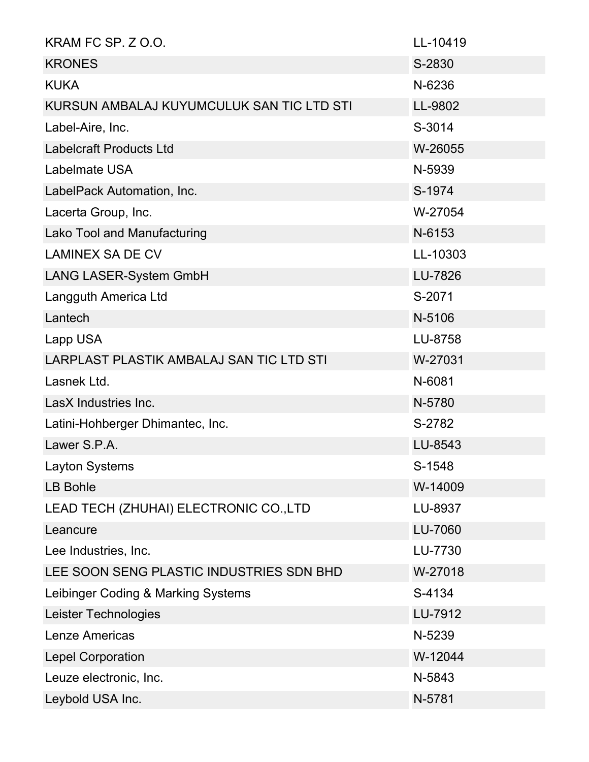| | |
|---|---|
| KRAM FC SP. Z O.O. | LL-10419 |
| KRONES | S-2830 |
| KUKA | N-6236 |
| KURSUN AMBALAJ KUYUMCULUK SAN TIC LTD STI | LL-9802 |
| Label-Aire, Inc. | S-3014 |
| Labelcraft Products Ltd | W-26055 |
| Labelmate USA | N-5939 |
| LabelPack Automation, Inc. | S-1974 |
| Lacerta Group, Inc. | W-27054 |
| Lako Tool and Manufacturing | N-6153 |
| LAMINEX SA DE CV | LL-10303 |
| LANG LASER-System GmbH | LU-7826 |
| Langguth America Ltd | S-2071 |
| Lantech | N-5106 |
| Lapp USA | LU-8758 |
| LARPLAST PLASTIK AMBALAJ SAN TIC LTD STI | W-27031 |
| Lasnek Ltd. | N-6081 |
| LasX Industries Inc. | N-5780 |
| Latini-Hohberger Dhimantec, Inc. | S-2782 |
| Lawer S.P.A. | LU-8543 |
| Layton Systems | S-1548 |
| LB Bohle | W-14009 |
| LEAD TECH (ZHUHAI) ELECTRONIC CO.,LTD | LU-8937 |
| Leancure | LU-7060 |
| Lee Industries, Inc. | LU-7730 |
| LEE SOON SENG PLASTIC INDUSTRIES SDN BHD | W-27018 |
| Leibinger Coding & Marking Systems | S-4134 |
| Leister Technologies | LU-7912 |
| Lenze Americas | N-5239 |
| Lepel Corporation | W-12044 |
| Leuze electronic, Inc. | N-5843 |
| Leybold USA Inc. | N-5781 |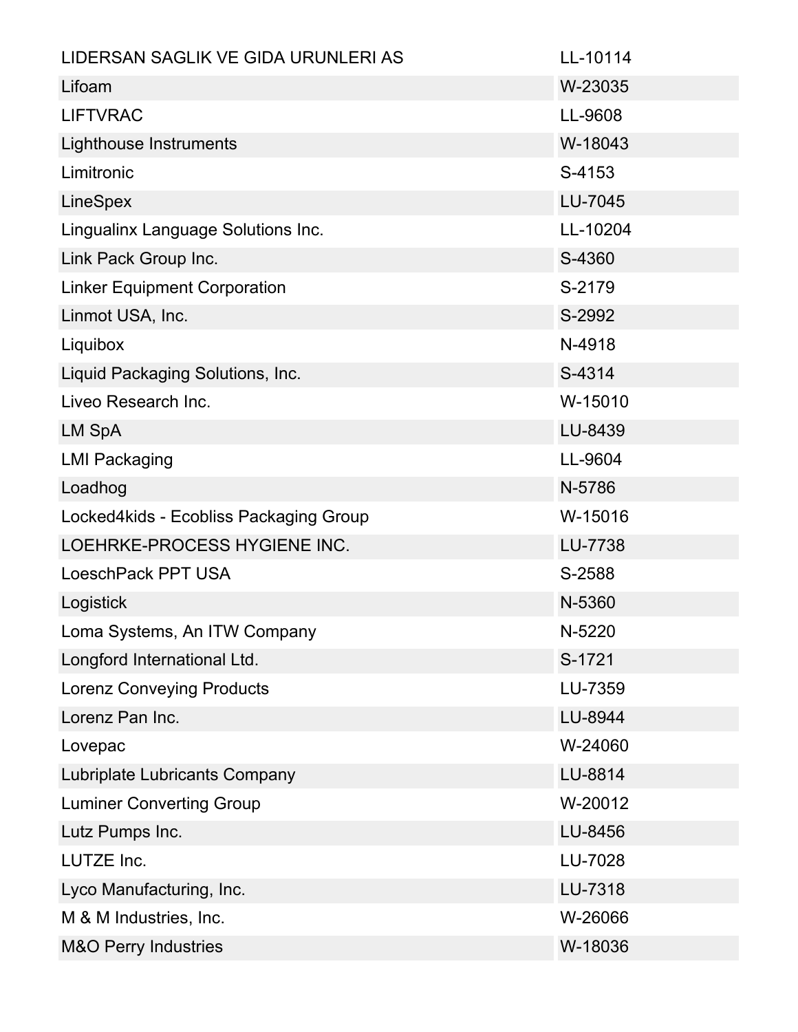| | |
|---|---|
| LIDERSAN SAGLIK VE GIDA URUNLERI AS | LL-10114 |
| Lifoam | W-23035 |
| LIFTVRAC | LL-9608 |
| Lighthouse Instruments | W-18043 |
| Limitronic | S-4153 |
| LineSpex | LU-7045 |
| Lingualinx Language Solutions Inc. | LL-10204 |
| Link Pack Group Inc. | S-4360 |
| Linker Equipment Corporation | S-2179 |
| Linmot USA, Inc. | S-2992 |
| Liquibox | N-4918 |
| Liquid Packaging Solutions, Inc. | S-4314 |
| Liveo Research Inc. | W-15010 |
| LM SpA | LU-8439 |
| LMI Packaging | LL-9604 |
| Loadhog | N-5786 |
| Locked4kids - Ecobliss Packaging Group | W-15016 |
| LOEHRKE-PROCESS HYGIENE INC. | LU-7738 |
| LoeschPack PPT USA | S-2588 |
| Logistick | N-5360 |
| Loma Systems, An ITW Company | N-5220 |
| Longford International Ltd. | S-1721 |
| Lorenz Conveying Products | LU-7359 |
| Lorenz Pan Inc. | LU-8944 |
| Lovepac | W-24060 |
| Lubriplate Lubricants Company | LU-8814 |
| Luminer Converting Group | W-20012 |
| Lutz Pumps Inc. | LU-8456 |
| LUTZE Inc. | LU-7028 |
| Lyco Manufacturing, Inc. | LU-7318 |
| M & M Industries, Inc. | W-26066 |
| M&O Perry Industries | W-18036 |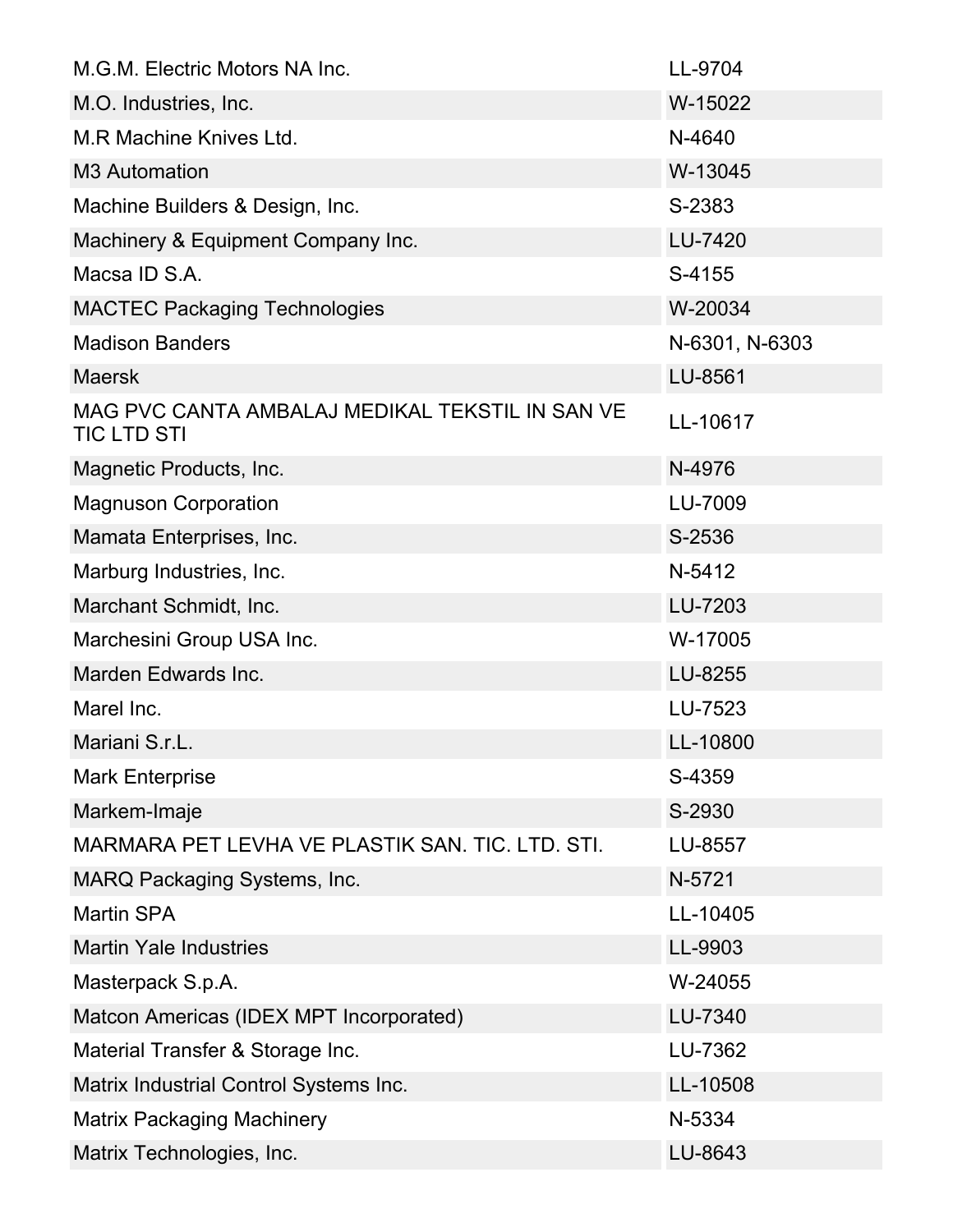| | |
|---|---|
| M.G.M. Electric Motors NA Inc. | LL-9704 |
| M.O. Industries, Inc. | W-15022 |
| M.R Machine Knives Ltd. | N-4640 |
| M3 Automation | W-13045 |
| Machine Builders & Design, Inc. | S-2383 |
| Machinery & Equipment Company Inc. | LU-7420 |
| Macsa ID S.A. | S-4155 |
| MACTEC Packaging Technologies | W-20034 |
| Madison Banders | N-6301, N-6303 |
| Maersk | LU-8561 |
| MAG PVC CANTA AMBALAJ MEDIKAL TEKSTIL IN SAN VE TIC LTD STI | LL-10617 |
| Magnetic Products, Inc. | N-4976 |
| Magnuson Corporation | LU-7009 |
| Mamata Enterprises, Inc. | S-2536 |
| Marburg Industries, Inc. | N-5412 |
| Marchant Schmidt, Inc. | LU-7203 |
| Marchesini Group USA Inc. | W-17005 |
| Marden Edwards Inc. | LU-8255 |
| Marel Inc. | LU-7523 |
| Mariani S.r.L. | LL-10800 |
| Mark Enterprise | S-4359 |
| Markem-Imaje | S-2930 |
| MARMARA PET LEVHA VE PLASTIK SAN. TIC. LTD. STI. | LU-8557 |
| MARQ Packaging Systems, Inc. | N-5721 |
| Martin SPA | LL-10405 |
| Martin Yale Industries | LL-9903 |
| Masterpack S.p.A. | W-24055 |
| Matcon Americas (IDEX MPT Incorporated) | LU-7340 |
| Material Transfer & Storage Inc. | LU-7362 |
| Matrix Industrial Control Systems Inc. | LL-10508 |
| Matrix Packaging Machinery | N-5334 |
| Matrix Technologies, Inc. | LU-8643 |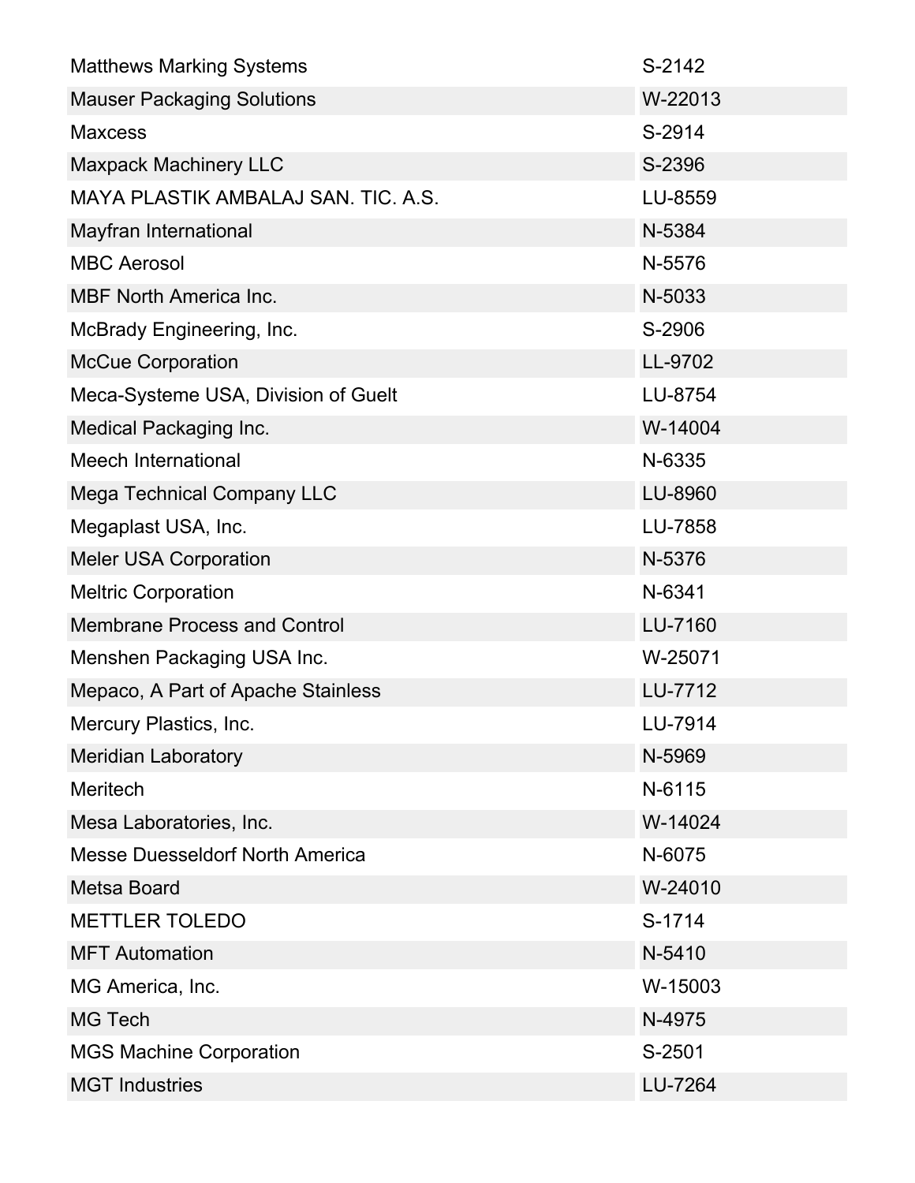| | |
|---|---|
| Matthews Marking Systems | S-2142 |
| Mauser Packaging Solutions | W-22013 |
| Maxcess | S-2914 |
| Maxpack Machinery LLC | S-2396 |
| MAYA PLASTIK AMBALAJ SAN. TIC. A.S. | LU-8559 |
| Mayfran International | N-5384 |
| MBC Aerosol | N-5576 |
| MBF North America Inc. | N-5033 |
| McBrady Engineering, Inc. | S-2906 |
| McCue Corporation | LL-9702 |
| Meca-Systeme USA, Division of Guelt | LU-8754 |
| Medical Packaging Inc. | W-14004 |
| Meech International | N-6335 |
| Mega Technical Company LLC | LU-8960 |
| Megaplast USA, Inc. | LU-7858 |
| Meler USA Corporation | N-5376 |
| Meltric Corporation | N-6341 |
| Membrane Process and Control | LU-7160 |
| Menshen Packaging USA Inc. | W-25071 |
| Mepaco, A Part of Apache Stainless | LU-7712 |
| Mercury Plastics, Inc. | LU-7914 |
| Meridian Laboratory | N-5969 |
| Meritech | N-6115 |
| Mesa Laboratories, Inc. | W-14024 |
| Messe Duesseldorf North America | N-6075 |
| Metsa Board | W-24010 |
| METTLER TOLEDO | S-1714 |
| MFT Automation | N-5410 |
| MG America, Inc. | W-15003 |
| MG Tech | N-4975 |
| MGS Machine Corporation | S-2501 |
| MGT Industries | LU-7264 |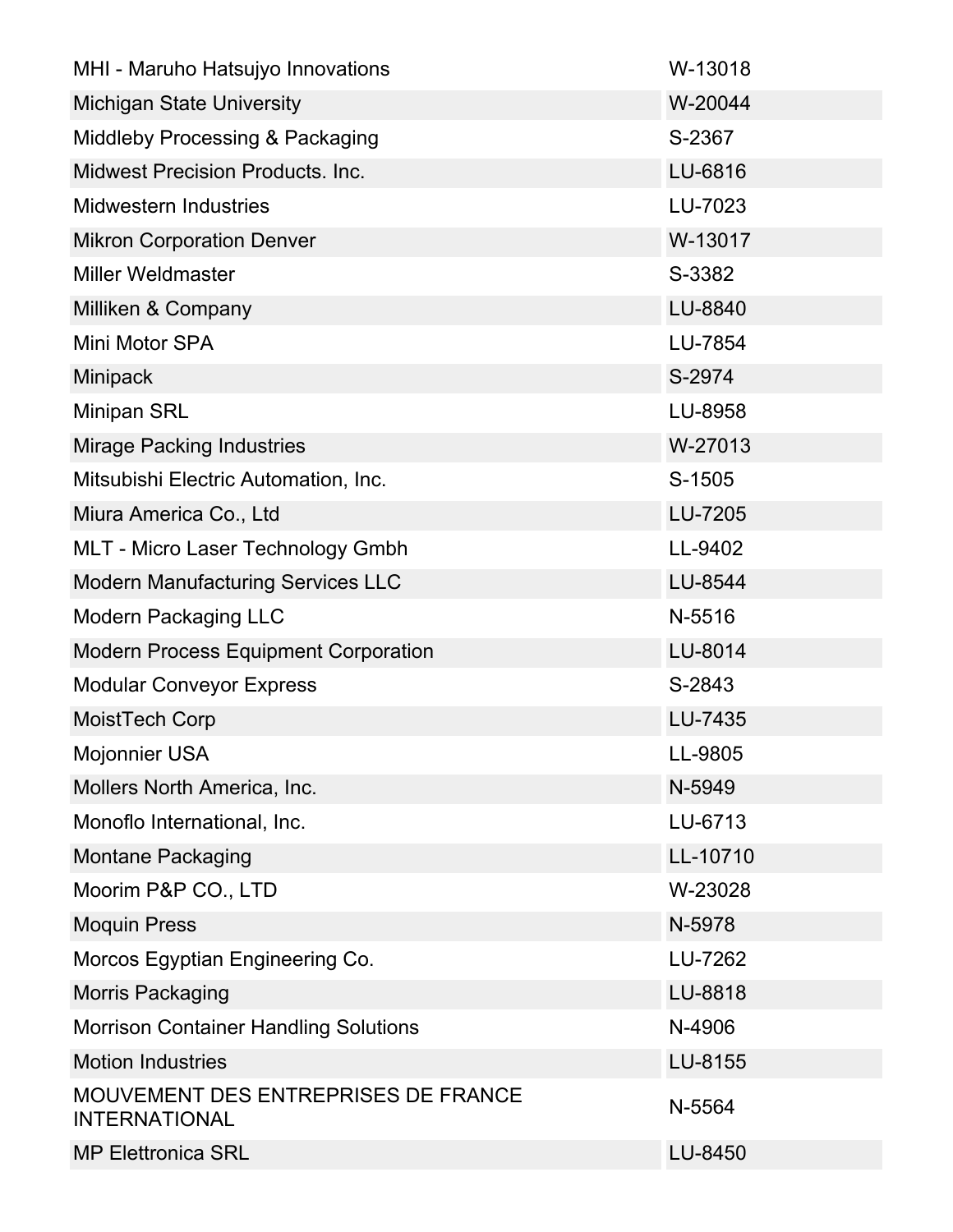| | |
|---|---|
| MHI - Maruho Hatsujyo Innovations | W-13018 |
| Michigan State University | W-20044 |
| Middleby Processing & Packaging | S-2367 |
| Midwest Precision Products. Inc. | LU-6816 |
| Midwestern Industries | LU-7023 |
| Mikron Corporation Denver | W-13017 |
| Miller Weldmaster | S-3382 |
| Milliken & Company | LU-8840 |
| Mini Motor SPA | LU-7854 |
| Minipack | S-2974 |
| Minipan SRL | LU-8958 |
| Mirage Packing Industries | W-27013 |
| Mitsubishi Electric Automation, Inc. | S-1505 |
| Miura America Co., Ltd | LU-7205 |
| MLT - Micro Laser Technology Gmbh | LL-9402 |
| Modern Manufacturing Services LLC | LU-8544 |
| Modern Packaging LLC | N-5516 |
| Modern Process Equipment Corporation | LU-8014 |
| Modular Conveyor Express | S-2843 |
| MoistTech Corp | LU-7435 |
| Mojonnier USA | LL-9805 |
| Mollers North America, Inc. | N-5949 |
| Monoflo International, Inc. | LU-6713 |
| Montane Packaging | LL-10710 |
| Moorim P&P CO., LTD | W-23028 |
| Moquin Press | N-5978 |
| Morcos Egyptian Engineering Co. | LU-7262 |
| Morris Packaging | LU-8818 |
| Morrison Container Handling Solutions | N-4906 |
| Motion Industries | LU-8155 |
| MOUVEMENT DES ENTREPRISES DE FRANCE INTERNATIONAL | N-5564 |
| MP Elettronica SRL | LU-8450 |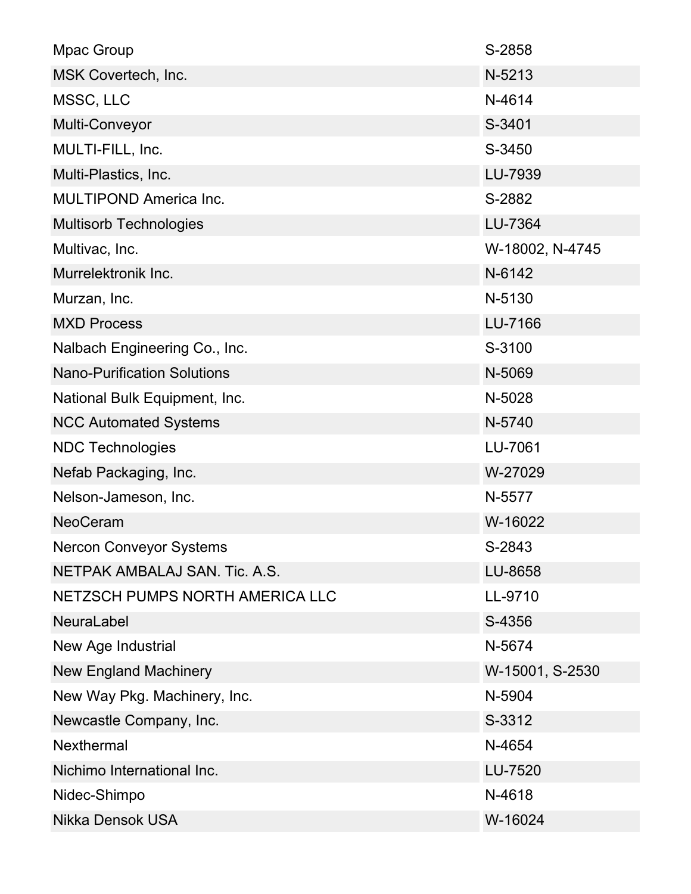| Mpac Group | S-2858 |
|---|---|
| MSK Covertech, Inc. | N-5213 |
| MSSC, LLC | N-4614 |
| Multi-Conveyor | S-3401 |
| MULTI-FILL, Inc. | S-3450 |
| Multi-Plastics, Inc. | LU-7939 |
| MULTIPOND America Inc. | S-2882 |
| Multisorb Technologies | LU-7364 |
| Multivac, Inc. | W-18002, N-4745 |
| Murrelektronik Inc. | N-6142 |
| Murzan, Inc. | N-5130 |
| MXD Process | LU-7166 |
| Nalbach Engineering Co., Inc. | S-3100 |
| Nano-Purification Solutions | N-5069 |
| National Bulk Equipment, Inc. | N-5028 |
| NCC Automated Systems | N-5740 |
| NDC Technologies | LU-7061 |
| Nefab Packaging, Inc. | W-27029 |
| Nelson-Jameson, Inc. | N-5577 |
| NeoCeram | W-16022 |
| Nercon Conveyor Systems | S-2843 |
| NETPAK AMBALAJ SAN. Tic. A.S. | LU-8658 |
| NETZSCH PUMPS NORTH AMERICA LLC | LL-9710 |
| NeuraLabel | S-4356 |
| New Age Industrial | N-5674 |
| New England Machinery | W-15001, S-2530 |
| New Way Pkg. Machinery, Inc. | N-5904 |
| Newcastle Company, Inc. | S-3312 |
| Nexthermal | N-4654 |
| Nichimo International Inc. | LU-7520 |
| Nidec-Shimpo | N-4618 |
| Nikka Densok USA | W-16024 |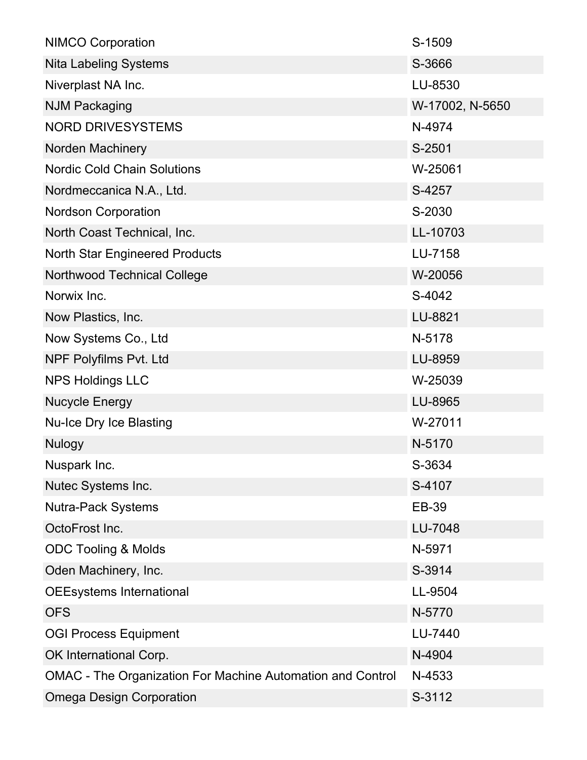| | |
|---|---|
| NIMCO Corporation | S-1509 |
| Nita Labeling Systems | S-3666 |
| Niverplast NA Inc. | LU-8530 |
| NJM Packaging | W-17002, N-5650 |
| NORD DRIVESYSTEMS | N-4974 |
| Norden Machinery | S-2501 |
| Nordic Cold Chain Solutions | W-25061 |
| Nordmeccanica N.A., Ltd. | S-4257 |
| Nordson Corporation | S-2030 |
| North Coast Technical, Inc. | LL-10703 |
| North Star Engineered Products | LU-7158 |
| Northwood Technical College | W-20056 |
| Norwix Inc. | S-4042 |
| Now Plastics, Inc. | LU-8821 |
| Now Systems Co., Ltd | N-5178 |
| NPF Polyfilms Pvt. Ltd | LU-8959 |
| NPS Holdings LLC | W-25039 |
| Nucycle Energy | LU-8965 |
| Nu-Ice Dry Ice Blasting | W-27011 |
| Nulogy | N-5170 |
| Nuspark Inc. | S-3634 |
| Nutec Systems Inc. | S-4107 |
| Nutra-Pack Systems | EB-39 |
| OctoFrost Inc. | LU-7048 |
| ODC Tooling & Molds | N-5971 |
| Oden Machinery, Inc. | S-3914 |
| OEEsystems International | LL-9504 |
| OFS | N-5770 |
| OGI Process Equipment | LU-7440 |
| OK International Corp. | N-4904 |
| OMAC - The Organization For Machine Automation and Control | N-4533 |
| Omega Design Corporation | S-3112 |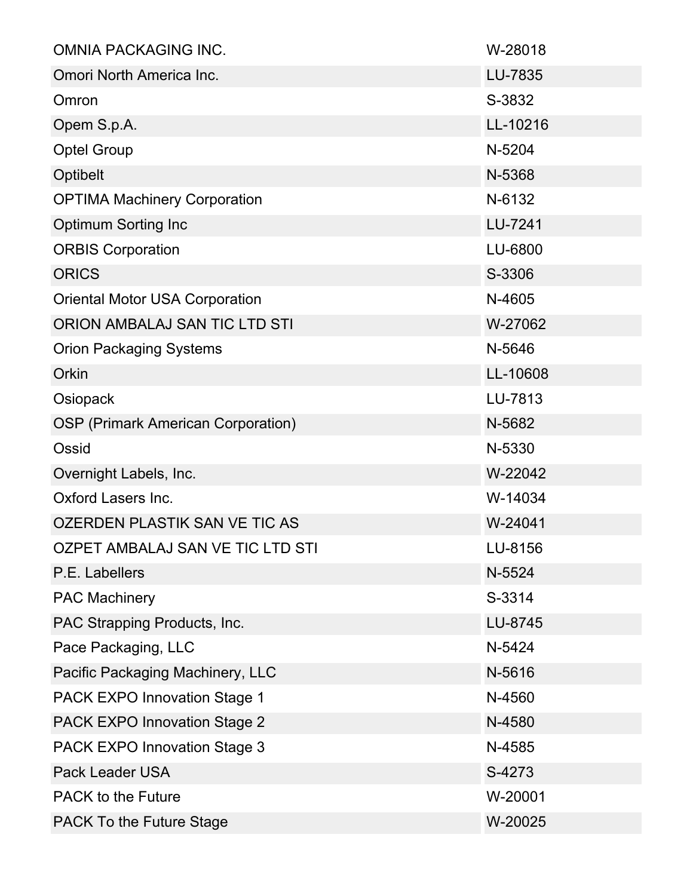| | |
|---|---|
| OMNIA PACKAGING INC. | W-28018 |
| Omori North America Inc. | LU-7835 |
| Omron | S-3832 |
| Opem S.p.A. | LL-10216 |
| Optel Group | N-5204 |
| Optibelt | N-5368 |
| OPTIMA Machinery Corporation | N-6132 |
| Optimum Sorting Inc | LU-7241 |
| ORBIS Corporation | LU-6800 |
| ORICS | S-3306 |
| Oriental Motor USA Corporation | N-4605 |
| ORION AMBALAJ SAN TIC LTD STI | W-27062 |
| Orion Packaging Systems | N-5646 |
| Orkin | LL-10608 |
| Osiopack | LU-7813 |
| OSP (Primark American Corporation) | N-5682 |
| Ossid | N-5330 |
| Overnight Labels, Inc. | W-22042 |
| Oxford Lasers Inc. | W-14034 |
| OZERDEN PLASTIK SAN VE TIC AS | W-24041 |
| OZPET AMBALAJ SAN VE TIC LTD STI | LU-8156 |
| P.E. Labellers | N-5524 |
| PAC Machinery | S-3314 |
| PAC Strapping Products, Inc. | LU-8745 |
| Pace Packaging, LLC | N-5424 |
| Pacific Packaging Machinery, LLC | N-5616 |
| PACK EXPO Innovation Stage 1 | N-4560 |
| PACK EXPO Innovation Stage 2 | N-4580 |
| PACK EXPO Innovation Stage 3 | N-4585 |
| Pack Leader USA | S-4273 |
| PACK to the Future | W-20001 |
| PACK To the Future Stage | W-20025 |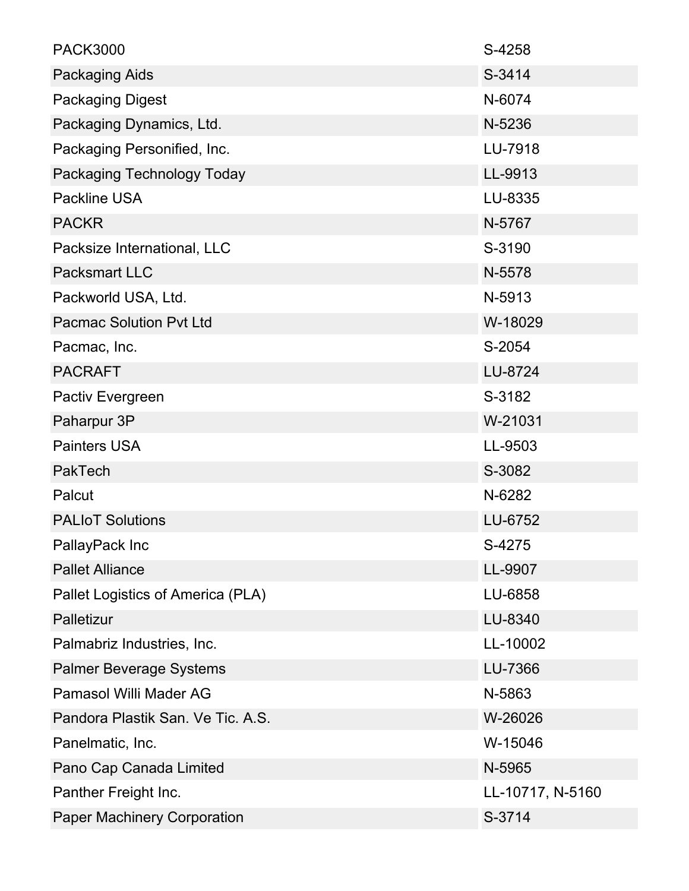| | |
|---|---|
| PACK3000 | S-4258 |
| Packaging Aids | S-3414 |
| Packaging Digest | N-6074 |
| Packaging Dynamics, Ltd. | N-5236 |
| Packaging Personified, Inc. | LU-7918 |
| Packaging Technology Today | LL-9913 |
| Packline USA | LU-8335 |
| PACKR | N-5767 |
| Packsize International, LLC | S-3190 |
| Packsmart LLC | N-5578 |
| Packworld USA, Ltd. | N-5913 |
| Pacmac Solution Pvt Ltd | W-18029 |
| Pacmac, Inc. | S-2054 |
| PACRAFT | LU-8724 |
| Pactiv Evergreen | S-3182 |
| Paharpur 3P | W-21031 |
| Painters USA | LL-9503 |
| PakTech | S-3082 |
| Palcut | N-6282 |
| PALIoT Solutions | LU-6752 |
| PallayPack Inc | S-4275 |
| Pallet Alliance | LL-9907 |
| Pallet Logistics of America (PLA) | LU-6858 |
| Palletizur | LU-8340 |
| Palmabriz Industries, Inc. | LL-10002 |
| Palmer Beverage Systems | LU-7366 |
| Pamasol Willi Mader AG | N-5863 |
| Pandora Plastik San. Ve Tic. A.S. | W-26026 |
| Panelmatic, Inc. | W-15046 |
| Pano Cap Canada Limited | N-5965 |
| Panther Freight Inc. | LL-10717, N-5160 |
| Paper Machinery Corporation | S-3714 |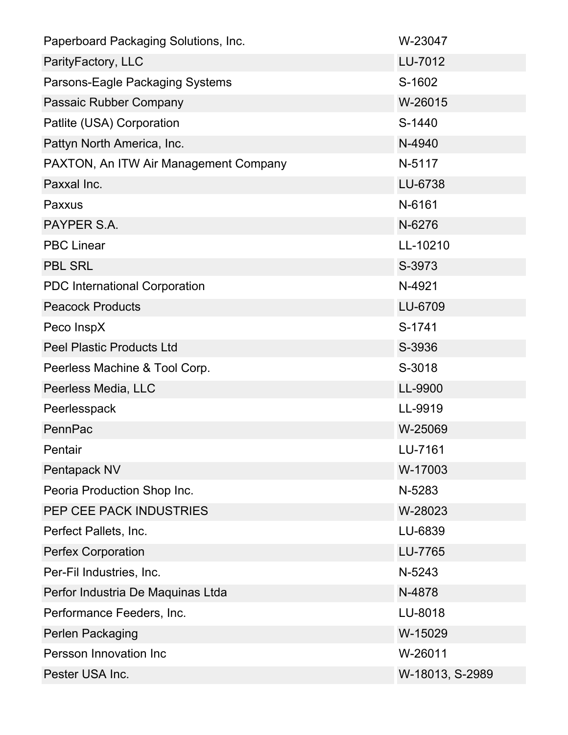| | |
|---|---|
| Paperboard Packaging Solutions, Inc. | W-23047 |
| ParityFactory, LLC | LU-7012 |
| Parsons-Eagle Packaging Systems | S-1602 |
| Passaic Rubber Company | W-26015 |
| Patlite (USA) Corporation | S-1440 |
| Pattyn North America, Inc. | N-4940 |
| PAXTON, An ITW Air Management Company | N-5117 |
| Paxxal Inc. | LU-6738 |
| Paxxus | N-6161 |
| PAYPER S.A. | N-6276 |
| PBC Linear | LL-10210 |
| PBL SRL | S-3973 |
| PDC International Corporation | N-4921 |
| Peacock Products | LU-6709 |
| Peco InspX | S-1741 |
| Peel Plastic Products Ltd | S-3936 |
| Peerless Machine & Tool Corp. | S-3018 |
| Peerless Media, LLC | LL-9900 |
| Peerlesspack | LL-9919 |
| PennPac | W-25069 |
| Pentair | LU-7161 |
| Pentapack NV | W-17003 |
| Peoria Production Shop Inc. | N-5283 |
| PEP CEE PACK INDUSTRIES | W-28023 |
| Perfect Pallets, Inc. | LU-6839 |
| Perfex Corporation | LU-7765 |
| Per-Fil Industries, Inc. | N-5243 |
| Perfor Industria De Maquinas Ltda | N-4878 |
| Performance Feeders, Inc. | LU-8018 |
| Perlen Packaging | W-15029 |
| Persson Innovation Inc | W-26011 |
| Pester USA Inc. | W-18013, S-2989 |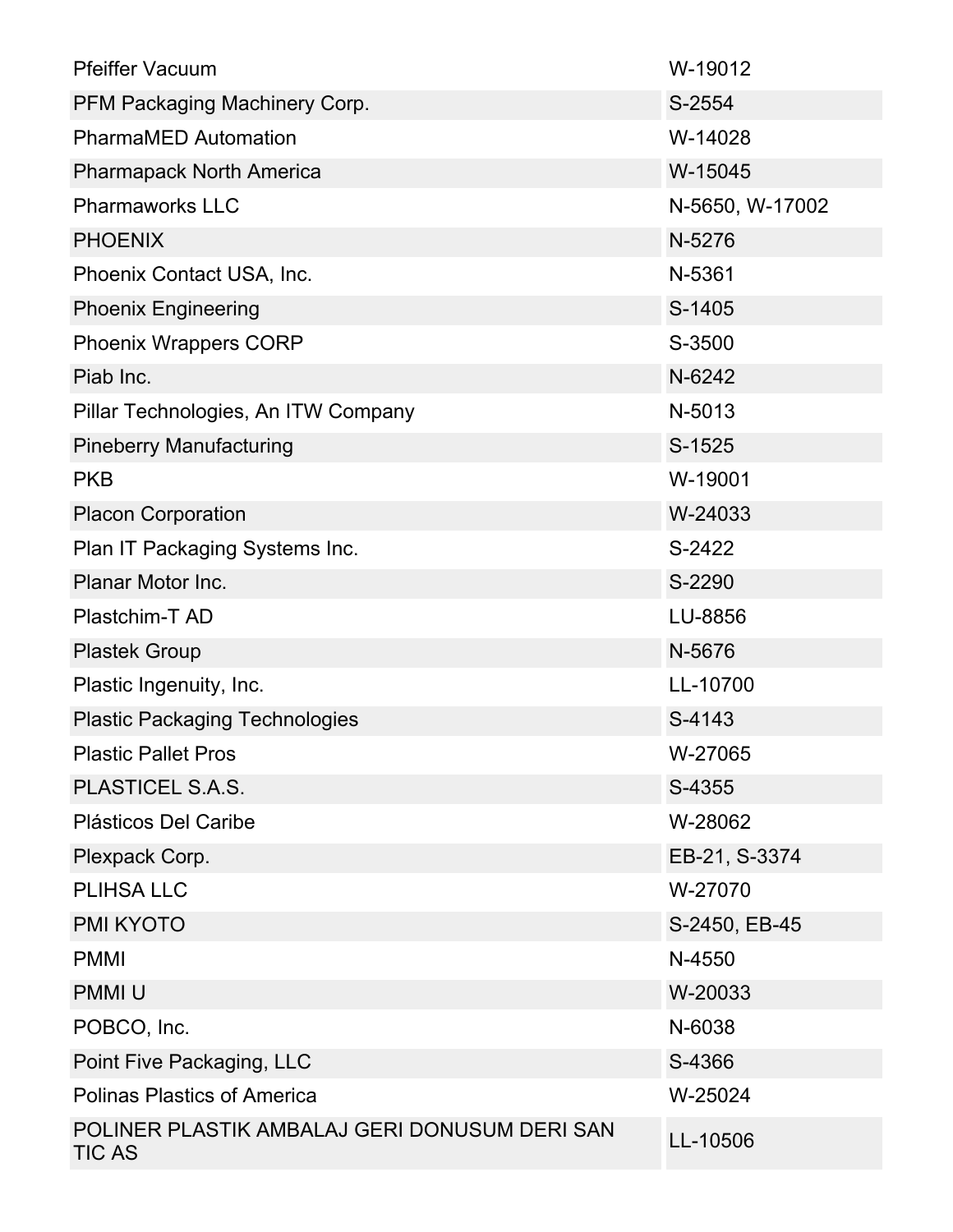| | |
|---|---|
| Pfeiffer Vacuum | W-19012 |
| PFM Packaging Machinery Corp. | S-2554 |
| PharmaMED Automation | W-14028 |
| Pharmapack North America | W-15045 |
| Pharmaworks LLC | N-5650, W-17002 |
| PHOENIX | N-5276 |
| Phoenix Contact USA, Inc. | N-5361 |
| Phoenix Engineering | S-1405 |
| Phoenix Wrappers CORP | S-3500 |
| Piab Inc. | N-6242 |
| Pillar Technologies, An ITW Company | N-5013 |
| Pineberry Manufacturing | S-1525 |
| PKB | W-19001 |
| Placon Corporation | W-24033 |
| Plan IT Packaging Systems Inc. | S-2422 |
| Planar Motor Inc. | S-2290 |
| Plastchim-T AD | LU-8856 |
| Plastek Group | N-5676 |
| Plastic Ingenuity, Inc. | LL-10700 |
| Plastic Packaging Technologies | S-4143 |
| Plastic Pallet Pros | W-27065 |
| PLASTICEL S.A.S. | S-4355 |
| Plásticos Del Caribe | W-28062 |
| Plexpack Corp. | EB-21, S-3374 |
| PLIHSA LLC | W-27070 |
| PMI KYOTO | S-2450, EB-45 |
| PMMI | N-4550 |
| PMMI U | W-20033 |
| POBCO, Inc. | N-6038 |
| Point Five Packaging, LLC | S-4366 |
| Polinas Plastics of America | W-25024 |
| POLINER PLASTIK AMBALAJ GERI DONUSUM DERI SAN TIC AS | LL-10506 |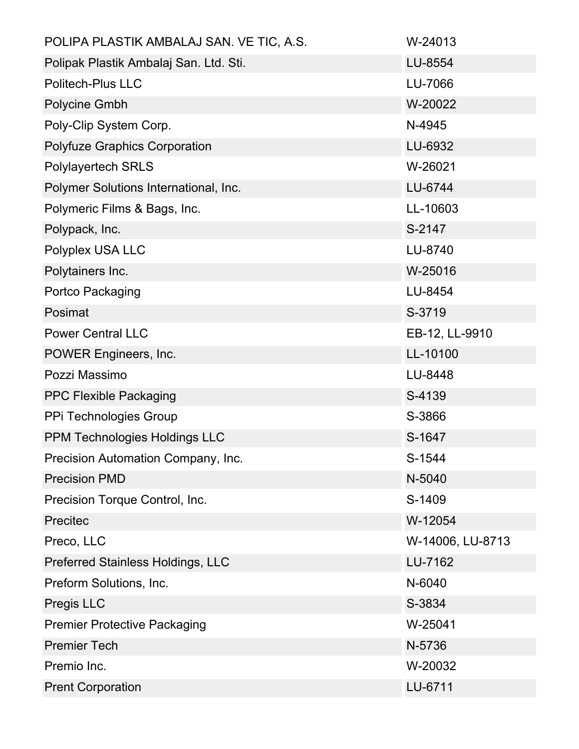| | |
|---|---|
| POLIPA PLASTIK AMBALAJ SAN. VE TIC, A.S. | W-24013 |
| Polipak Plastik Ambalaj San. Ltd. Sti. | LU-8554 |
| Politech-Plus LLC | LU-7066 |
| Polycine Gmbh | W-20022 |
| Poly-Clip System Corp. | N-4945 |
| Polyfuze Graphics Corporation | LU-6932 |
| Polylayertech SRLS | W-26021 |
| Polymer Solutions International, Inc. | LU-6744 |
| Polymeric Films & Bags, Inc. | LL-10603 |
| Polypack, Inc. | S-2147 |
| Polyplex USA LLC | LU-8740 |
| Polytainers Inc. | W-25016 |
| Portco Packaging | LU-8454 |
| Posimat | S-3719 |
| Power Central LLC | EB-12, LL-9910 |
| POWER Engineers, Inc. | LL-10100 |
| Pozzi Massimo | LU-8448 |
| PPC Flexible Packaging | S-4139 |
| PPi Technologies Group | S-3866 |
| PPM Technologies Holdings LLC | S-1647 |
| Precision Automation Company, Inc. | S-1544 |
| Precision PMD | N-5040 |
| Precision Torque Control, Inc. | S-1409 |
| Precitec | W-12054 |
| Preco, LLC | W-14006, LU-8713 |
| Preferred Stainless Holdings, LLC | LU-7162 |
| Preform Solutions, Inc. | N-6040 |
| Pregis LLC | S-3834 |
| Premier Protective Packaging | W-25041 |
| Premier Tech | N-5736 |
| Premio Inc. | W-20032 |
| Prent Corporation | LU-6711 |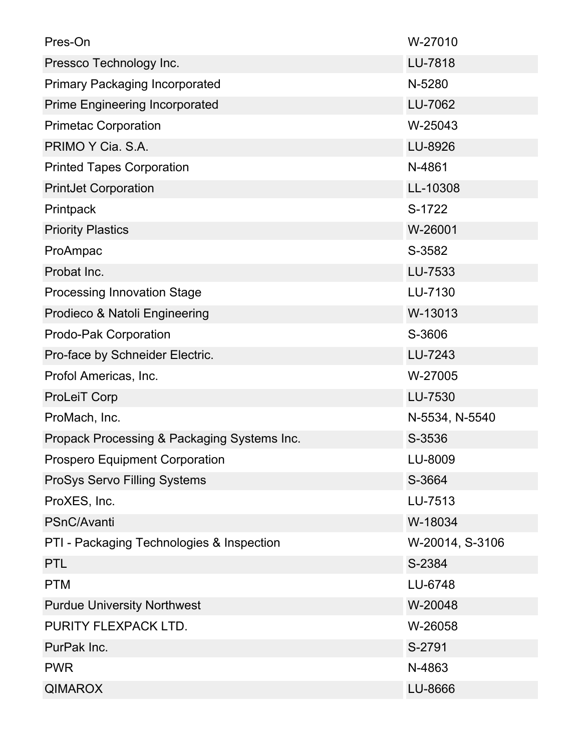| | |
|---|---|
| Pres-On | W-27010 |
| Pressco Technology Inc. | LU-7818 |
| Primary Packaging Incorporated | N-5280 |
| Prime Engineering Incorporated | LU-7062 |
| Primetac Corporation | W-25043 |
| PRIMO Y Cia. S.A. | LU-8926 |
| Printed Tapes Corporation | N-4861 |
| PrintJet Corporation | LL-10308 |
| Printpack | S-1722 |
| Priority Plastics | W-26001 |
| ProAmpac | S-3582 |
| Probat Inc. | LU-7533 |
| Processing Innovation Stage | LU-7130 |
| Prodieco & Natoli Engineering | W-13013 |
| Prodo-Pak Corporation | S-3606 |
| Pro-face by Schneider Electric. | LU-7243 |
| Profol Americas, Inc. | W-27005 |
| ProLeiT Corp | LU-7530 |
| ProMach, Inc. | N-5534, N-5540 |
| Propack Processing & Packaging Systems Inc. | S-3536 |
| Prospero Equipment Corporation | LU-8009 |
| ProSys Servo Filling Systems | S-3664 |
| ProXES, Inc. | LU-7513 |
| PSnC/Avanti | W-18034 |
| PTI - Packaging Technologies & Inspection | W-20014, S-3106 |
| PTL | S-2384 |
| PTM | LU-6748 |
| Purdue University Northwest | W-20048 |
| PURITY FLEXPACK LTD. | W-26058 |
| PurPak Inc. | S-2791 |
| PWR | N-4863 |
| QIMAROX | LU-8666 |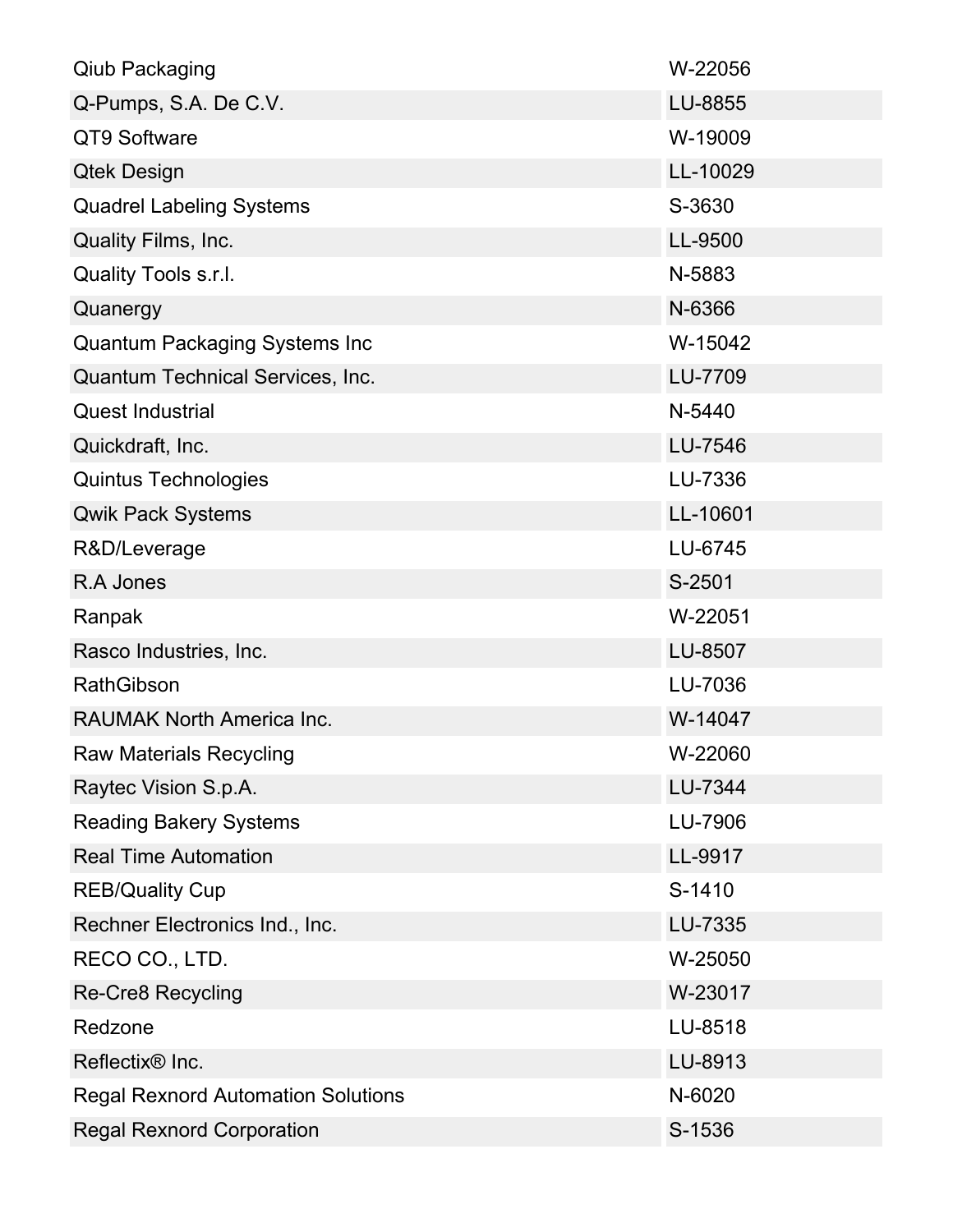| | |
|---|---|
| Qiub Packaging | W-22056 |
| Q-Pumps, S.A. De C.V. | LU-8855 |
| QT9 Software | W-19009 |
| Qtek Design | LL-10029 |
| Quadrel Labeling Systems | S-3630 |
| Quality Films, Inc. | LL-9500 |
| Quality Tools s.r.l. | N-5883 |
| Quanergy | N-6366 |
| Quantum Packaging Systems Inc | W-15042 |
| Quantum Technical Services, Inc. | LU-7709 |
| Quest Industrial | N-5440 |
| Quickdraft, Inc. | LU-7546 |
| Quintus Technologies | LU-7336 |
| Qwik Pack Systems | LL-10601 |
| R&D/Leverage | LU-6745 |
| R.A Jones | S-2501 |
| Ranpak | W-22051 |
| Rasco Industries, Inc. | LU-8507 |
| RathGibson | LU-7036 |
| RAUMAK North America Inc. | W-14047 |
| Raw Materials Recycling | W-22060 |
| Raytec Vision S.p.A. | LU-7344 |
| Reading Bakery Systems | LU-7906 |
| Real Time Automation | LL-9917 |
| REB/Quality Cup | S-1410 |
| Rechner Electronics Ind., Inc. | LU-7335 |
| RECO CO., LTD. | W-25050 |
| Re-Cre8 Recycling | W-23017 |
| Redzone | LU-8518 |
| Reflectix® Inc. | LU-8913 |
| Regal Rexnord Automation Solutions | N-6020 |
| Regal Rexnord Corporation | S-1536 |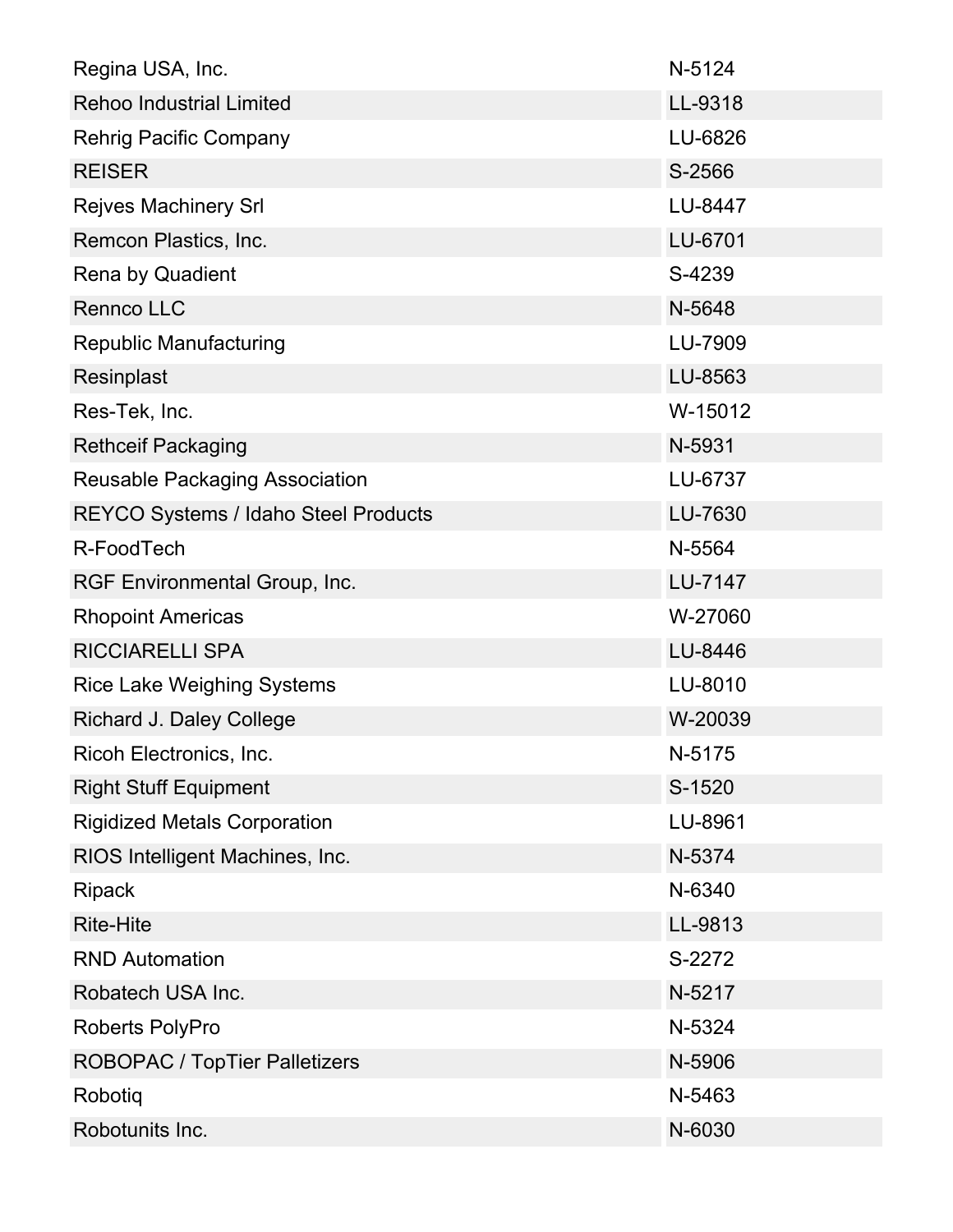| | |
|---|---|
| Regina USA, Inc. | N-5124 |
| Rehoo Industrial Limited | LL-9318 |
| Rehrig Pacific Company | LU-6826 |
| REISER | S-2566 |
| Rejves Machinery Srl | LU-8447 |
| Remcon Plastics, Inc. | LU-6701 |
| Rena by Quadient | S-4239 |
| Rennco LLC | N-5648 |
| Republic Manufacturing | LU-7909 |
| Resinplast | LU-8563 |
| Res-Tek, Inc. | W-15012 |
| Rethceif Packaging | N-5931 |
| Reusable Packaging Association | LU-6737 |
| REYCO Systems / Idaho Steel Products | LU-7630 |
| R-FoodTech | N-5564 |
| RGF Environmental Group, Inc. | LU-7147 |
| Rhopoint Americas | W-27060 |
| RICCIARELLI SPA | LU-8446 |
| Rice Lake Weighing Systems | LU-8010 |
| Richard J. Daley College | W-20039 |
| Ricoh Electronics, Inc. | N-5175 |
| Right Stuff Equipment | S-1520 |
| Rigidized Metals Corporation | LU-8961 |
| RIOS Intelligent Machines, Inc. | N-5374 |
| Ripack | N-6340 |
| Rite-Hite | LL-9813 |
| RND Automation | S-2272 |
| Robatech USA Inc. | N-5217 |
| Roberts PolyPro | N-5324 |
| ROBOPAC / TopTier Palletizers | N-5906 |
| Robotiq | N-5463 |
| Robotunits Inc. | N-6030 |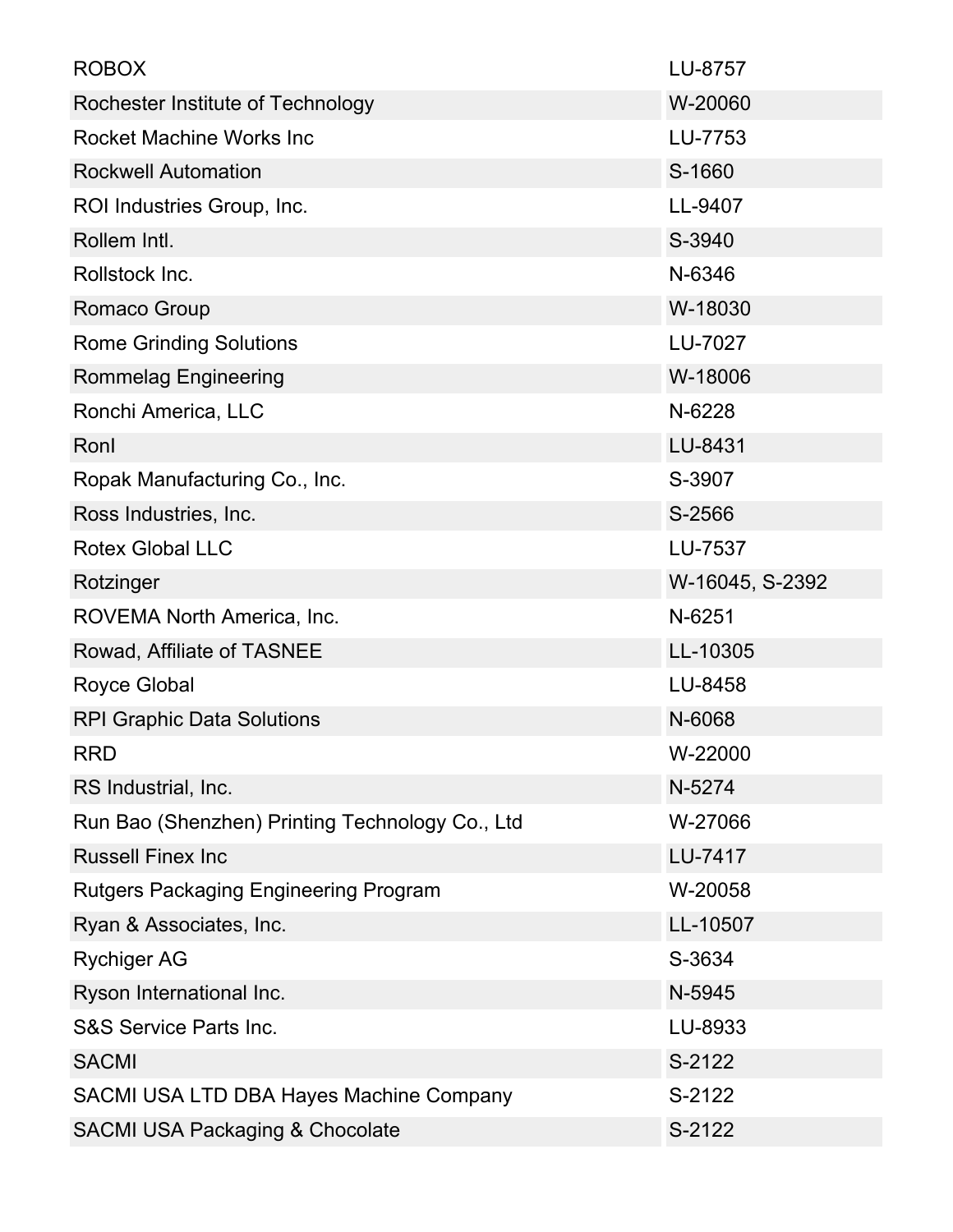| | |
|---|---|
| ROBOX | LU-8757 |
| Rochester Institute of Technology | W-20060 |
| Rocket Machine Works Inc | LU-7753 |
| Rockwell Automation | S-1660 |
| ROI Industries Group, Inc. | LL-9407 |
| Rollem Intl. | S-3940 |
| Rollstock Inc. | N-6346 |
| Romaco Group | W-18030 |
| Rome Grinding Solutions | LU-7027 |
| Rommelag Engineering | W-18006 |
| Ronchi America, LLC | N-6228 |
| RonI | LU-8431 |
| Ropak Manufacturing Co., Inc. | S-3907 |
| Ross Industries, Inc. | S-2566 |
| Rotex Global LLC | LU-7537 |
| Rotzinger | W-16045, S-2392 |
| ROVEMA North America, Inc. | N-6251 |
| Rowad, Affiliate of TASNEE | LL-10305 |
| Royce Global | LU-8458 |
| RPI Graphic Data Solutions | N-6068 |
| RRD | W-22000 |
| RS Industrial, Inc. | N-5274 |
| Run Bao (Shenzhen) Printing Technology Co., Ltd | W-27066 |
| Russell Finex Inc | LU-7417 |
| Rutgers Packaging Engineering Program | W-20058 |
| Ryan & Associates, Inc. | LL-10507 |
| Rychiger AG | S-3634 |
| Ryson International Inc. | N-5945 |
| S&S Service Parts Inc. | LU-8933 |
| SACMI | S-2122 |
| SACMI USA LTD DBA Hayes Machine Company | S-2122 |
| SACMI USA Packaging & Chocolate | S-2122 |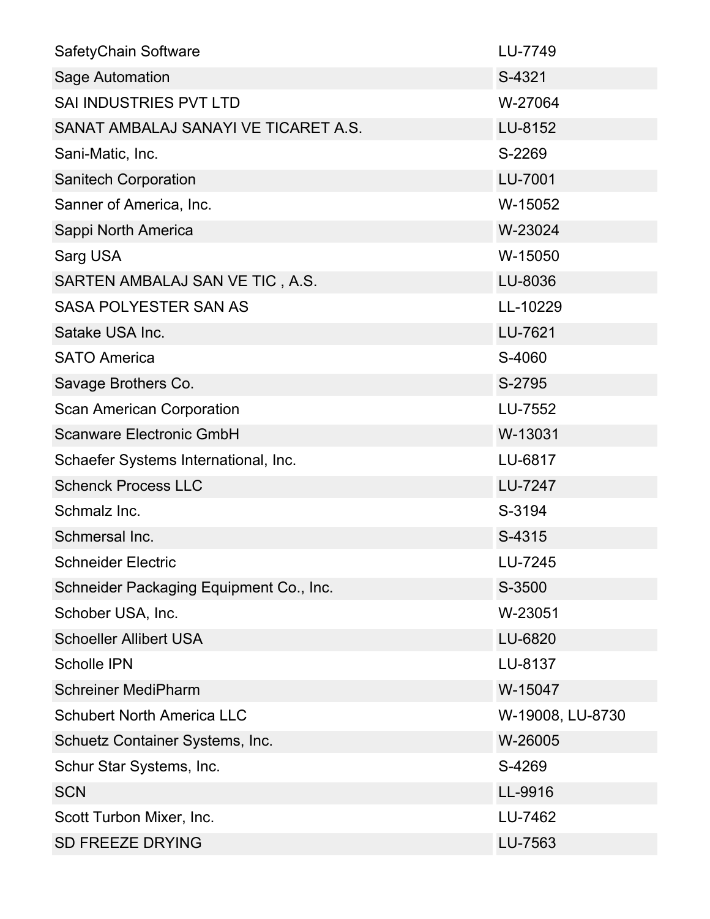| | |
|---|---|
| SafetyChain Software | LU-7749 |
| Sage Automation | S-4321 |
| SAI INDUSTRIES PVT LTD | W-27064 |
| SANAT AMBALAJ SANAYI VE TICARET A.S. | LU-8152 |
| Sani-Matic, Inc. | S-2269 |
| Sanitech Corporation | LU-7001 |
| Sanner of America, Inc. | W-15052 |
| Sappi North America | W-23024 |
| Sarg USA | W-15050 |
| SARTEN AMBALAJ SAN VE TIC , A.S. | LU-8036 |
| SASA POLYESTER SAN AS | LL-10229 |
| Satake USA Inc. | LU-7621 |
| SATO America | S-4060 |
| Savage Brothers Co. | S-2795 |
| Scan American Corporation | LU-7552 |
| Scanware Electronic GmbH | W-13031 |
| Schaefer Systems International, Inc. | LU-6817 |
| Schenck Process LLC | LU-7247 |
| Schmalz Inc. | S-3194 |
| Schmersal Inc. | S-4315 |
| Schneider Electric | LU-7245 |
| Schneider Packaging Equipment Co., Inc. | S-3500 |
| Schober USA, Inc. | W-23051 |
| Schoeller Allibert USA | LU-6820 |
| Scholle IPN | LU-8137 |
| Schreiner MediPharm | W-15047 |
| Schubert North America LLC | W-19008, LU-8730 |
| Schuetz Container Systems, Inc. | W-26005 |
| Schur Star Systems, Inc. | S-4269 |
| SCN | LL-9916 |
| Scott Turbon Mixer, Inc. | LU-7462 |
| SD FREEZE DRYING | LU-7563 |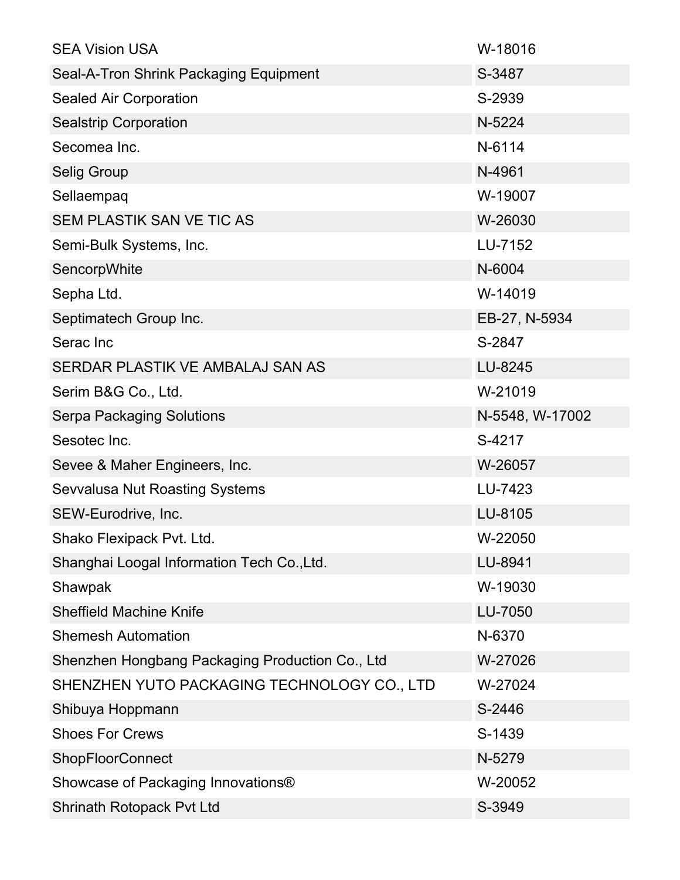| | |
|---|---|
| SEA Vision USA | W-18016 |
| Seal-A-Tron Shrink Packaging Equipment | S-3487 |
| Sealed Air Corporation | S-2939 |
| Sealstrip Corporation | N-5224 |
| Secomea Inc. | N-6114 |
| Selig Group | N-4961 |
| Sellaempaq | W-19007 |
| SEM PLASTIK SAN VE TIC AS | W-26030 |
| Semi-Bulk Systems, Inc. | LU-7152 |
| SencorpWhite | N-6004 |
| Sepha Ltd. | W-14019 |
| Septimatech Group Inc. | EB-27, N-5934 |
| Serac Inc | S-2847 |
| SERDAR PLASTIK VE AMBALAJ SAN AS | LU-8245 |
| Serim B&G Co., Ltd. | W-21019 |
| Serpa Packaging Solutions | N-5548, W-17002 |
| Sesotec Inc. | S-4217 |
| Sevee & Maher Engineers, Inc. | W-26057 |
| Sevvalusa Nut Roasting Systems | LU-7423 |
| SEW-Eurodrive, Inc. | LU-8105 |
| Shako Flexipack Pvt. Ltd. | W-22050 |
| Shanghai Loogal Information Tech Co.,Ltd. | LU-8941 |
| Shawpak | W-19030 |
| Sheffield Machine Knife | LU-7050 |
| Shemesh Automation | N-6370 |
| Shenzhen Hongbang Packaging Production Co., Ltd | W-27026 |
| SHENZHEN YUTO PACKAGING TECHNOLOGY CO., LTD | W-27024 |
| Shibuya Hoppmann | S-2446 |
| Shoes For Crews | S-1439 |
| ShopFloorConnect | N-5279 |
| Showcase of Packaging Innovations® | W-20052 |
| Shrinath Rotopack Pvt Ltd | S-3949 |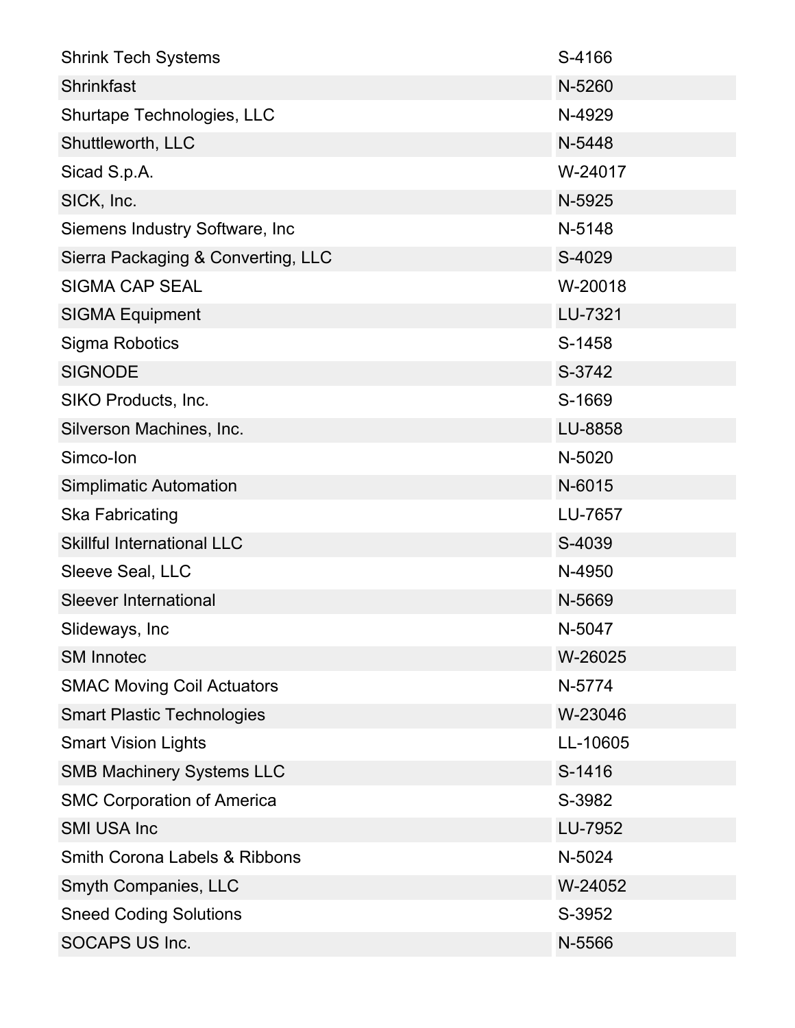| | |
|---|---|
| Shrink Tech Systems | S-4166 |
| Shrinkfast | N-5260 |
| Shurtape Technologies, LLC | N-4929 |
| Shuttleworth, LLC | N-5448 |
| Sicad S.p.A. | W-24017 |
| SICK, Inc. | N-5925 |
| Siemens Industry Software, Inc | N-5148 |
| Sierra Packaging & Converting, LLC | S-4029 |
| SIGMA CAP SEAL | W-20018 |
| SIGMA Equipment | LU-7321 |
| Sigma Robotics | S-1458 |
| SIGNODE | S-3742 |
| SIKO Products, Inc. | S-1669 |
| Silverson Machines, Inc. | LU-8858 |
| Simco-Ion | N-5020 |
| Simplimatic Automation | N-6015 |
| Ska Fabricating | LU-7657 |
| Skillful International LLC | S-4039 |
| Sleeve Seal, LLC | N-4950 |
| Sleever International | N-5669 |
| Slideways, Inc | N-5047 |
| SM Innotec | W-26025 |
| SMAC Moving Coil Actuators | N-5774 |
| Smart Plastic Technologies | W-23046 |
| Smart Vision Lights | LL-10605 |
| SMB Machinery Systems LLC | S-1416 |
| SMC Corporation of America | S-3982 |
| SMI USA Inc | LU-7952 |
| Smith Corona Labels & Ribbons | N-5024 |
| Smyth Companies, LLC | W-24052 |
| Sneed Coding Solutions | S-3952 |
| SOCAPS US Inc. | N-5566 |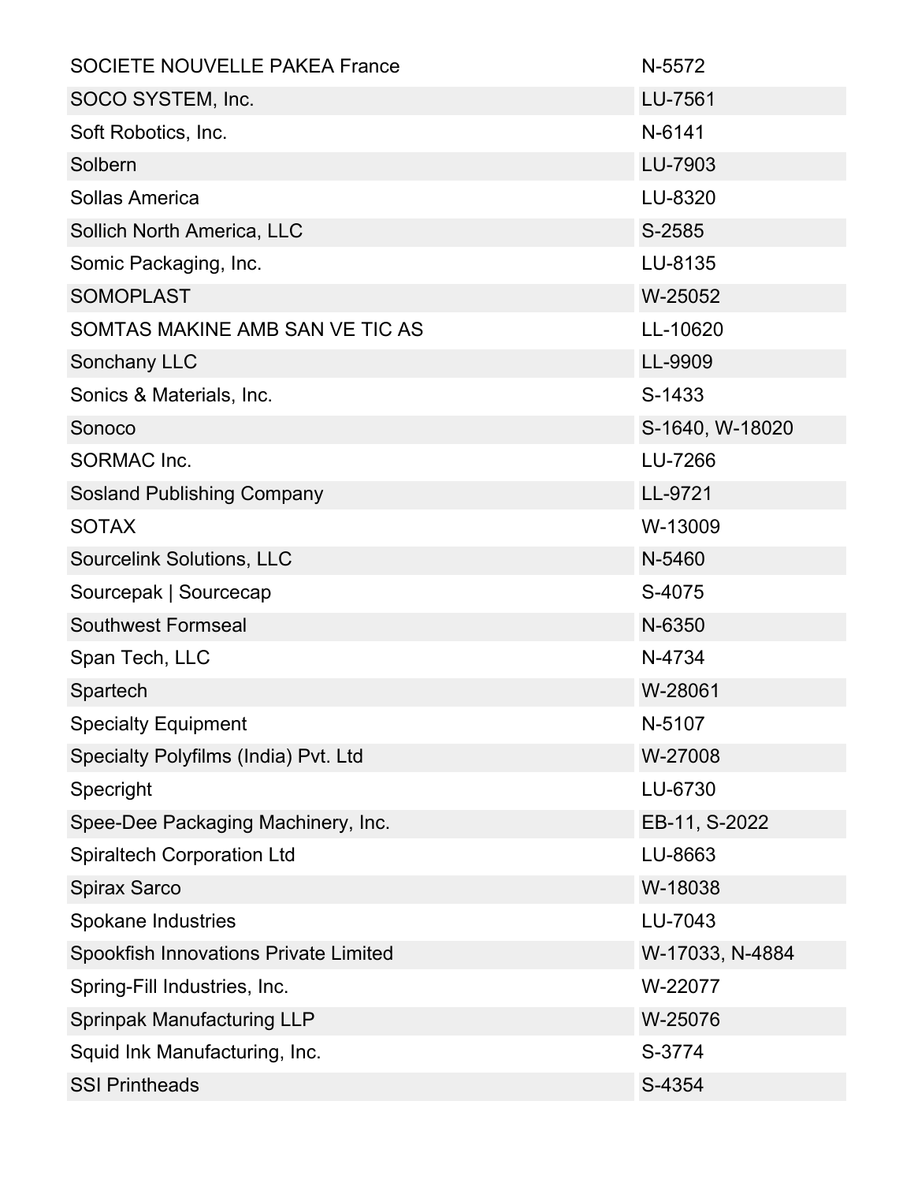| | |
|---|---|
| SOCIETE NOUVELLE PAKEA France | N-5572 |
| SOCO SYSTEM, Inc. | LU-7561 |
| Soft Robotics, Inc. | N-6141 |
| Solbern | LU-7903 |
| Sollas America | LU-8320 |
| Sollich North America, LLC | S-2585 |
| Somic Packaging, Inc. | LU-8135 |
| SOMOPLAST | W-25052 |
| SOMTAS MAKINE AMB SAN VE TIC AS | LL-10620 |
| Sonchany LLC | LL-9909 |
| Sonics & Materials, Inc. | S-1433 |
| Sonoco | S-1640, W-18020 |
| SORMAC Inc. | LU-7266 |
| Sosland Publishing Company | LL-9721 |
| SOTAX | W-13009 |
| Sourcelink Solutions, LLC | N-5460 |
| Sourcepak \| Sourcecap | S-4075 |
| Southwest Formseal | N-6350 |
| Span Tech, LLC | N-4734 |
| Spartech | W-28061 |
| Specialty Equipment | N-5107 |
| Specialty Polyfilms (India) Pvt. Ltd | W-27008 |
| Specright | LU-6730 |
| Spee-Dee Packaging Machinery, Inc. | EB-11, S-2022 |
| Spiraltech Corporation Ltd | LU-8663 |
| Spirax Sarco | W-18038 |
| Spokane Industries | LU-7043 |
| Spookfish Innovations Private Limited | W-17033, N-4884 |
| Spring-Fill Industries, Inc. | W-22077 |
| Sprinpak Manufacturing LLP | W-25076 |
| Squid Ink Manufacturing, Inc. | S-3774 |
| SSI Printheads | S-4354 |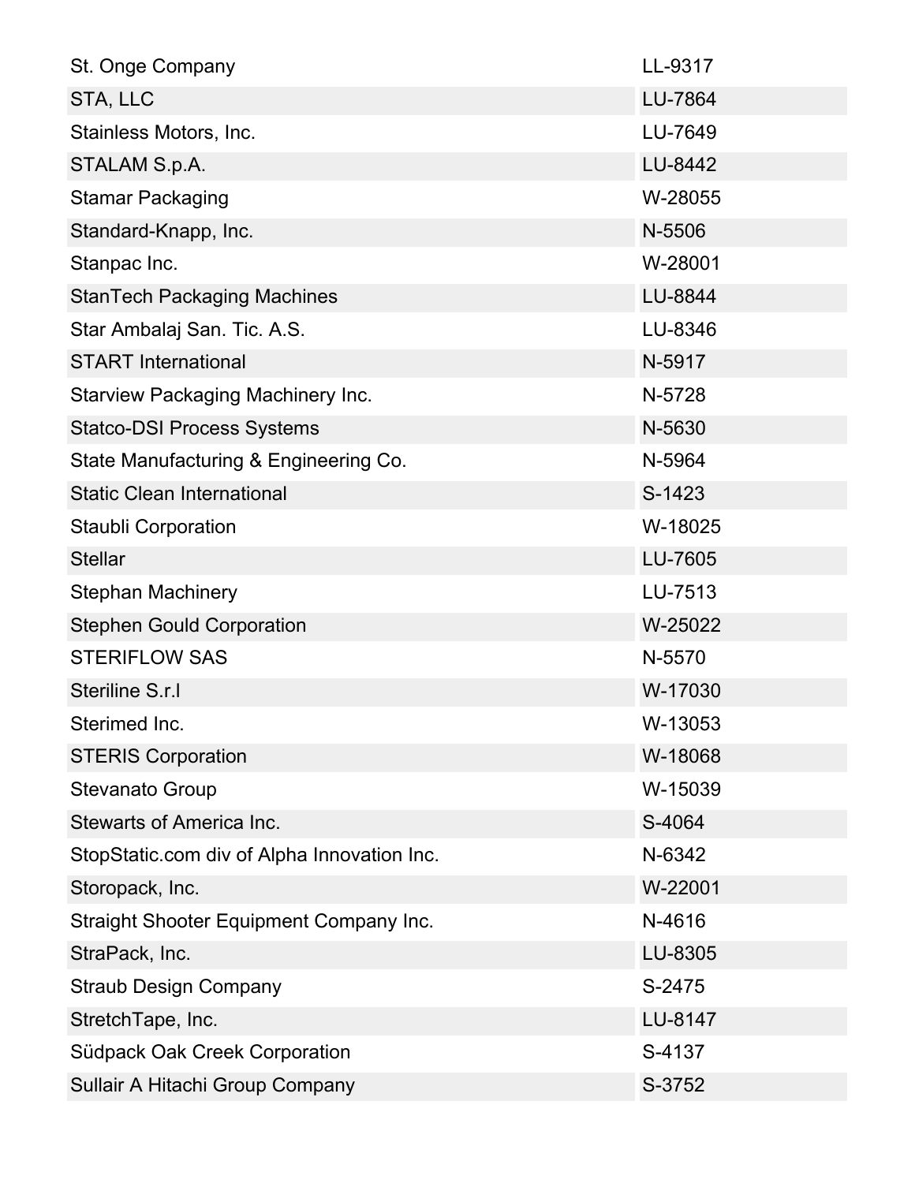| | |
|---|---|
| St. Onge Company | LL-9317 |
| STA, LLC | LU-7864 |
| Stainless Motors, Inc. | LU-7649 |
| STALAM S.p.A. | LU-8442 |
| Stamar Packaging | W-28055 |
| Standard-Knapp, Inc. | N-5506 |
| Stanpac Inc. | W-28001 |
| StanTech Packaging Machines | LU-8844 |
| Star Ambalaj San. Tic. A.S. | LU-8346 |
| START International | N-5917 |
| Starview Packaging Machinery Inc. | N-5728 |
| Statco-DSI Process Systems | N-5630 |
| State Manufacturing & Engineering Co. | N-5964 |
| Static Clean International | S-1423 |
| Staubli Corporation | W-18025 |
| Stellar | LU-7605 |
| Stephan Machinery | LU-7513 |
| Stephen Gould Corporation | W-25022 |
| STERIFLOW SAS | N-5570 |
| Steriline S.r.l | W-17030 |
| Sterimed Inc. | W-13053 |
| STERIS Corporation | W-18068 |
| Stevanato Group | W-15039 |
| Stewarts of America Inc. | S-4064 |
| StopStatic.com div of Alpha Innovation Inc. | N-6342 |
| Storopack, Inc. | W-22001 |
| Straight Shooter Equipment Company Inc. | N-4616 |
| StraPack, Inc. | LU-8305 |
| Straub Design Company | S-2475 |
| StretchTape, Inc. | LU-8147 |
| Südpack Oak Creek Corporation | S-4137 |
| Sullair A Hitachi Group Company | S-3752 |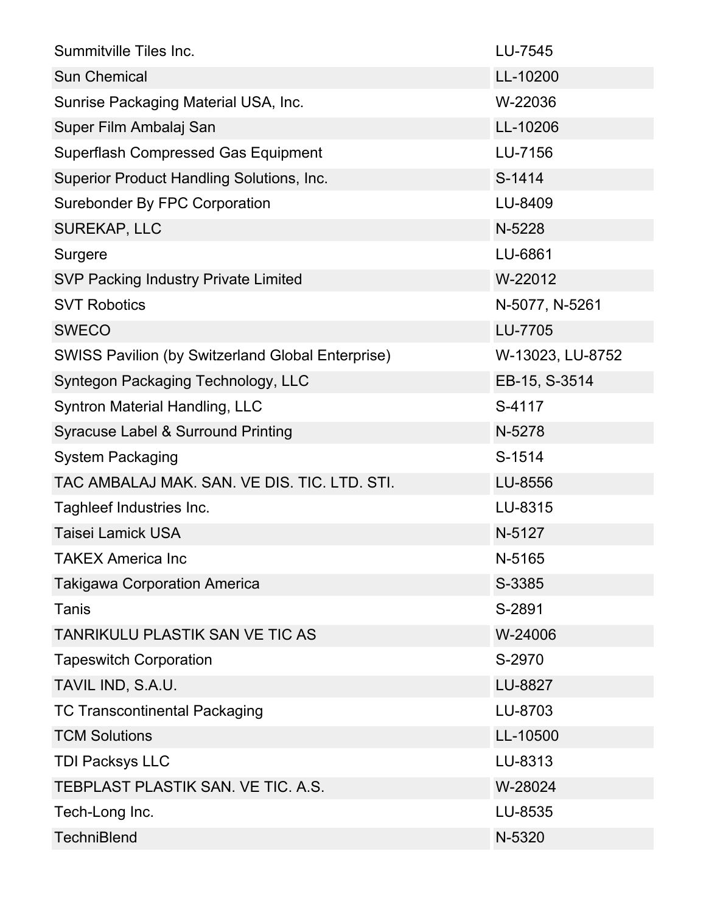| | |
|---|---|
| Summitville Tiles Inc. | LU-7545 |
| Sun Chemical | LL-10200 |
| Sunrise Packaging Material USA, Inc. | W-22036 |
| Super Film Ambalaj San | LL-10206 |
| Superflash Compressed Gas Equipment | LU-7156 |
| Superior Product Handling Solutions, Inc. | S-1414 |
| Surebonder By FPC Corporation | LU-8409 |
| SUREKAP, LLC | N-5228 |
| Surgere | LU-6861 |
| SVP Packing Industry Private Limited | W-22012 |
| SVT Robotics | N-5077, N-5261 |
| SWECO | LU-7705 |
| SWISS Pavilion (by Switzerland Global Enterprise) | W-13023, LU-8752 |
| Syntegon Packaging Technology, LLC | EB-15, S-3514 |
| Syntron Material Handling, LLC | S-4117 |
| Syracuse Label & Surround Printing | N-5278 |
| System Packaging | S-1514 |
| TAC AMBALAJ MAK. SAN. VE DIS. TIC. LTD. STI. | LU-8556 |
| Taghleef Industries Inc. | LU-8315 |
| Taisei Lamick USA | N-5127 |
| TAKEX America Inc | N-5165 |
| Takigawa Corporation America | S-3385 |
| Tanis | S-2891 |
| TANRIKULU PLASTIK SAN VE TIC AS | W-24006 |
| Tapeswitch Corporation | S-2970 |
| TAVIL IND, S.A.U. | LU-8827 |
| TC Transcontinental Packaging | LU-8703 |
| TCM Solutions | LL-10500 |
| TDI Packsys LLC | LU-8313 |
| TEBPLAST PLASTIK SAN. VE TIC. A.S. | W-28024 |
| Tech-Long Inc. | LU-8535 |
| TechniBlend | N-5320 |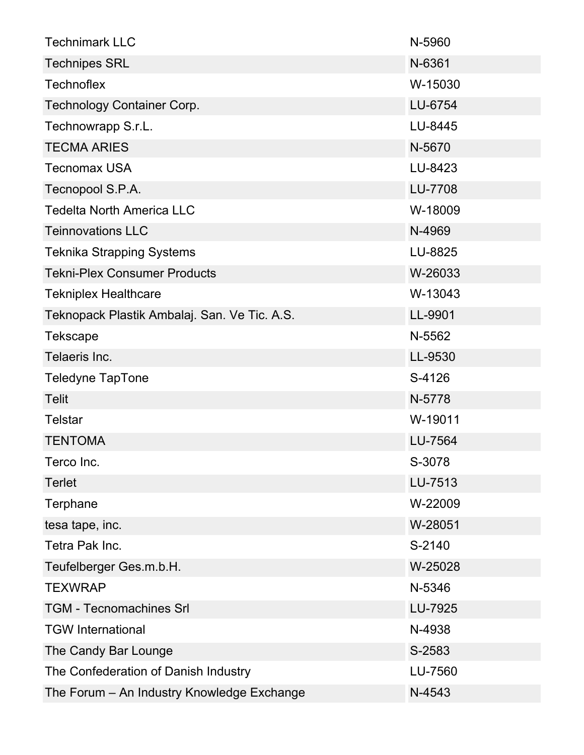| | |
|---|---|
| Technimark LLC | N-5960 |
| Technipes SRL | N-6361 |
| Technoflex | W-15030 |
| Technology Container Corp. | LU-6754 |
| Technowrapp S.r.L. | LU-8445 |
| TECMA ARIES | N-5670 |
| Tecnomax USA | LU-8423 |
| Tecnopool S.P.A. | LU-7708 |
| Tedelta North America LLC | W-18009 |
| Teinnovations LLC | N-4969 |
| Teknika Strapping Systems | LU-8825 |
| Tekni-Plex Consumer Products | W-26033 |
| Tekniplex Healthcare | W-13043 |
| Teknopack Plastik Ambalaj. San. Ve Tic. A.S. | LL-9901 |
| Tekscape | N-5562 |
| Telaeris Inc. | LL-9530 |
| Teledyne TapTone | S-4126 |
| Telit | N-5778 |
| Telstar | W-19011 |
| TENTOMA | LU-7564 |
| Terco Inc. | S-3078 |
| Terlet | LU-7513 |
| Terphane | W-22009 |
| tesa tape, inc. | W-28051 |
| Tetra Pak Inc. | S-2140 |
| Teufelberger Ges.m.b.H. | W-25028 |
| TEXWRAP | N-5346 |
| TGM - Tecnomachines Srl | LU-7925 |
| TGW International | N-4938 |
| The Candy Bar Lounge | S-2583 |
| The Confederation of Danish Industry | LU-7560 |
| The Forum – An Industry Knowledge Exchange | N-4543 |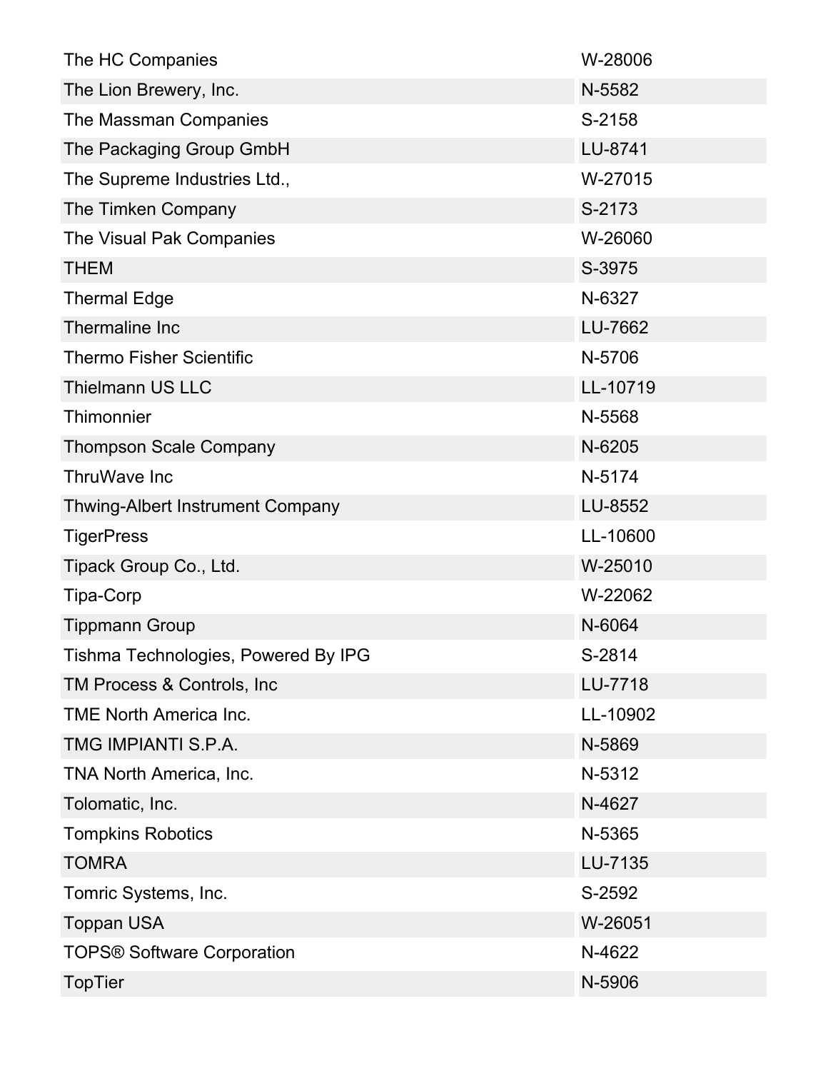| | |
|---|---|
| The HC Companies | W-28006 |
| The Lion Brewery, Inc. | N-5582 |
| The Massman Companies | S-2158 |
| The Packaging Group GmbH | LU-8741 |
| The Supreme Industries Ltd., | W-27015 |
| The Timken Company | S-2173 |
| The Visual Pak Companies | W-26060 |
| THEM | S-3975 |
| Thermal Edge | N-6327 |
| Thermaline Inc | LU-7662 |
| Thermo Fisher Scientific | N-5706 |
| Thielmann US LLC | LL-10719 |
| Thimonnier | N-5568 |
| Thompson Scale Company | N-6205 |
| ThruWave Inc | N-5174 |
| Thwing-Albert Instrument Company | LU-8552 |
| TigerPress | LL-10600 |
| Tipack Group Co., Ltd. | W-25010 |
| Tipa-Corp | W-22062 |
| Tippmann Group | N-6064 |
| Tishma Technologies, Powered By IPG | S-2814 |
| TM Process & Controls, Inc | LU-7718 |
| TME North America Inc. | LL-10902 |
| TMG IMPIANTI S.P.A. | N-5869 |
| TNA North America, Inc. | N-5312 |
| Tolomatic, Inc. | N-4627 |
| Tompkins Robotics | N-5365 |
| TOMRA | LU-7135 |
| Tomric Systems, Inc. | S-2592 |
| Toppan USA | W-26051 |
| TOPS® Software Corporation | N-4622 |
| TopTier | N-5906 |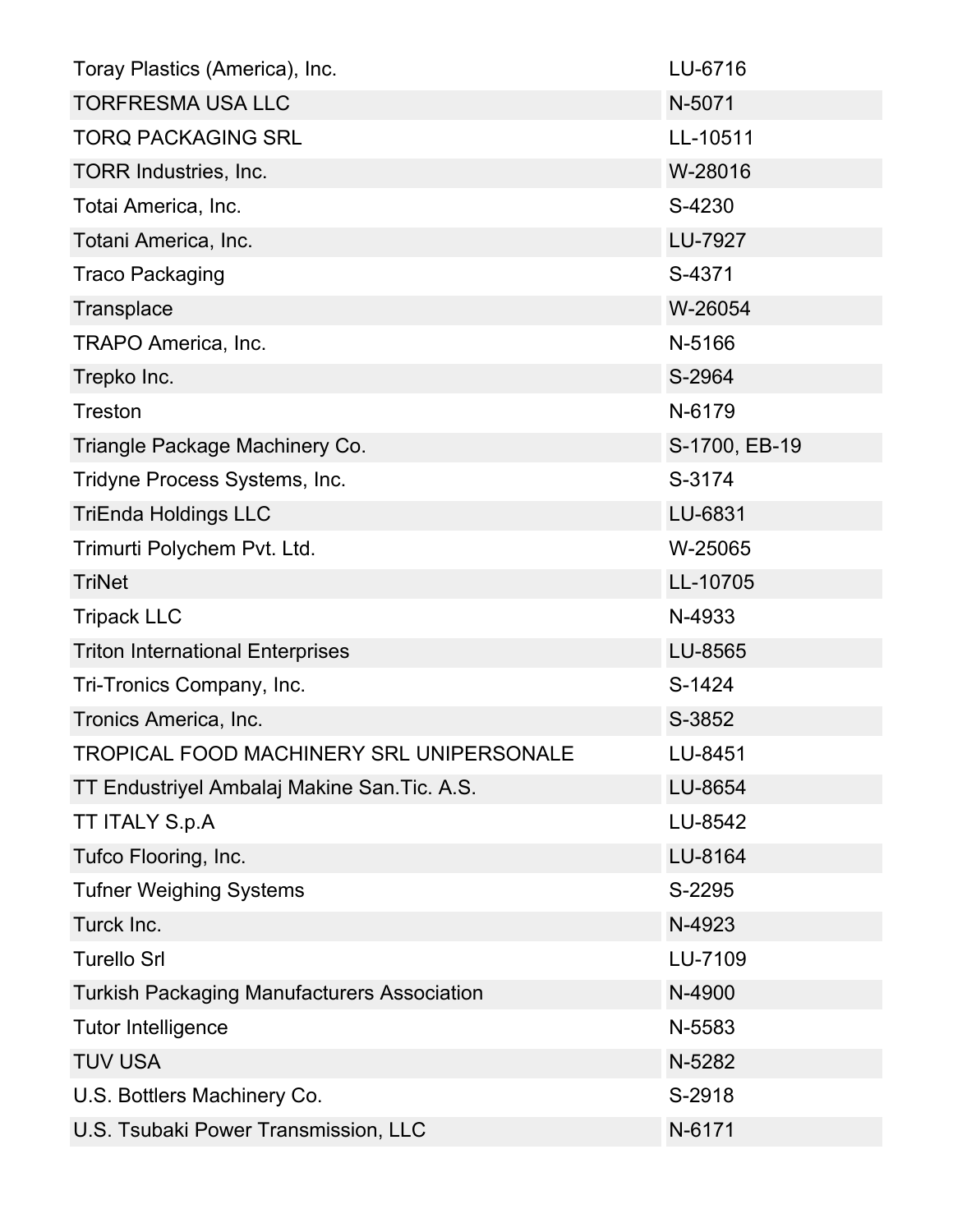| | |
|---|---|
| Toray Plastics (America), Inc. | LU-6716 |
| TORFRESMA USA LLC | N-5071 |
| TORQ PACKAGING SRL | LL-10511 |
| TORR Industries, Inc. | W-28016 |
| Totai America, Inc. | S-4230 |
| Totani America, Inc. | LU-7927 |
| Traco Packaging | S-4371 |
| Transplace | W-26054 |
| TRAPO America, Inc. | N-5166 |
| Trepko Inc. | S-2964 |
| Treston | N-6179 |
| Triangle Package Machinery Co. | S-1700, EB-19 |
| Tridyne Process Systems, Inc. | S-3174 |
| TriEnda Holdings LLC | LU-6831 |
| Trimurti Polychem Pvt. Ltd. | W-25065 |
| TriNet | LL-10705 |
| Tripack LLC | N-4933 |
| Triton International Enterprises | LU-8565 |
| Tri-Tronics Company, Inc. | S-1424 |
| Tronics America, Inc. | S-3852 |
| TROPICAL FOOD MACHINERY SRL UNIPERSONALE | LU-8451 |
| TT Endustriyel Ambalaj Makine San.Tic. A.S. | LU-8654 |
| TT ITALY S.p.A | LU-8542 |
| Tufco Flooring, Inc. | LU-8164 |
| Tufner Weighing Systems | S-2295 |
| Turck Inc. | N-4923 |
| Turello Srl | LU-7109 |
| Turkish Packaging Manufacturers Association | N-4900 |
| Tutor Intelligence | N-5583 |
| TUV USA | N-5282 |
| U.S. Bottlers Machinery Co. | S-2918 |
| U.S. Tsubaki Power Transmission, LLC | N-6171 |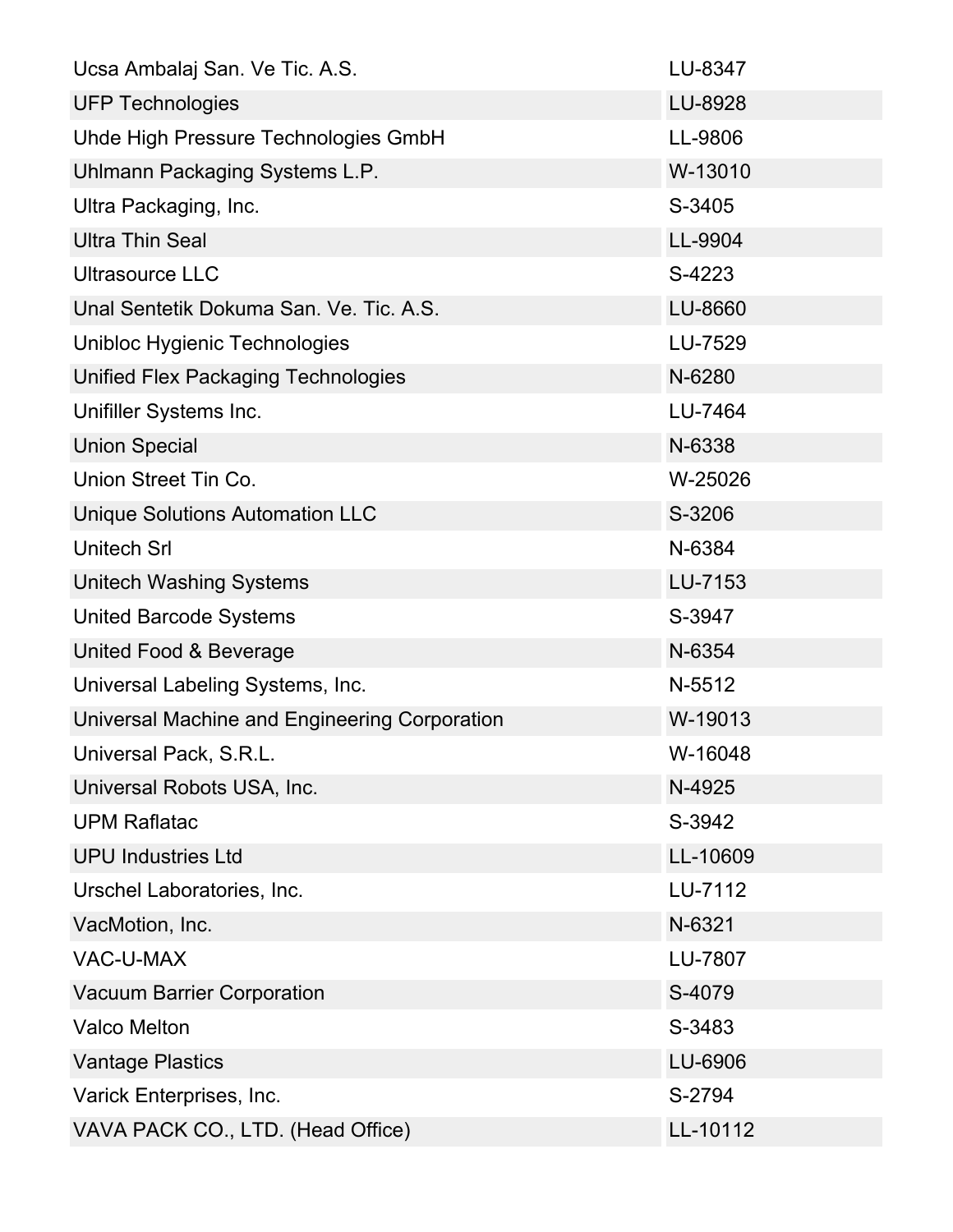| | |
|---|---|
| Ucsa Ambalaj San. Ve Tic. A.S. | LU-8347 |
| UFP Technologies | LU-8928 |
| Uhde High Pressure Technologies GmbH | LL-9806 |
| Uhlmann Packaging Systems L.P. | W-13010 |
| Ultra Packaging, Inc. | S-3405 |
| Ultra Thin Seal | LL-9904 |
| Ultrasource LLC | S-4223 |
| Unal Sentetik Dokuma San. Ve. Tic. A.S. | LU-8660 |
| Unibloc Hygienic Technologies | LU-7529 |
| Unified Flex Packaging Technologies | N-6280 |
| Unifiller Systems Inc. | LU-7464 |
| Union Special | N-6338 |
| Union Street Tin Co. | W-25026 |
| Unique Solutions Automation LLC | S-3206 |
| Unitech Srl | N-6384 |
| Unitech Washing Systems | LU-7153 |
| United Barcode Systems | S-3947 |
| United Food & Beverage | N-6354 |
| Universal Labeling Systems, Inc. | N-5512 |
| Universal Machine and Engineering Corporation | W-19013 |
| Universal Pack, S.R.L. | W-16048 |
| Universal Robots USA, Inc. | N-4925 |
| UPM Raflatac | S-3942 |
| UPU Industries Ltd | LL-10609 |
| Urschel Laboratories, Inc. | LU-7112 |
| VacMotion, Inc. | N-6321 |
| VAC-U-MAX | LU-7807 |
| Vacuum Barrier Corporation | S-4079 |
| Valco Melton | S-3483 |
| Vantage Plastics | LU-6906 |
| Varick Enterprises, Inc. | S-2794 |
| VAVA PACK CO., LTD. (Head Office) | LL-10112 |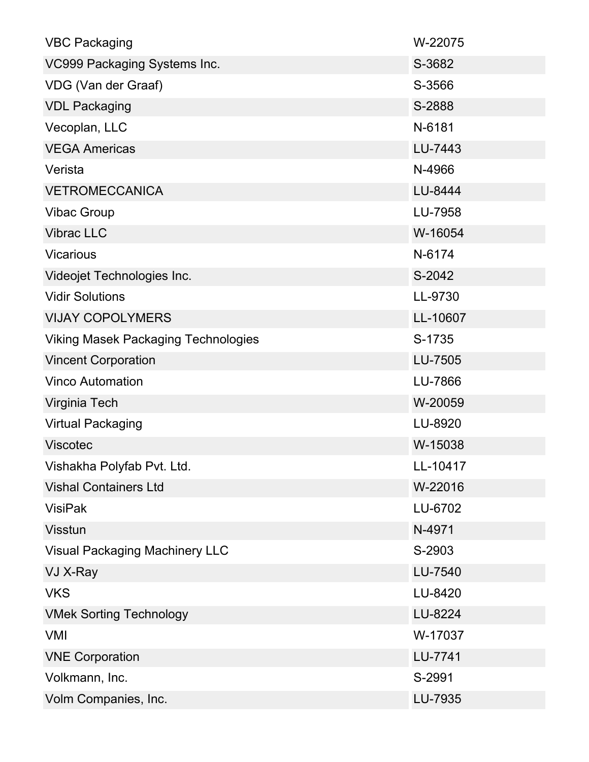| | |
|---|---|
| VBC Packaging | W-22075 |
| VC999 Packaging Systems Inc. | S-3682 |
| VDG (Van der Graaf) | S-3566 |
| VDL Packaging | S-2888 |
| Vecoplan, LLC | N-6181 |
| VEGA Americas | LU-7443 |
| Verista | N-4966 |
| VETROMECCANICA | LU-8444 |
| Vibac Group | LU-7958 |
| Vibrac LLC | W-16054 |
| Vicarious | N-6174 |
| Videojet Technologies Inc. | S-2042 |
| Vidir Solutions | LL-9730 |
| VIJAY COPOLYMERS | LL-10607 |
| Viking Masek Packaging Technologies | S-1735 |
| Vincent Corporation | LU-7505 |
| Vinco Automation | LU-7866 |
| Virginia Tech | W-20059 |
| Virtual Packaging | LU-8920 |
| Viscotec | W-15038 |
| Vishakha Polyfab Pvt. Ltd. | LL-10417 |
| Vishal Containers Ltd | W-22016 |
| VisiPak | LU-6702 |
| Visstun | N-4971 |
| Visual Packaging Machinery LLC | S-2903 |
| VJ X-Ray | LU-7540 |
| VKS | LU-8420 |
| VMek Sorting Technology | LU-8224 |
| VMI | W-17037 |
| VNE Corporation | LU-7741 |
| Volkmann, Inc. | S-2991 |
| Volm Companies, Inc. | LU-7935 |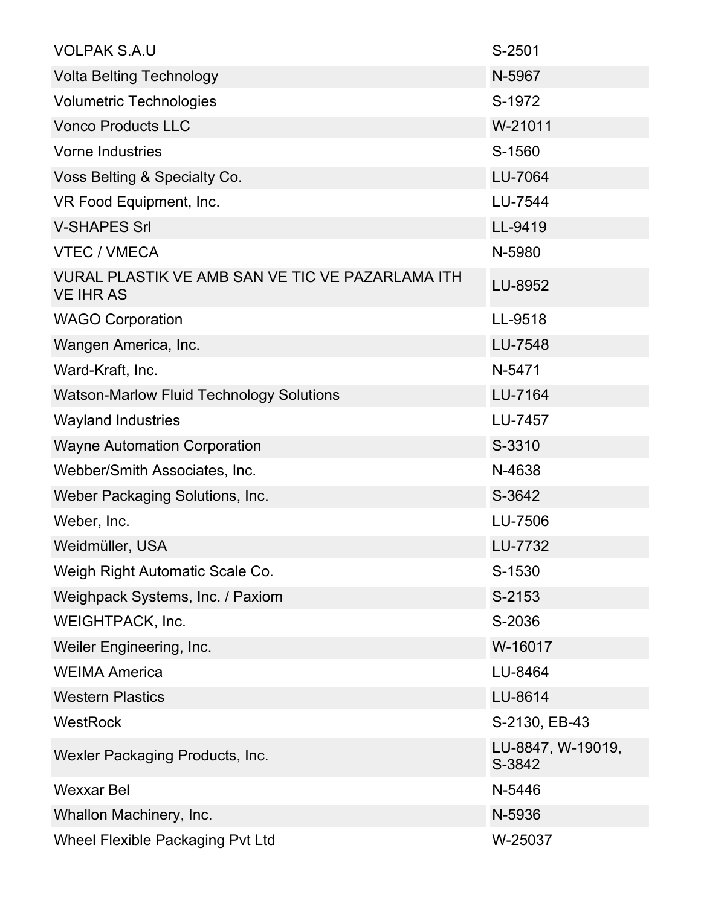| | |
|---|---|
| VOLPAK S.A.U | S-2501 |
| Volta Belting Technology | N-5967 |
| Volumetric Technologies | S-1972 |
| Vonco Products LLC | W-21011 |
| Vorne Industries | S-1560 |
| Voss Belting & Specialty Co. | LU-7064 |
| VR Food Equipment, Inc. | LU-7544 |
| V-SHAPES Srl | LL-9419 |
| VTEC / VMECA | N-5980 |
| VURAL PLASTIK VE AMB SAN VE TIC VE PAZARLAMA ITH VE IHR AS | LU-8952 |
| WAGO Corporation | LL-9518 |
| Wangen America, Inc. | LU-7548 |
| Ward-Kraft, Inc. | N-5471 |
| Watson-Marlow Fluid Technology Solutions | LU-7164 |
| Wayland Industries | LU-7457 |
| Wayne Automation Corporation | S-3310 |
| Webber/Smith Associates, Inc. | N-4638 |
| Weber Packaging Solutions, Inc. | S-3642 |
| Weber, Inc. | LU-7506 |
| Weidmüller, USA | LU-7732 |
| Weigh Right Automatic Scale Co. | S-1530 |
| Weighpack Systems, Inc. / Paxiom | S-2153 |
| WEIGHTPACK, Inc. | S-2036 |
| Weiler Engineering, Inc. | W-16017 |
| WEIMA America | LU-8464 |
| Western Plastics | LU-8614 |
| WestRock | S-2130, EB-43 |
| Wexler Packaging Products, Inc. | LU-8847, W-19019, S-3842 |
| Wexxar Bel | N-5446 |
| Whallon Machinery, Inc. | N-5936 |
| Wheel Flexible Packaging Pvt Ltd | W-25037 |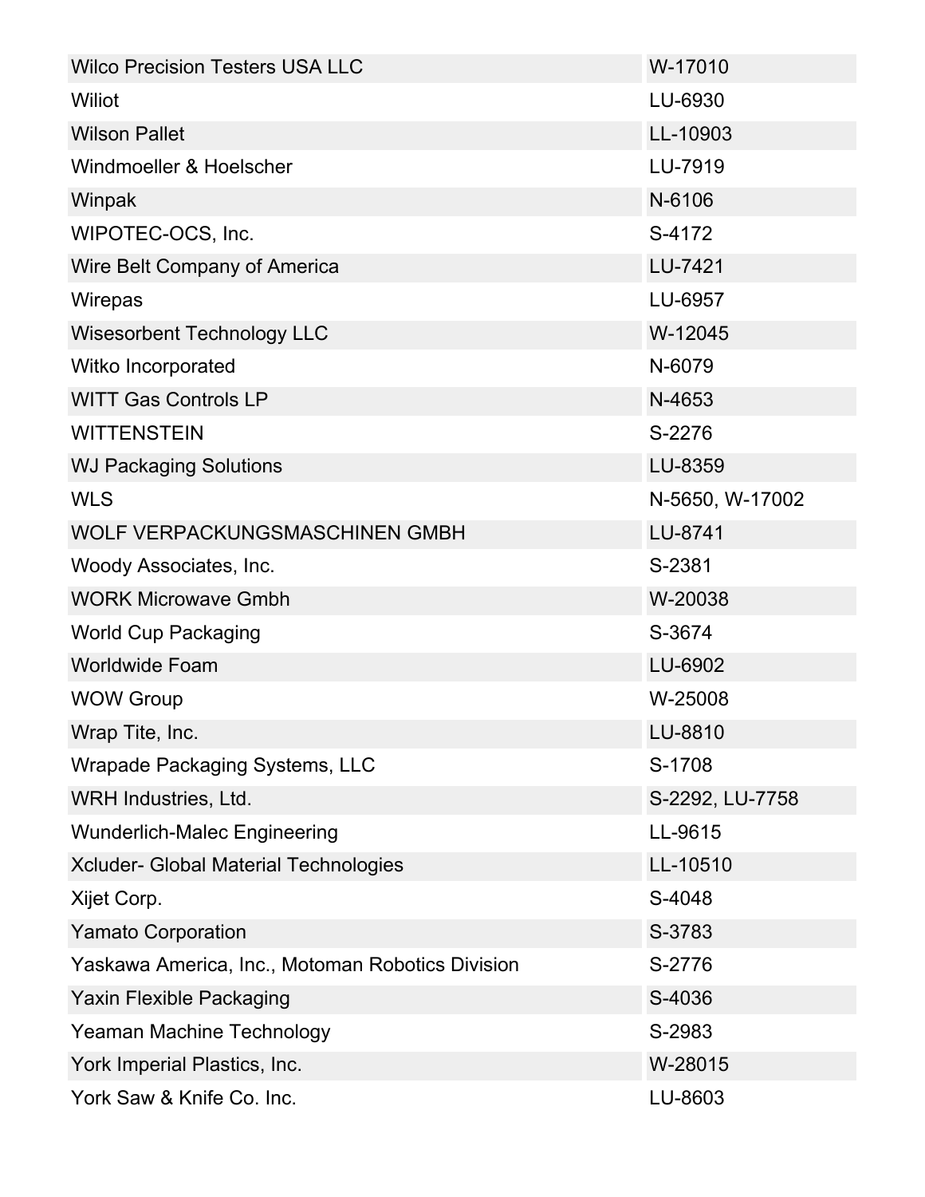| | |
|---|---|
| Wilco Precision Testers USA LLC | W-17010 |
| Wiliot | LU-6930 |
| Wilson Pallet | LL-10903 |
| Windmoeller & Hoelscher | LU-7919 |
| Winpak | N-6106 |
| WIPOTEC-OCS, Inc. | S-4172 |
| Wire Belt Company of America | LU-7421 |
| Wirepas | LU-6957 |
| Wisesorbent Technology LLC | W-12045 |
| Witko Incorporated | N-6079 |
| WITT Gas Controls LP | N-4653 |
| WITTENSTEIN | S-2276 |
| WJ Packaging Solutions | LU-8359 |
| WLS | N-5650, W-17002 |
| WOLF VERPACKUNGSMASCHINEN GMBH | LU-8741 |
| Woody Associates, Inc. | S-2381 |
| WORK Microwave Gmbh | W-20038 |
| World Cup Packaging | S-3674 |
| Worldwide Foam | LU-6902 |
| WOW Group | W-25008 |
| Wrap Tite, Inc. | LU-8810 |
| Wrapade Packaging Systems, LLC | S-1708 |
| WRH Industries, Ltd. | S-2292, LU-7758 |
| Wunderlich-Malec Engineering | LL-9615 |
| Xcluder- Global Material Technologies | LL-10510 |
| Xijet Corp. | S-4048 |
| Yamato Corporation | S-3783 |
| Yaskawa America, Inc., Motoman Robotics Division | S-2776 |
| Yaxin Flexible Packaging | S-4036 |
| Yeaman Machine Technology | S-2983 |
| York Imperial Plastics, Inc. | W-28015 |
| York Saw & Knife Co. Inc. | LU-8603 |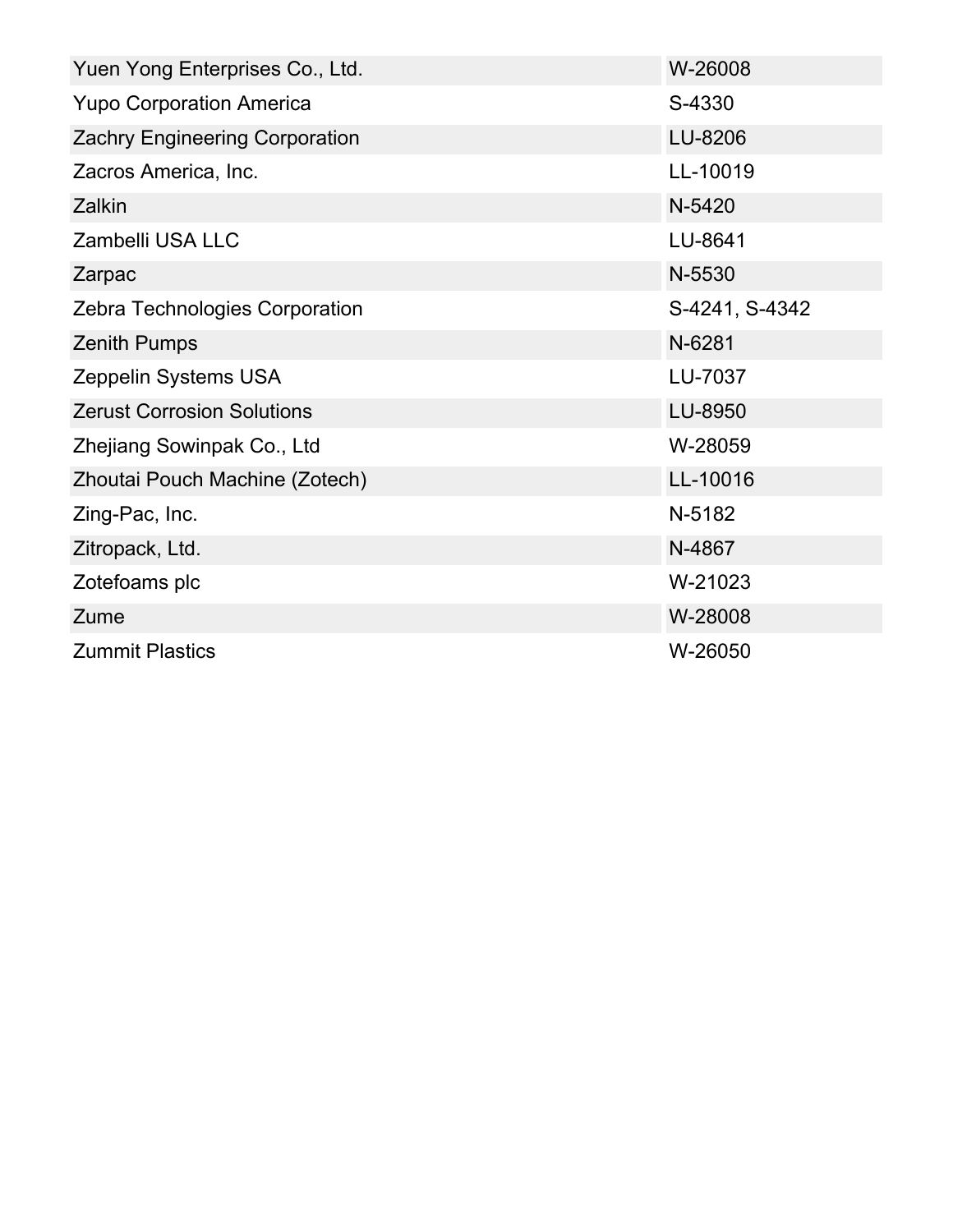| | |
|---|---|
| Yuen Yong Enterprises Co., Ltd. | W-26008 |
| Yupo Corporation America | S-4330 |
| Zachry Engineering Corporation | LU-8206 |
| Zacros America, Inc. | LL-10019 |
| Zalkin | N-5420 |
| Zambelli USA LLC | LU-8641 |
| Zarpac | N-5530 |
| Zebra Technologies Corporation | S-4241, S-4342 |
| Zenith Pumps | N-6281 |
| Zeppelin Systems USA | LU-7037 |
| Zerust Corrosion Solutions | LU-8950 |
| Zhejiang Sowinpak Co., Ltd | W-28059 |
| Zhoutai Pouch Machine (Zotech) | LL-10016 |
| Zing-Pac, Inc. | N-5182 |
| Zitropack, Ltd. | N-4867 |
| Zotefoams plc | W-21023 |
| Zume | W-28008 |
| Zummit Plastics | W-26050 |